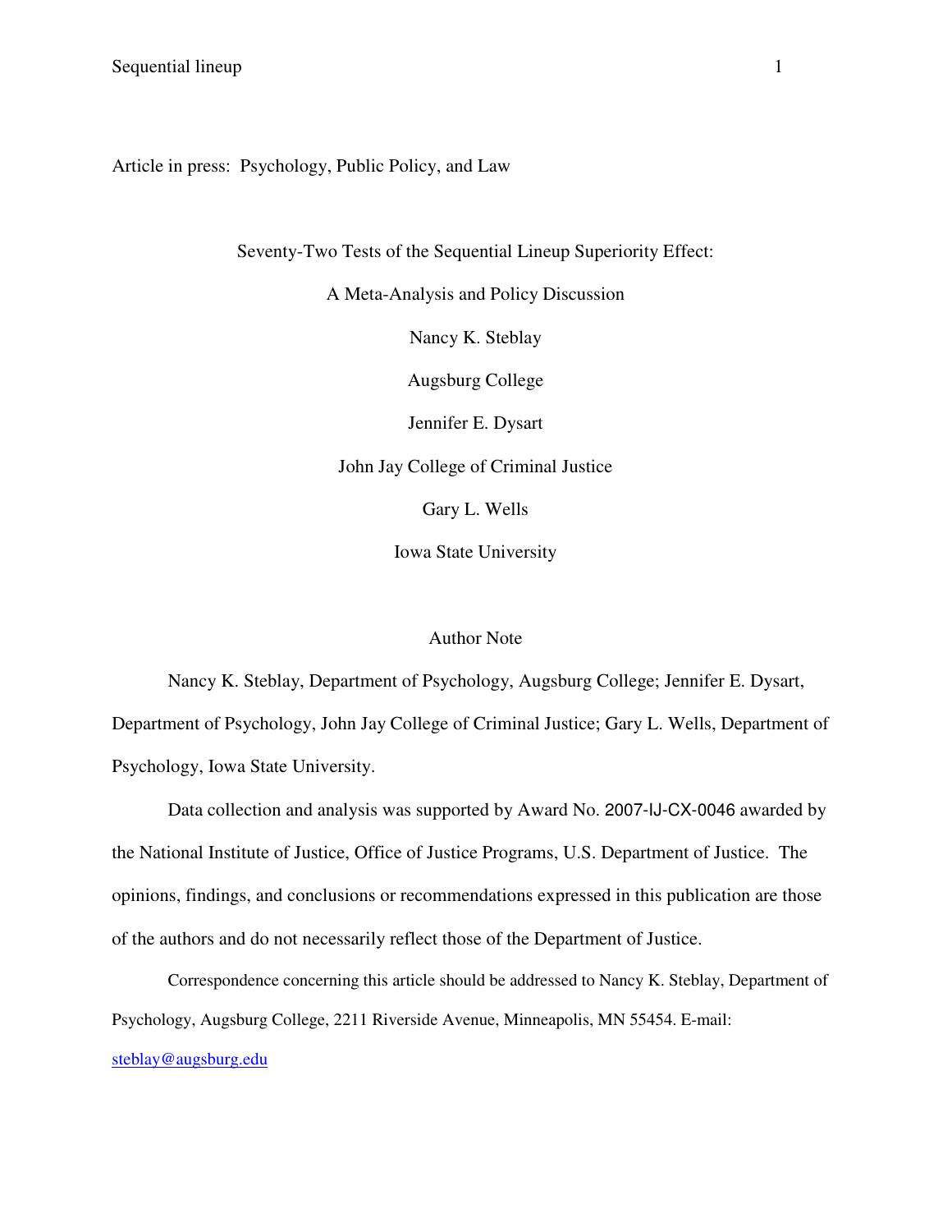Article in press: Psychology, Public Policy, and Law

# Seventy-Two Tests of the Sequential Lineup Superiority Effect: A Meta-Analysis and Policy Discussion

Nancy K. Steblay

Augsburg College

Jennifer E. Dysart

John Jay College of Criminal Justice

Gary L. Wells

Iowa State University

## Author Note

Nancy K. Steblay, Department of Psychology, Augsburg College; Jennifer E. Dysart, Department of Psychology, John Jay College of Criminal Justice; Gary L. Wells, Department of Psychology, Iowa State University.

Data collection and analysis was supported by Award No. 2007-IJ-CX-0046 awarded by the National Institute of Justice, Office of Justice Programs, U.S. Department of Justice. The opinions, findings, and conclusions or recommendations expressed in this publication are those of the authors and do not necessarily reflect those of the Department of Justice.

Correspondence concerning this article should be addressed to Nancy K. Steblay, Department of Psychology, Augsburg College, 2211 Riverside Avenue, Minneapolis, MN 55454. E-mail: steblay@augsburg.edu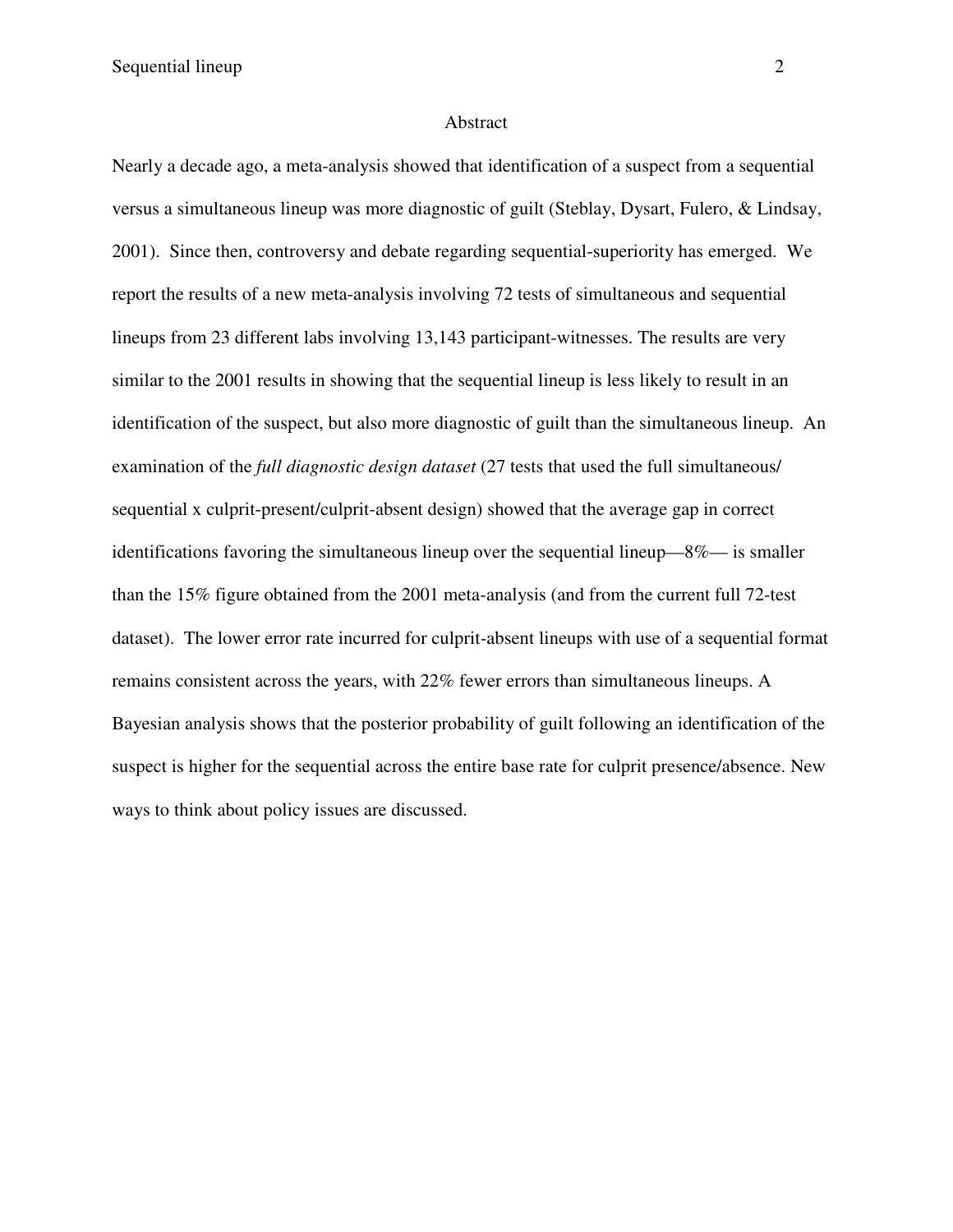# Abstract

Nearly a decade ago, a meta-analysis showed that identification of a suspect from a sequential versus a simultaneous lineup was more diagnostic of guilt (Steblay, Dysart, Fulero, & Lindsay, 2001). Since then, controversy and debate regarding sequential-superiority has emerged. We report the results of a new meta-analysis involving 72 tests of simultaneous and sequential lineups from 23 different labs involving 13,143 participant-witnesses. The results are very similar to the 2001 results in showing that the sequential lineup is less likely to result in an identification of the suspect, but also more diagnostic of guilt than the simultaneous lineup. An examination of the *full diagnostic design dataset* (27 tests that used the full simultaneous/ sequential x culprit-present/culprit-absent design) showed that the average gap in correct identifications favoring the simultaneous lineup over the sequential lineup—8%— is smaller than the 15% figure obtained from the 2001 meta-analysis (and from the current full 72-test dataset). The lower error rate incurred for culprit-absent lineups with use of a sequential format remains consistent across the years, with 22% fewer errors than simultaneous lineups. A Bayesian analysis shows that the posterior probability of guilt following an identification of the suspect is higher for the sequential across the entire base rate for culprit presence/absence. New ways to think about policy issues are discussed.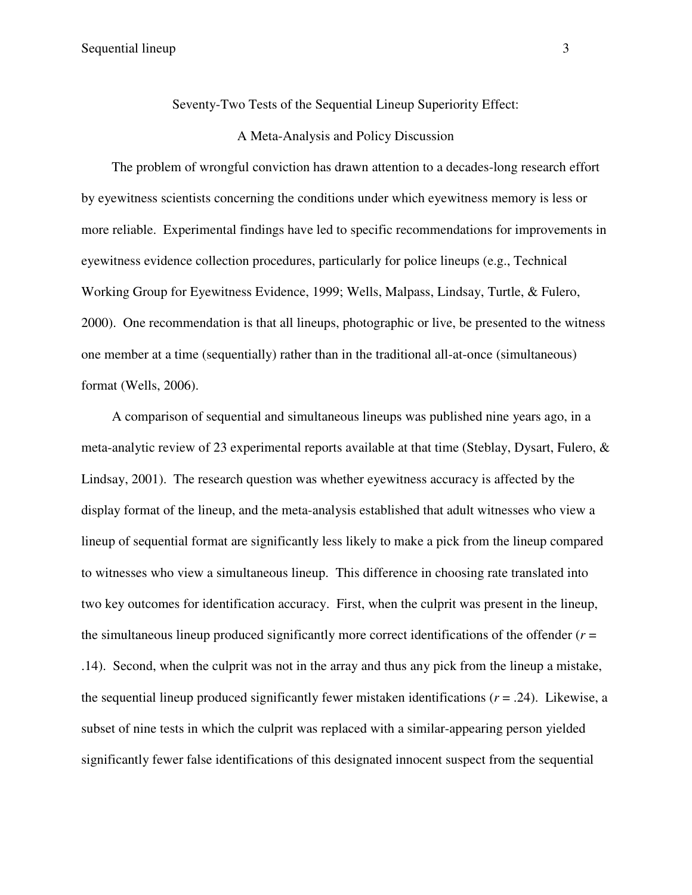# Seventy-Two Tests of the Sequential Lineup Superiority Effect: A Meta-Analysis and Policy Discussion

The problem of wrongful conviction has drawn attention to a decades-long research effort by eyewitness scientists concerning the conditions under which eyewitness memory is less or more reliable. Experimental findings have led to specific recommendations for improvements in eyewitness evidence collection procedures, particularly for police lineups (e.g., Technical Working Group for Eyewitness Evidence, 1999; Wells, Malpass, Lindsay, Turtle, & Fulero, 2000). One recommendation is that all lineups, photographic or live, be presented to the witness one member at a time (sequentially) rather than in the traditional all-at-once (simultaneous) format (Wells, 2006).

A comparison of sequential and simultaneous lineups was published nine years ago, in a meta-analytic review of 23 experimental reports available at that time (Steblay, Dysart, Fulero, & Lindsay, 2001). The research question was whether eyewitness accuracy is affected by the display format of the lineup, and the meta-analysis established that adult witnesses who view a lineup of sequential format are significantly less likely to make a pick from the lineup compared to witnesses who view a simultaneous lineup. This difference in choosing rate translated into two key outcomes for identification accuracy. First, when the culprit was present in the lineup, the simultaneous lineup produced significantly more correct identifications of the offender ($r = .14$). Second, when the culprit was not in the array and thus any pick from the lineup a mistake, the sequential lineup produced significantly fewer mistaken identifications ($r = .24$). Likewise, a subset of nine tests in which the culprit was replaced with a similar-appearing person yielded significantly fewer false identifications of this designated innocent suspect from the sequential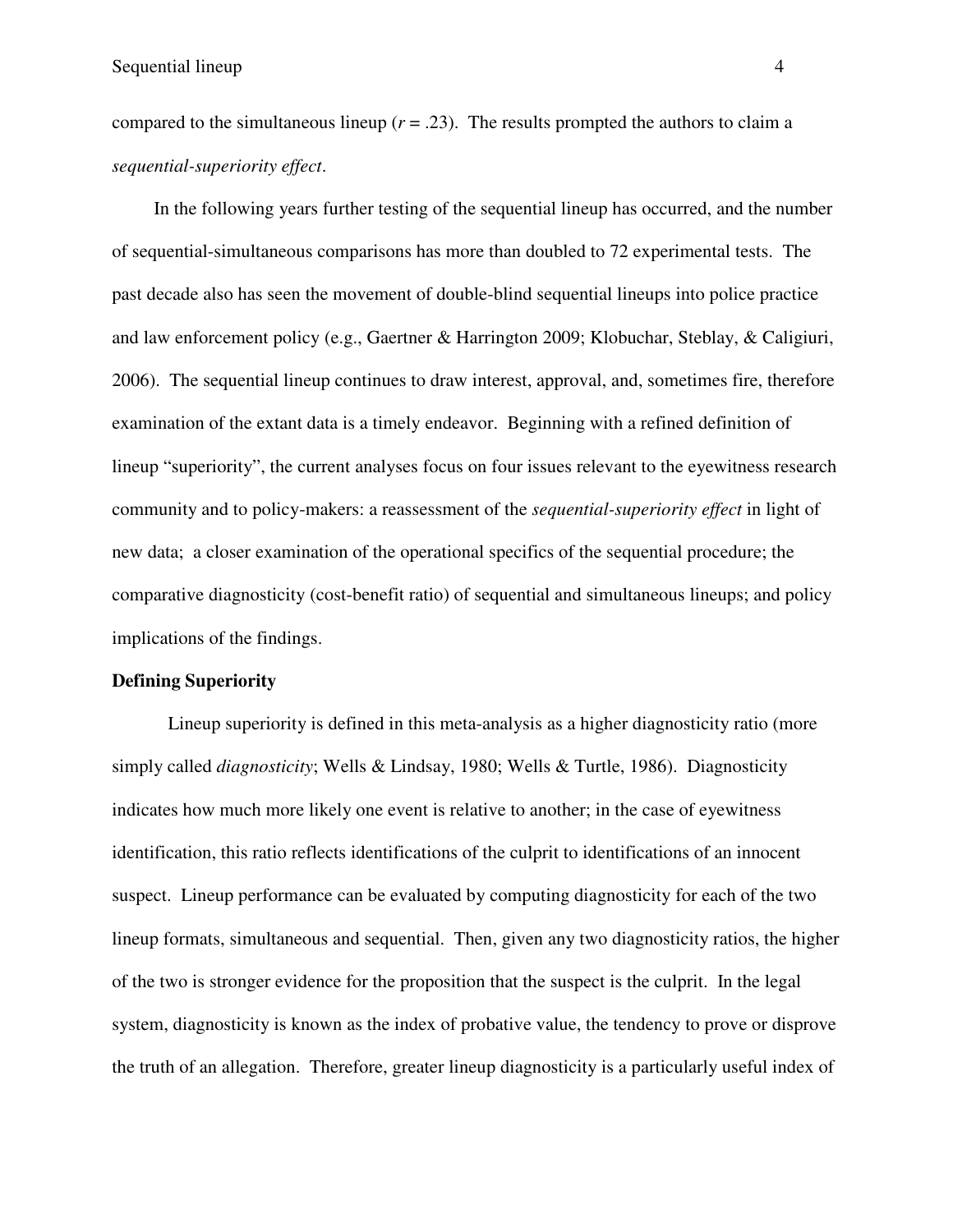compared to the simultaneous lineup ($r = .23$). The results prompted the authors to claim a *sequential-superiority effect*.

In the following years further testing of the sequential lineup has occurred, and the number of sequential-simultaneous comparisons has more than doubled to 72 experimental tests. The past decade also has seen the movement of double-blind sequential lineups into police practice and law enforcement policy (e.g., Gaertner & Harrington 2009; Klobuchar, Steblay, & Caligiuri, 2006). The sequential lineup continues to draw interest, approval, and, sometimes fire, therefore examination of the extant data is a timely endeavor. Beginning with a refined definition of lineup "superiority", the current analyses focus on four issues relevant to the eyewitness research community and to policy-makers: a reassessment of the *sequential-superiority effect* in light of new data; a closer examination of the operational specifics of the sequential procedure; the comparative diagnosticity (cost-benefit ratio) of sequential and simultaneous lineups; and policy implications of the findings.

**Defining Superiority**

Lineup superiority is defined in this meta-analysis as a higher diagnosticity ratio (more simply called *diagnosticity*; Wells & Lindsay, 1980; Wells & Turtle, 1986). Diagnosticity indicates how much more likely one event is relative to another; in the case of eyewitness identification, this ratio reflects identifications of the culprit to identifications of an innocent suspect. Lineup performance can be evaluated by computing diagnosticity for each of the two lineup formats, simultaneous and sequential. Then, given any two diagnosticity ratios, the higher of the two is stronger evidence for the proposition that the suspect is the culprit. In the legal system, diagnosticity is known as the index of probative value, the tendency to prove or disprove the truth of an allegation. Therefore, greater lineup diagnosticity is a particularly useful index of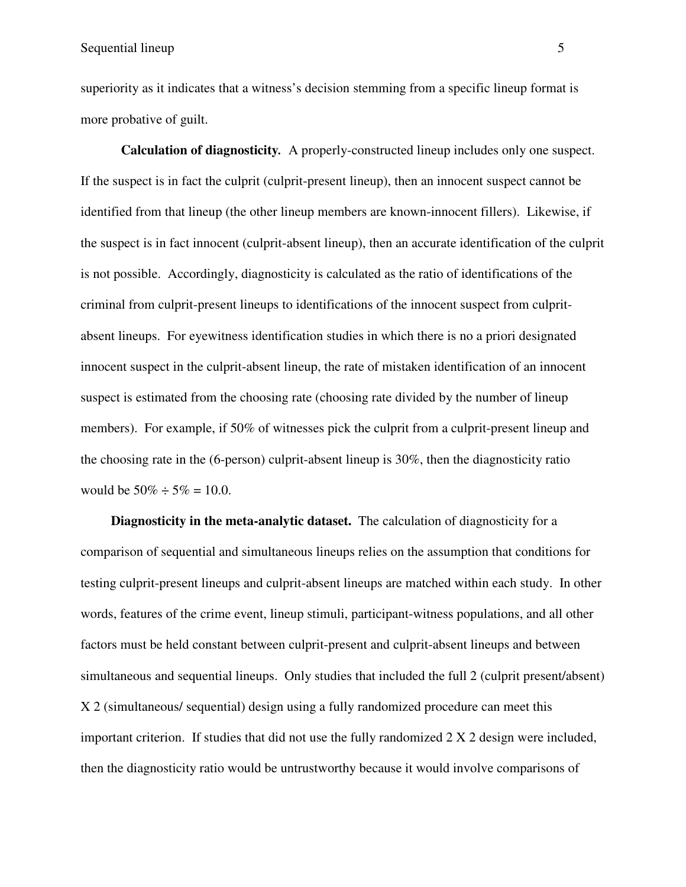superiority as it indicates that a witness's decision stemming from a specific lineup format is more probative of guilt.

**Calculation of diagnosticity.** A properly-constructed lineup includes only one suspect. If the suspect is in fact the culprit (culprit-present lineup), then an innocent suspect cannot be identified from that lineup (the other lineup members are known-innocent fillers). Likewise, if the suspect is in fact innocent (culprit-absent lineup), then an accurate identification of the culprit is not possible. Accordingly, diagnosticity is calculated as the ratio of identifications of the criminal from culprit-present lineups to identifications of the innocent suspect from culprit-absent lineups. For eyewitness identification studies in which there is no a priori designated innocent suspect in the culprit-absent lineup, the rate of mistaken identification of an innocent suspect is estimated from the choosing rate (choosing rate divided by the number of lineup members). For example, if 50% of witnesses pick the culprit from a culprit-present lineup and the choosing rate in the (6-person) culprit-absent lineup is 30%, then the diagnosticity ratio would be 50% ÷ 5% = 10.0.

**Diagnosticity in the meta-analytic dataset.** The calculation of diagnosticity for a comparison of sequential and simultaneous lineups relies on the assumption that conditions for testing culprit-present lineups and culprit-absent lineups are matched within each study. In other words, features of the crime event, lineup stimuli, participant-witness populations, and all other factors must be held constant between culprit-present and culprit-absent lineups and between simultaneous and sequential lineups. Only studies that included the full 2 (culprit present/absent) X 2 (simultaneous/ sequential) design using a fully randomized procedure can meet this important criterion. If studies that did not use the fully randomized 2 X 2 design were included, then the diagnosticity ratio would be untrustworthy because it would involve comparisons of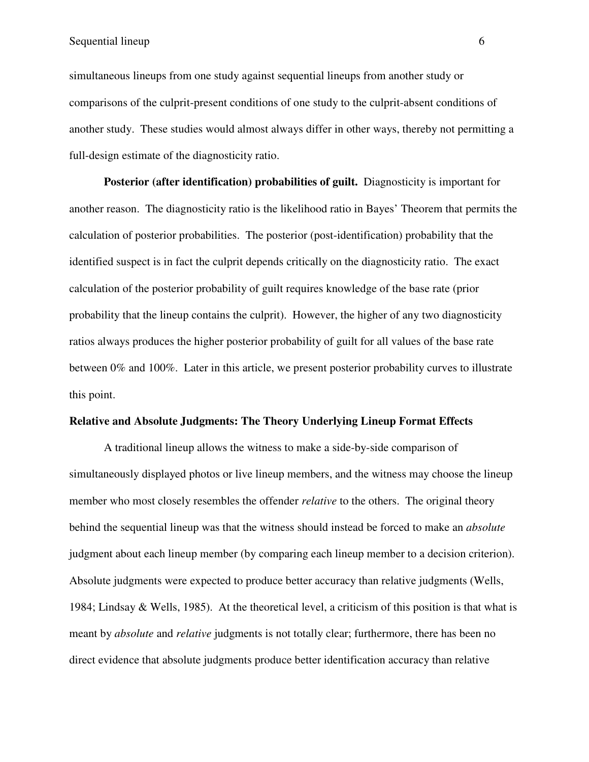simultaneous lineups from one study against sequential lineups from another study or comparisons of the culprit-present conditions of one study to the culprit-absent conditions of another study. These studies would almost always differ in other ways, thereby not permitting a full-design estimate of the diagnosticity ratio.

**Posterior (after identification) probabilities of guilt.** Diagnosticity is important for another reason. The diagnosticity ratio is the likelihood ratio in Bayes' Theorem that permits the calculation of posterior probabilities. The posterior (post-identification) probability that the identified suspect is in fact the culprit depends critically on the diagnosticity ratio. The exact calculation of the posterior probability of guilt requires knowledge of the base rate (prior probability that the lineup contains the culprit). However, the higher of any two diagnosticity ratios always produces the higher posterior probability of guilt for all values of the base rate between 0% and 100%. Later in this article, we present posterior probability curves to illustrate this point.

## Relative and Absolute Judgments: The Theory Underlying Lineup Format Effects

A traditional lineup allows the witness to make a side-by-side comparison of simultaneously displayed photos or live lineup members, and the witness may choose the lineup member who most closely resembles the offender *relative* to the others. The original theory behind the sequential lineup was that the witness should instead be forced to make an *absolute* judgment about each lineup member (by comparing each lineup member to a decision criterion). Absolute judgments were expected to produce better accuracy than relative judgments (Wells, 1984; Lindsay & Wells, 1985). At the theoretical level, a criticism of this position is that what is meant by *absolute* and *relative* judgments is not totally clear; furthermore, there has been no direct evidence that absolute judgments produce better identification accuracy than relative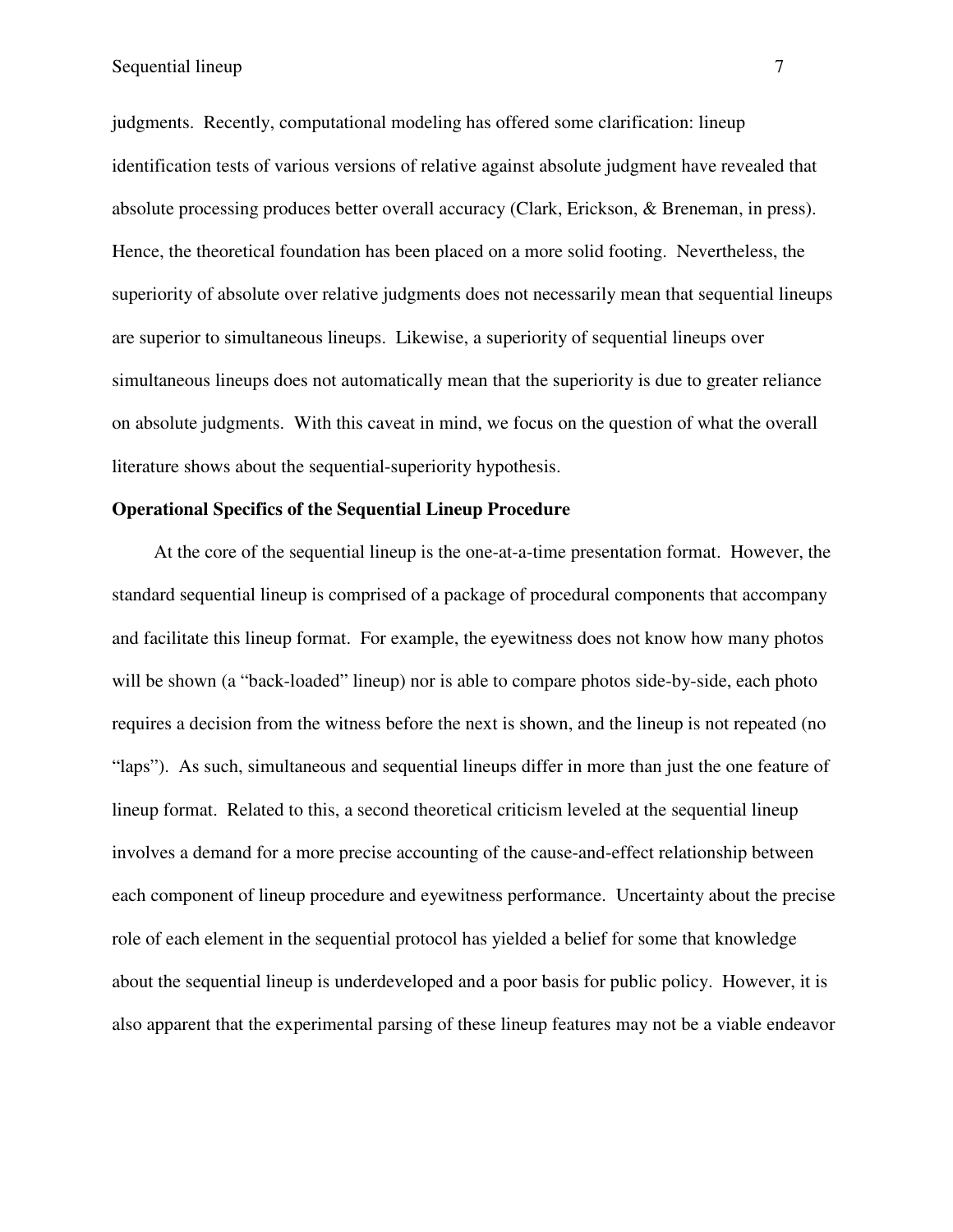judgments. Recently, computational modeling has offered some clarification: lineup identification tests of various versions of relative against absolute judgment have revealed that absolute processing produces better overall accuracy (Clark, Erickson, & Breneman, in press). Hence, the theoretical foundation has been placed on a more solid footing. Nevertheless, the superiority of absolute over relative judgments does not necessarily mean that sequential lineups are superior to simultaneous lineups. Likewise, a superiority of sequential lineups over simultaneous lineups does not automatically mean that the superiority is due to greater reliance on absolute judgments. With this caveat in mind, we focus on the question of what the overall literature shows about the sequential-superiority hypothesis.

**Operational Specifics of the Sequential Lineup Procedure**

At the core of the sequential lineup is the one-at-a-time presentation format. However, the standard sequential lineup is comprised of a package of procedural components that accompany and facilitate this lineup format. For example, the eyewitness does not know how many photos will be shown (a "back-loaded" lineup) nor is able to compare photos side-by-side, each photo requires a decision from the witness before the next is shown, and the lineup is not repeated (no "laps"). As such, simultaneous and sequential lineups differ in more than just the one feature of lineup format. Related to this, a second theoretical criticism leveled at the sequential lineup involves a demand for a more precise accounting of the cause-and-effect relationship between each component of lineup procedure and eyewitness performance. Uncertainty about the precise role of each element in the sequential protocol has yielded a belief for some that knowledge about the sequential lineup is underdeveloped and a poor basis for public policy. However, it is also apparent that the experimental parsing of these lineup features may not be a viable endeavor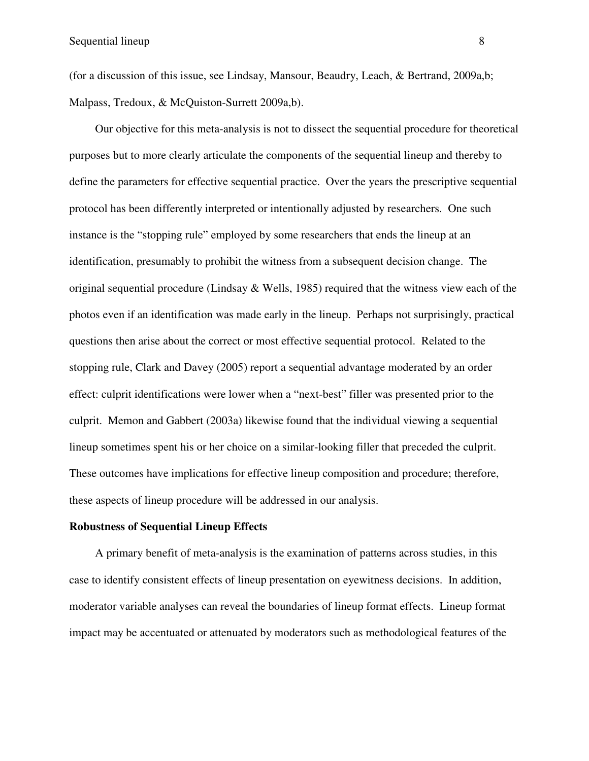(for a discussion of this issue, see Lindsay, Mansour, Beaudry, Leach, & Bertrand, 2009a,b; Malpass, Tredoux, & McQuiston-Surrett 2009a,b).

Our objective for this meta-analysis is not to dissect the sequential procedure for theoretical purposes but to more clearly articulate the components of the sequential lineup and thereby to define the parameters for effective sequential practice. Over the years the prescriptive sequential protocol has been differently interpreted or intentionally adjusted by researchers. One such instance is the "stopping rule" employed by some researchers that ends the lineup at an identification, presumably to prohibit the witness from a subsequent decision change. The original sequential procedure (Lindsay & Wells, 1985) required that the witness view each of the photos even if an identification was made early in the lineup. Perhaps not surprisingly, practical questions then arise about the correct or most effective sequential protocol. Related to the stopping rule, Clark and Davey (2005) report a sequential advantage moderated by an order effect: culprit identifications were lower when a "next-best" filler was presented prior to the culprit. Memon and Gabbert (2003a) likewise found that the individual viewing a sequential lineup sometimes spent his or her choice on a similar-looking filler that preceded the culprit. These outcomes have implications for effective lineup composition and procedure; therefore, these aspects of lineup procedure will be addressed in our analysis.

**Robustness of Sequential Lineup Effects**

A primary benefit of meta-analysis is the examination of patterns across studies, in this case to identify consistent effects of lineup presentation on eyewitness decisions. In addition, moderator variable analyses can reveal the boundaries of lineup format effects. Lineup format impact may be accentuated or attenuated by moderators such as methodological features of the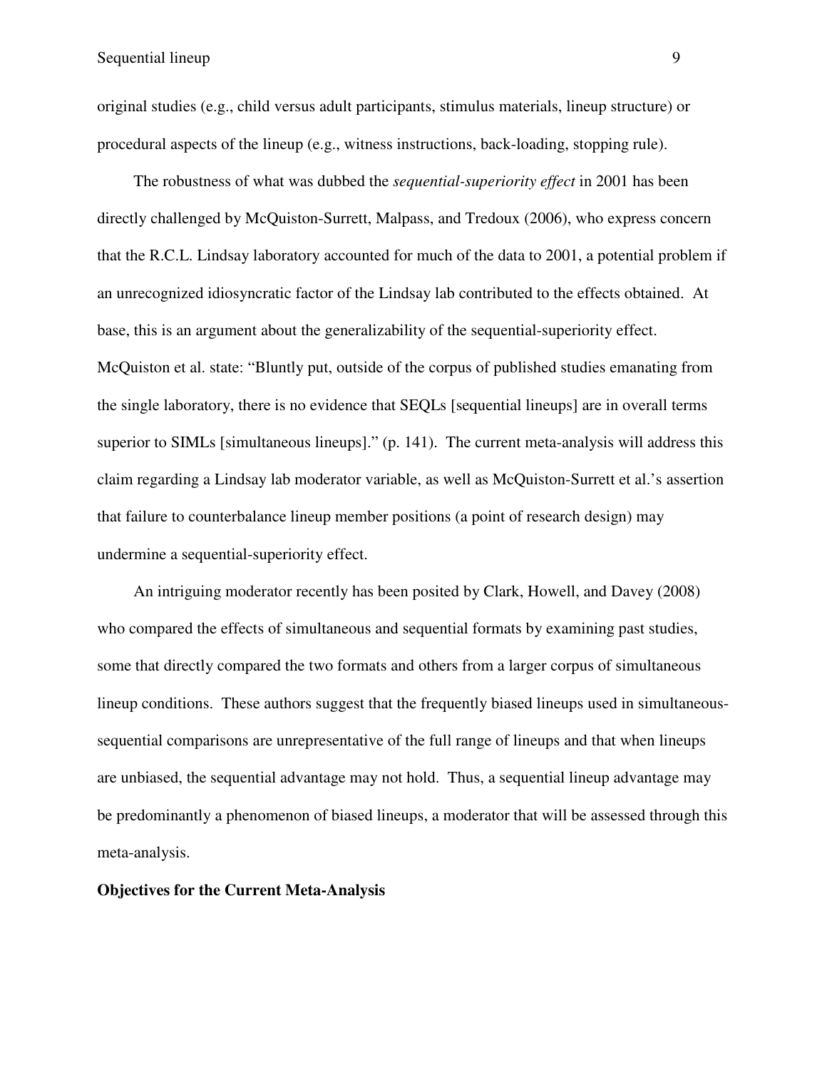original studies (e.g., child versus adult participants, stimulus materials, lineup structure) or procedural aspects of the lineup (e.g., witness instructions, back-loading, stopping rule).

The robustness of what was dubbed the *sequential-superiority effect* in 2001 has been directly challenged by McQuiston-Surrett, Malpass, and Tredoux (2006), who express concern that the R.C.L. Lindsay laboratory accounted for much of the data to 2001, a potential problem if an unrecognized idiosyncratic factor of the Lindsay lab contributed to the effects obtained. At base, this is an argument about the generalizability of the sequential-superiority effect. McQuiston et al. state: "Bluntly put, outside of the corpus of published studies emanating from the single laboratory, there is no evidence that SEQLs [sequential lineups] are in overall terms superior to SIMLs [simultaneous lineups]." (p. 141). The current meta-analysis will address this claim regarding a Lindsay lab moderator variable, as well as McQuiston-Surrett et al.'s assertion that failure to counterbalance lineup member positions (a point of research design) may undermine a sequential-superiority effect.

An intriguing moderator recently has been posited by Clark, Howell, and Davey (2008) who compared the effects of simultaneous and sequential formats by examining past studies, some that directly compared the two formats and others from a larger corpus of simultaneous lineup conditions. These authors suggest that the frequently biased lineups used in simultaneous-sequential comparisons are unrepresentative of the full range of lineups and that when lineups are unbiased, the sequential advantage may not hold. Thus, a sequential lineup advantage may be predominantly a phenomenon of biased lineups, a moderator that will be assessed through this meta-analysis.

**Objectives for the Current Meta-Analysis**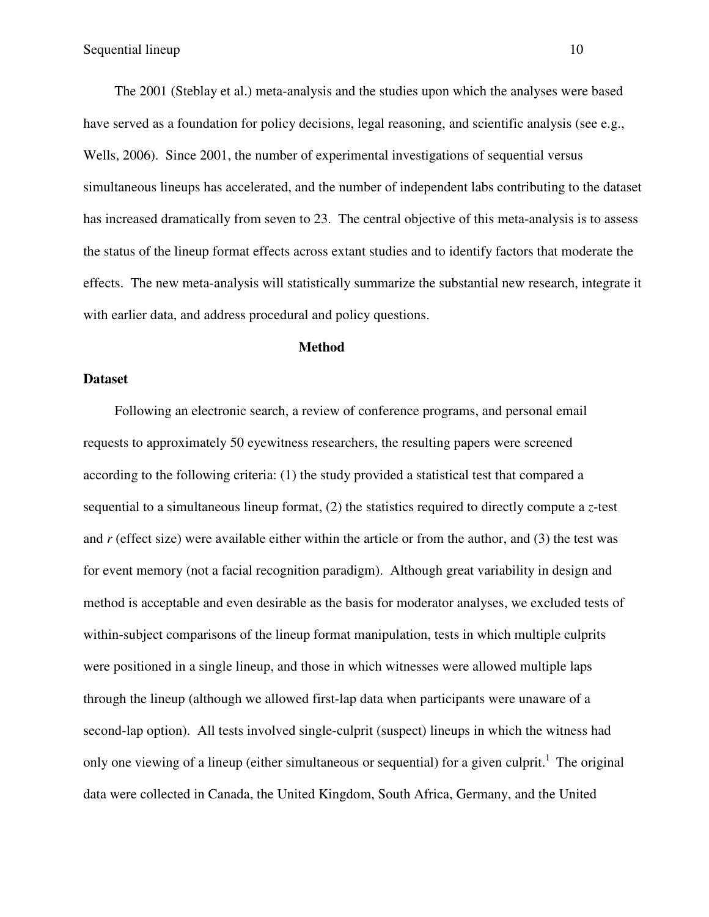The 2001 (Steblay et al.) meta-analysis and the studies upon which the analyses were based have served as a foundation for policy decisions, legal reasoning, and scientific analysis (see e.g., Wells, 2006). Since 2001, the number of experimental investigations of sequential versus simultaneous lineups has accelerated, and the number of independent labs contributing to the dataset has increased dramatically from seven to 23. The central objective of this meta-analysis is to assess the status of the lineup format effects across extant studies and to identify factors that moderate the effects. The new meta-analysis will statistically summarize the substantial new research, integrate it with earlier data, and address procedural and policy questions.

## Method

### Dataset

Following an electronic search, a review of conference programs, and personal email requests to approximately 50 eyewitness researchers, the resulting papers were screened according to the following criteria: (1) the study provided a statistical test that compared a sequential to a simultaneous lineup format, (2) the statistics required to directly compute a $z$-test and $r$ (effect size) were available either within the article or from the author, and (3) the test was for event memory (not a facial recognition paradigm). Although great variability in design and method is acceptable and even desirable as the basis for moderator analyses, we excluded tests of within-subject comparisons of the lineup format manipulation, tests in which multiple culprits were positioned in a single lineup, and those in which witnesses were allowed multiple laps through the lineup (although we allowed first-lap data when participants were unaware of a second-lap option). All tests involved single-culprit (suspect) lineups in which the witness had only one viewing of a lineup (either simultaneous or sequential) for a given culprit.[1] The original data were collected in Canada, the United Kingdom, South Africa, Germany, and the United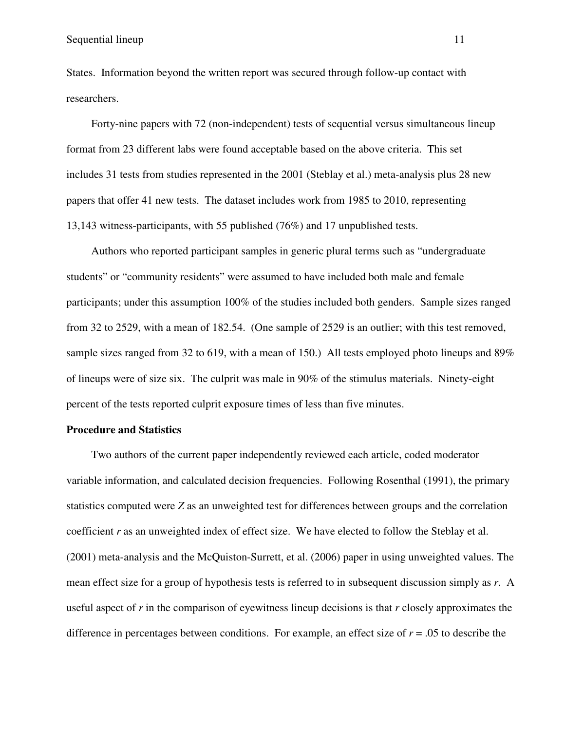States. Information beyond the written report was secured through follow-up contact with researchers.

Forty-nine papers with 72 (non-independent) tests of sequential versus simultaneous lineup format from 23 different labs were found acceptable based on the above criteria. This set includes 31 tests from studies represented in the 2001 (Steblay et al.) meta-analysis plus 28 new papers that offer 41 new tests. The dataset includes work from 1985 to 2010, representing 13,143 witness-participants, with 55 published (76%) and 17 unpublished tests.

Authors who reported participant samples in generic plural terms such as "undergraduate students" or "community residents" were assumed to have included both male and female participants; under this assumption 100% of the studies included both genders. Sample sizes ranged from 32 to 2529, with a mean of 182.54. (One sample of 2529 is an outlier; with this test removed, sample sizes ranged from 32 to 619, with a mean of 150.) All tests employed photo lineups and 89% of lineups were of size six. The culprit was male in 90% of the stimulus materials. Ninety-eight percent of the tests reported culprit exposure times of less than five minutes.

**Procedure and Statistics**

Two authors of the current paper independently reviewed each article, coded moderator variable information, and calculated decision frequencies. Following Rosenthal (1991), the primary statistics computed were $Z$ as an unweighted test for differences between groups and the correlation coefficient $r$ as an unweighted index of effect size. We have elected to follow the Steblay et al. (2001) meta-analysis and the McQuiston-Surrett, et al. (2006) paper in using unweighted values. The mean effect size for a group of hypothesis tests is referred to in subsequent discussion simply as $r$. A useful aspect of $r$ in the comparison of eyewitness lineup decisions is that $r$ closely approximates the difference in percentages between conditions. For example, an effect size of $r = .05$ to describe the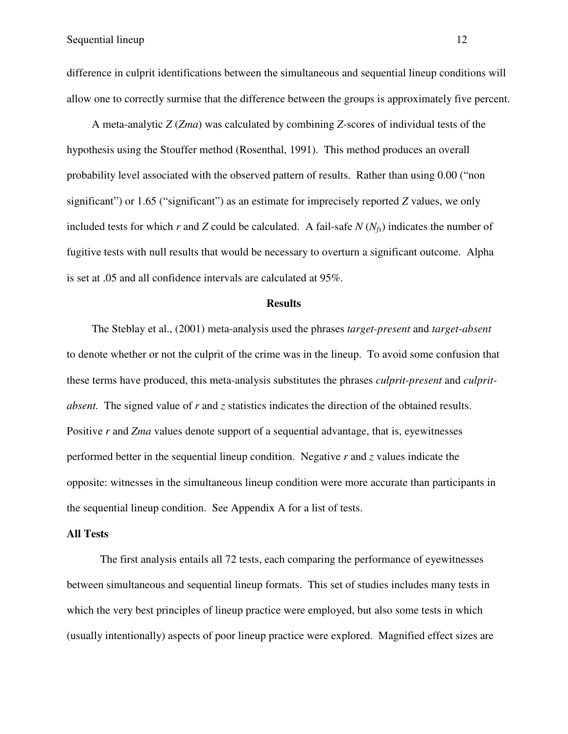difference in culprit identifications between the simultaneous and sequential lineup conditions will allow one to correctly surmise that the difference between the groups is approximately five percent.

A meta-analytic *Z* (*Zma*) was calculated by combining *Z*-scores of individual tests of the hypothesis using the Stouffer method (Rosenthal, 1991). This method produces an overall probability level associated with the observed pattern of results. Rather than using 0.00 ("non significant") or 1.65 ("significant") as an estimate for imprecisely reported *Z* values, we only included tests for which *r* and *Z* could be calculated. A fail-safe *N* ($N_{fs}$) indicates the number of fugitive tests with null results that would be necessary to overturn a significant outcome. Alpha is set at .05 and all confidence intervals are calculated at 95%.

## Results

The Steblay et al., (2001) meta-analysis used the phrases *target-present* and *target-absent* to denote whether or not the culprit of the crime was in the lineup. To avoid some confusion that these terms have produced, this meta-analysis substitutes the phrases *culprit-present* and *culprit-absent.* The signed value of *r* and *z* statistics indicates the direction of the obtained results. Positive *r* and *Zma* values denote support of a sequential advantage, that is, eyewitnesses performed better in the sequential lineup condition. Negative *r* and *z* values indicate the opposite: witnesses in the simultaneous lineup condition were more accurate than participants in the sequential lineup condition. See Appendix A for a list of tests.

### All Tests

The first analysis entails all 72 tests, each comparing the performance of eyewitnesses between simultaneous and sequential lineup formats. This set of studies includes many tests in which the very best principles of lineup practice were employed, but also some tests in which (usually intentionally) aspects of poor lineup practice were explored. Magnified effect sizes are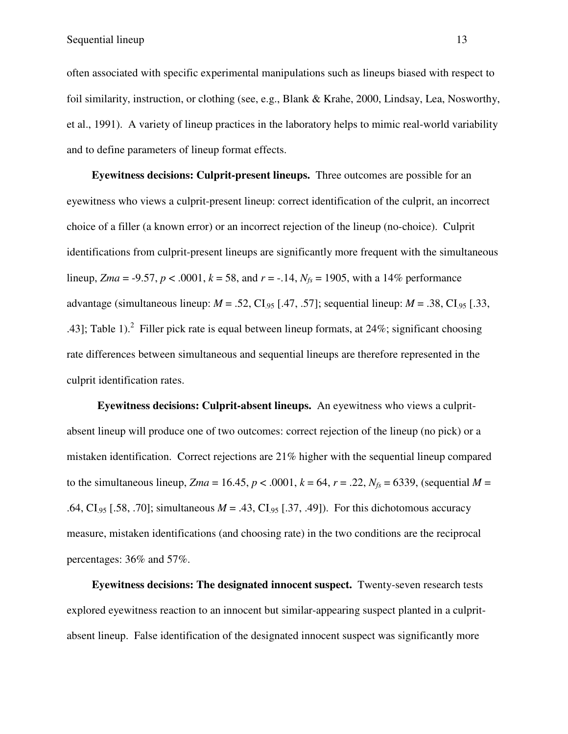often associated with specific experimental manipulations such as lineups biased with respect to foil similarity, instruction, or clothing (see, e.g., Blank & Krahe, 2000, Lindsay, Lea, Nosworthy, et al., 1991). A variety of lineup practices in the laboratory helps to mimic real-world variability and to define parameters of lineup format effects.

**Eyewitness decisions: Culprit-present lineups.** Three outcomes are possible for an eyewitness who views a culprit-present lineup: correct identification of the culprit, an incorrect choice of a filler (a known error) or an incorrect rejection of the lineup (no-choice). Culprit identifications from culprit-present lineups are significantly more frequent with the simultaneous lineup, $Zma = -9.57$, $p < .0001$, $k = 58$, and $r = -.14$, $N_{fs} = 1905$, with a 14% performance advantage (simultaneous lineup: $M = .52$, $CI_{.95}$ [.47, .57]; sequential lineup: $M = .38$, $CI_{.95}$ [.33, .43]; Table 1).[2] Filler pick rate is equal between lineup formats, at 24%; significant choosing rate differences between simultaneous and sequential lineups are therefore represented in the culprit identification rates.

**Eyewitness decisions: Culprit-absent lineups.** An eyewitness who views a culprit-absent lineup will produce one of two outcomes: correct rejection of the lineup (no pick) or a mistaken identification. Correct rejections are 21% higher with the sequential lineup compared to the simultaneous lineup, $Zma = 16.45$, $p < .0001$, $k = 64$, $r = .22$, $N_{fs} = 6339$, (sequential $M = .64$, $CI_{.95}$ [.58, .70]; simultaneous $M = .43$, $CI_{.95}$ [.37, .49]). For this dichotomous accuracy measure, mistaken identifications (and choosing rate) in the two conditions are the reciprocal percentages: 36% and 57%.

**Eyewitness decisions: The designated innocent suspect.** Twenty-seven research tests explored eyewitness reaction to an innocent but similar-appearing suspect planted in a culprit-absent lineup. False identification of the designated innocent suspect was significantly more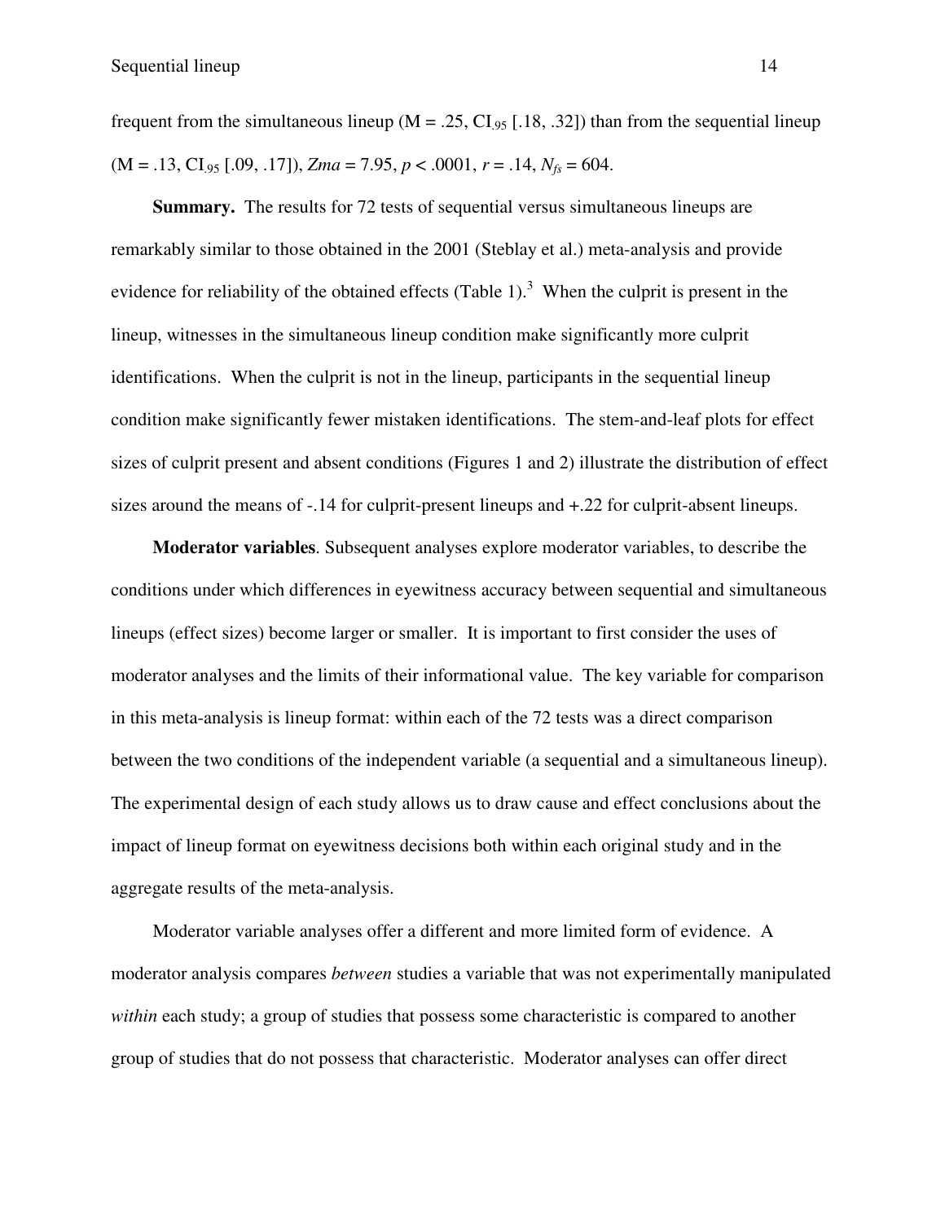frequent from the simultaneous lineup (M = .25, $CI_{.95}$ [.18, .32]) than from the sequential lineup (M = .13, $CI_{.95}$ [.09, .17]), $Zma = 7.95$, $p < .0001$, $r = .14$, $N_{fs} = 604$.

**Summary.** The results for 72 tests of sequential versus simultaneous lineups are remarkably similar to those obtained in the 2001 (Steblay et al.) meta-analysis and provide evidence for reliability of the obtained effects (Table 1).[3] When the culprit is present in the lineup, witnesses in the simultaneous lineup condition make significantly more culprit identifications. When the culprit is not in the lineup, participants in the sequential lineup condition make significantly fewer mistaken identifications. The stem-and-leaf plots for effect sizes of culprit present and absent conditions (Figures 1 and 2) illustrate the distribution of effect sizes around the means of -.14 for culprit-present lineups and +.22 for culprit-absent lineups.

**Moderator variables**. Subsequent analyses explore moderator variables, to describe the conditions under which differences in eyewitness accuracy between sequential and simultaneous lineups (effect sizes) become larger or smaller. It is important to first consider the uses of moderator analyses and the limits of their informational value. The key variable for comparison in this meta-analysis is lineup format: within each of the 72 tests was a direct comparison between the two conditions of the independent variable (a sequential and a simultaneous lineup). The experimental design of each study allows us to draw cause and effect conclusions about the impact of lineup format on eyewitness decisions both within each original study and in the aggregate results of the meta-analysis.

Moderator variable analyses offer a different and more limited form of evidence. A moderator analysis compares *between* studies a variable that was not experimentally manipulated *within* each study; a group of studies that possess some characteristic is compared to another group of studies that do not possess that characteristic. Moderator analyses can offer direct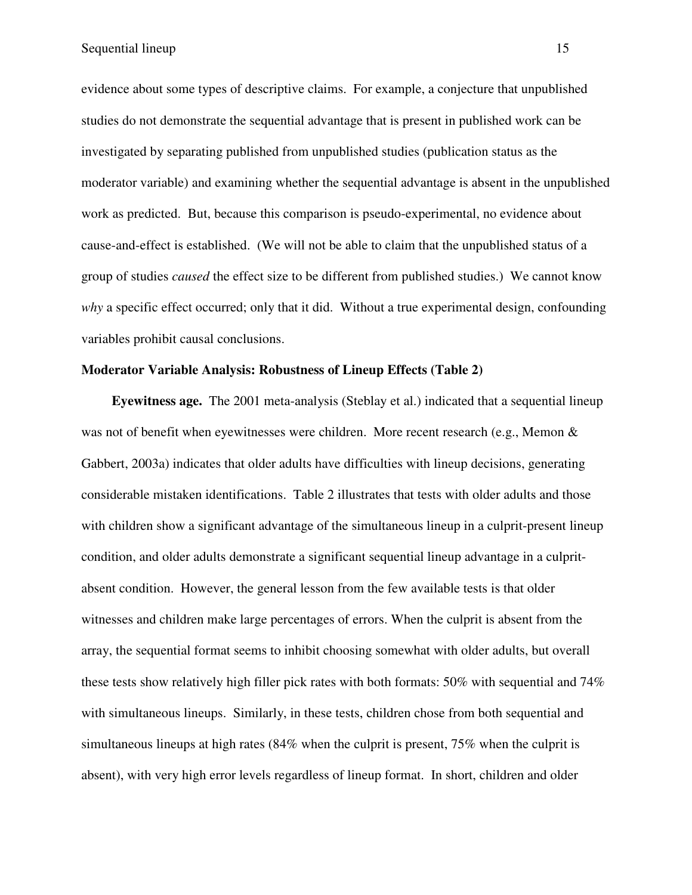evidence about some types of descriptive claims. For example, a conjecture that unpublished studies do not demonstrate the sequential advantage that is present in published work can be investigated by separating published from unpublished studies (publication status as the moderator variable) and examining whether the sequential advantage is absent in the unpublished work as predicted. But, because this comparison is pseudo-experimental, no evidence about cause-and-effect is established. (We will not be able to claim that the unpublished status of a group of studies *caused* the effect size to be different from published studies.) We cannot know *why* a specific effect occurred; only that it did. Without a true experimental design, confounding variables prohibit causal conclusions.

**Moderator Variable Analysis: Robustness of Lineup Effects (Table 2)**

**Eyewitness age.** The 2001 meta-analysis (Steblay et al.) indicated that a sequential lineup was not of benefit when eyewitnesses were children. More recent research (e.g., Memon & Gabbert, 2003a) indicates that older adults have difficulties with lineup decisions, generating considerable mistaken identifications. Table 2 illustrates that tests with older adults and those with children show a significant advantage of the simultaneous lineup in a culprit-present lineup condition, and older adults demonstrate a significant sequential lineup advantage in a culprit-absent condition. However, the general lesson from the few available tests is that older witnesses and children make large percentages of errors. When the culprit is absent from the array, the sequential format seems to inhibit choosing somewhat with older adults, but overall these tests show relatively high filler pick rates with both formats: 50% with sequential and 74% with simultaneous lineups. Similarly, in these tests, children chose from both sequential and simultaneous lineups at high rates (84% when the culprit is present, 75% when the culprit is absent), with very high error levels regardless of lineup format. In short, children and older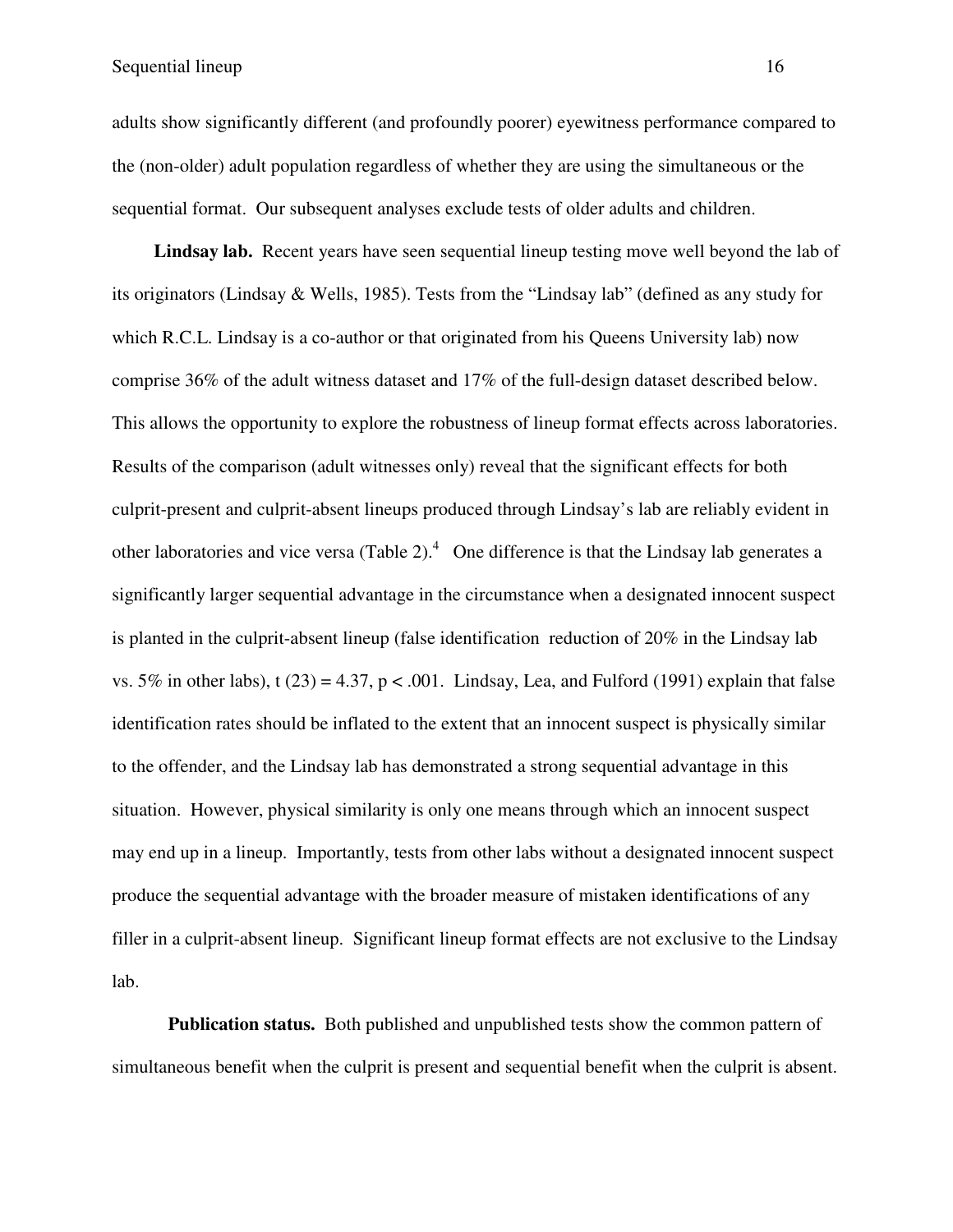adults show significantly different (and profoundly poorer) eyewitness performance compared to the (non-older) adult population regardless of whether they are using the simultaneous or the sequential format. Our subsequent analyses exclude tests of older adults and children.

**Lindsay lab.** Recent years have seen sequential lineup testing move well beyond the lab of its originators (Lindsay & Wells, 1985). Tests from the "Lindsay lab" (defined as any study for which R.C.L. Lindsay is a co-author or that originated from his Queens University lab) now comprise 36% of the adult witness dataset and 17% of the full-design dataset described below. This allows the opportunity to explore the robustness of lineup format effects across laboratories. Results of the comparison (adult witnesses only) reveal that the significant effects for both culprit-present and culprit-absent lineups produced through Lindsay's lab are reliably evident in other laboratories and vice versa (Table 2).[4] One difference is that the Lindsay lab generates a significantly larger sequential advantage in the circumstance when a designated innocent suspect is planted in the culprit-absent lineup (false identification reduction of 20% in the Lindsay lab vs. 5% in other labs), $t(23) = 4.37$, $p < .001$. Lindsay, Lea, and Fulford (1991) explain that false identification rates should be inflated to the extent that an innocent suspect is physically similar to the offender, and the Lindsay lab has demonstrated a strong sequential advantage in this situation. However, physical similarity is only one means through which an innocent suspect may end up in a lineup. Importantly, tests from other labs without a designated innocent suspect produce the sequential advantage with the broader measure of mistaken identifications of any filler in a culprit-absent lineup. Significant lineup format effects are not exclusive to the Lindsay lab.

**Publication status.** Both published and unpublished tests show the common pattern of simultaneous benefit when the culprit is present and sequential benefit when the culprit is absent.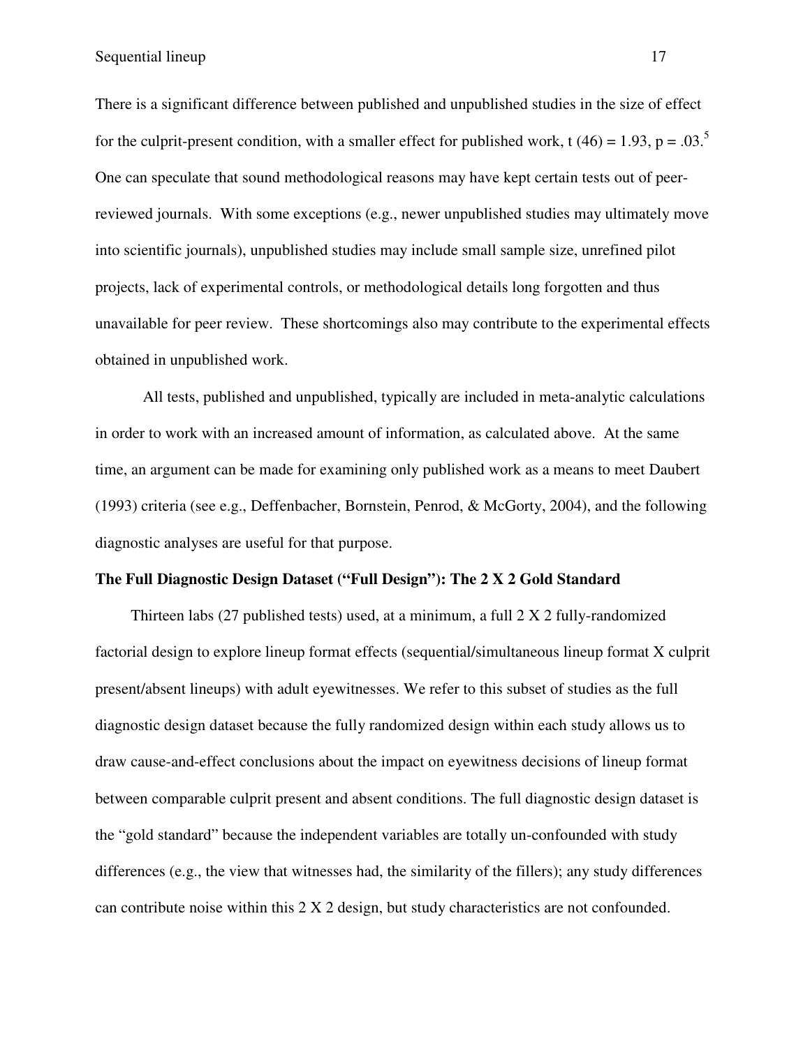There is a significant difference between published and unpublished studies in the size of effect for the culprit-present condition, with a smaller effect for published work, $t(46) = 1.93$, $p = .03$.[5] One can speculate that sound methodological reasons may have kept certain tests out of peer-reviewed journals. With some exceptions (e.g., newer unpublished studies may ultimately move into scientific journals), unpublished studies may include small sample size, unrefined pilot projects, lack of experimental controls, or methodological details long forgotten and thus unavailable for peer review. These shortcomings also may contribute to the experimental effects obtained in unpublished work.

All tests, published and unpublished, typically are included in meta-analytic calculations in order to work with an increased amount of information, as calculated above. At the same time, an argument can be made for examining only published work as a means to meet Daubert (1993) criteria (see e.g., Deffenbacher, Bornstein, Penrod, & McGorty, 2004), and the following diagnostic analyses are useful for that purpose.

**The Full Diagnostic Design Dataset ("Full Design"): The 2 X 2 Gold Standard**

Thirteen labs (27 published tests) used, at a minimum, a full 2 X 2 fully-randomized factorial design to explore lineup format effects (sequential/simultaneous lineup format X culprit present/absent lineups) with adult eyewitnesses. We refer to this subset of studies as the full diagnostic design dataset because the fully randomized design within each study allows us to draw cause-and-effect conclusions about the impact on eyewitness decisions of lineup format between comparable culprit present and absent conditions. The full diagnostic design dataset is the "gold standard" because the independent variables are totally un-confounded with study differences (e.g., the view that witnesses had, the similarity of the fillers); any study differences can contribute noise within this 2 X 2 design, but study characteristics are not confounded.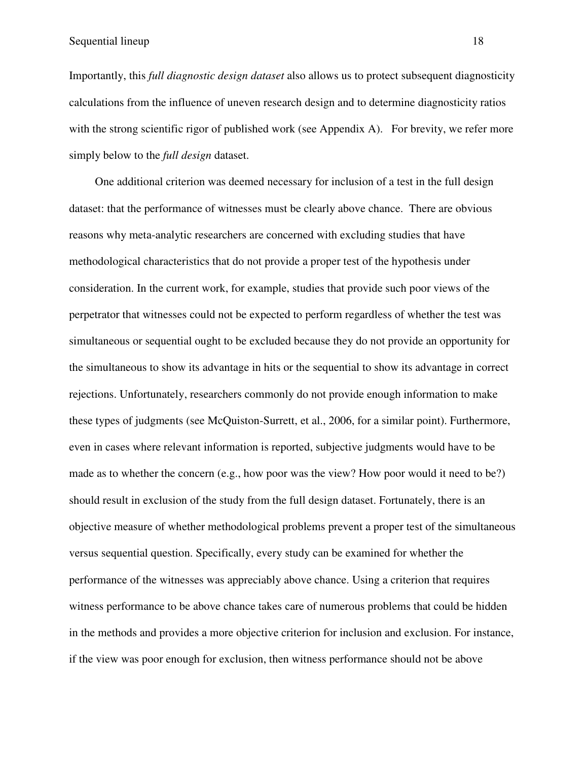Importantly, this *full diagnostic design dataset* also allows us to protect subsequent diagnosticity calculations from the influence of uneven research design and to determine diagnosticity ratios with the strong scientific rigor of published work (see Appendix A). For brevity, we refer more simply below to the *full design* dataset.

One additional criterion was deemed necessary for inclusion of a test in the full design dataset: that the performance of witnesses must be clearly above chance. There are obvious reasons why meta-analytic researchers are concerned with excluding studies that have methodological characteristics that do not provide a proper test of the hypothesis under consideration. In the current work, for example, studies that provide such poor views of the perpetrator that witnesses could not be expected to perform regardless of whether the test was simultaneous or sequential ought to be excluded because they do not provide an opportunity for the simultaneous to show its advantage in hits or the sequential to show its advantage in correct rejections. Unfortunately, researchers commonly do not provide enough information to make these types of judgments (see McQuiston-Surrett, et al., 2006, for a similar point). Furthermore, even in cases where relevant information is reported, subjective judgments would have to be made as to whether the concern (e.g., how poor was the view? How poor would it need to be?) should result in exclusion of the study from the full design dataset. Fortunately, there is an objective measure of whether methodological problems prevent a proper test of the simultaneous versus sequential question. Specifically, every study can be examined for whether the performance of the witnesses was appreciably above chance. Using a criterion that requires witness performance to be above chance takes care of numerous problems that could be hidden in the methods and provides a more objective criterion for inclusion and exclusion. For instance, if the view was poor enough for exclusion, then witness performance should not be above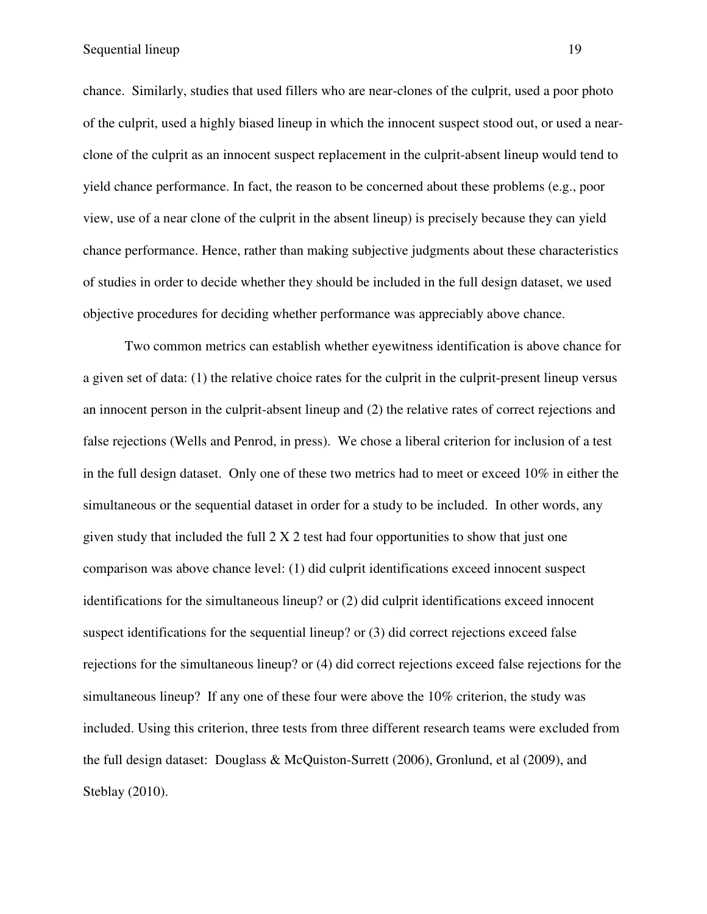chance. Similarly, studies that used fillers who are near-clones of the culprit, used a poor photo of the culprit, used a highly biased lineup in which the innocent suspect stood out, or used a near-clone of the culprit as an innocent suspect replacement in the culprit-absent lineup would tend to yield chance performance. In fact, the reason to be concerned about these problems (e.g., poor view, use of a near clone of the culprit in the absent lineup) is precisely because they can yield chance performance. Hence, rather than making subjective judgments about these characteristics of studies in order to decide whether they should be included in the full design dataset, we used objective procedures for deciding whether performance was appreciably above chance.

Two common metrics can establish whether eyewitness identification is above chance for a given set of data: (1) the relative choice rates for the culprit in the culprit-present lineup versus an innocent person in the culprit-absent lineup and (2) the relative rates of correct rejections and false rejections (Wells and Penrod, in press). We chose a liberal criterion for inclusion of a test in the full design dataset. Only one of these two metrics had to meet or exceed 10% in either the simultaneous or the sequential dataset in order for a study to be included. In other words, any given study that included the full 2 X 2 test had four opportunities to show that just one comparison was above chance level: (1) did culprit identifications exceed innocent suspect identifications for the simultaneous lineup? or (2) did culprit identifications exceed innocent suspect identifications for the sequential lineup? or (3) did correct rejections exceed false rejections for the simultaneous lineup? or (4) did correct rejections exceed false rejections for the simultaneous lineup? If any one of these four were above the 10% criterion, the study was included. Using this criterion, three tests from three different research teams were excluded from the full design dataset: Douglass & McQuiston-Surrett (2006), Gronlund, et al (2009), and Steblay (2010).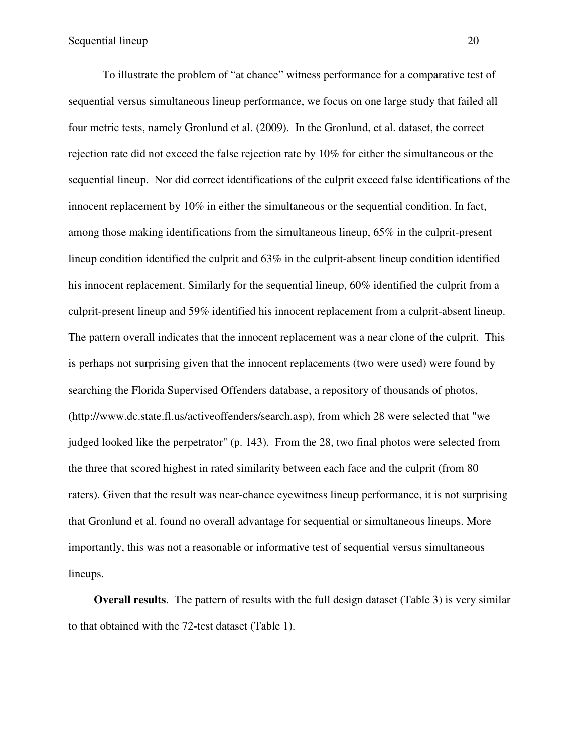To illustrate the problem of "at chance" witness performance for a comparative test of sequential versus simultaneous lineup performance, we focus on one large study that failed all four metric tests, namely Gronlund et al. (2009). In the Gronlund, et al. dataset, the correct rejection rate did not exceed the false rejection rate by 10% for either the simultaneous or the sequential lineup. Nor did correct identifications of the culprit exceed false identifications of the innocent replacement by 10% in either the simultaneous or the sequential condition. In fact, among those making identifications from the simultaneous lineup, 65% in the culprit-present lineup condition identified the culprit and 63% in the culprit-absent lineup condition identified his innocent replacement. Similarly for the sequential lineup, 60% identified the culprit from a culprit-present lineup and 59% identified his innocent replacement from a culprit-absent lineup. The pattern overall indicates that the innocent replacement was a near clone of the culprit. This is perhaps not surprising given that the innocent replacements (two were used) were found by searching the Florida Supervised Offenders database, a repository of thousands of photos, (http://www.dc.state.fl.us/activeoffenders/search.asp), from which 28 were selected that "we judged looked like the perpetrator" (p. 143). From the 28, two final photos were selected from the three that scored highest in rated similarity between each face and the culprit (from 80 raters). Given that the result was near-chance eyewitness lineup performance, it is not surprising that Gronlund et al. found no overall advantage for sequential or simultaneous lineups. More importantly, this was not a reasonable or informative test of sequential versus simultaneous lineups.

**Overall results**. The pattern of results with the full design dataset (Table 3) is very similar to that obtained with the 72-test dataset (Table 1).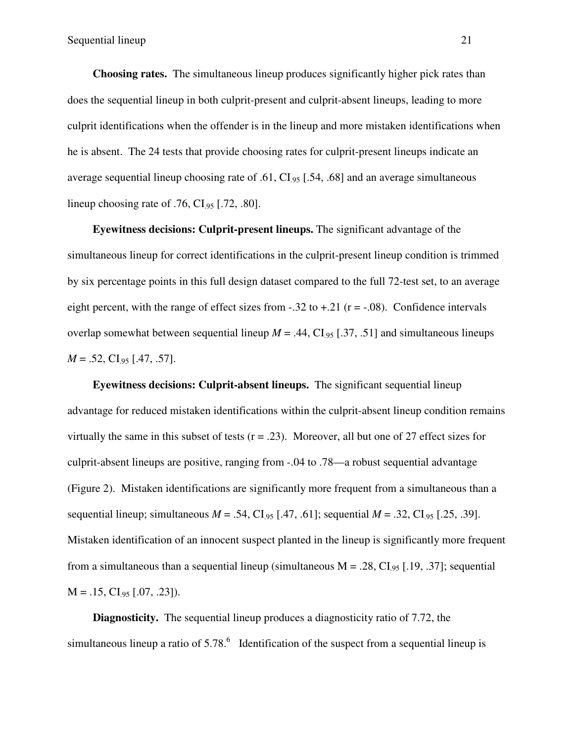**Choosing rates.** The simultaneous lineup produces significantly higher pick rates than does the sequential lineup in both culprit-present and culprit-absent lineups, leading to more culprit identifications when the offender is in the lineup and more mistaken identifications when he is absent. The 24 tests that provide choosing rates for culprit-present lineups indicate an average sequential lineup choosing rate of .61, $CI_{.95}$ [.54, .68] and an average simultaneous lineup choosing rate of .76, $CI_{.95}$ [.72, .80].

**Eyewitness decisions: Culprit-present lineups.** The significant advantage of the simultaneous lineup for correct identifications in the culprit-present lineup condition is trimmed by six percentage points in this full design dataset compared to the full 72-test set, to an average eight percent, with the range of effect sizes from -.32 to +.21 ($r = -.08$). Confidence intervals overlap somewhat between sequential lineup $M = .44$, $CI_{.95}$ [.37, .51] and simultaneous lineups $M = .52$, $CI_{.95}$ [.47, .57].

**Eyewitness decisions: Culprit-absent lineups.** The significant sequential lineup advantage for reduced mistaken identifications within the culprit-absent lineup condition remains virtually the same in this subset of tests ($r = .23$). Moreover, all but one of 27 effect sizes for culprit-absent lineups are positive, ranging from -.04 to .78—a robust sequential advantage (Figure 2). Mistaken identifications are significantly more frequent from a simultaneous than a sequential lineup; simultaneous $M = .54$, $CI_{.95}$ [.47, .61]; sequential $M = .32$, $CI_{.95}$ [.25, .39]. Mistaken identification of an innocent suspect planted in the lineup is significantly more frequent from a simultaneous than a sequential lineup (simultaneous $M = .28$, $CI_{.95}$ [.19, .37]; sequential $M = .15$, $CI_{.95}$ [.07, .23]).

**Diagnosticity.** The sequential lineup produces a diagnosticity ratio of 7.72, the simultaneous lineup a ratio of 5.78.[6] Identification of the suspect from a sequential lineup is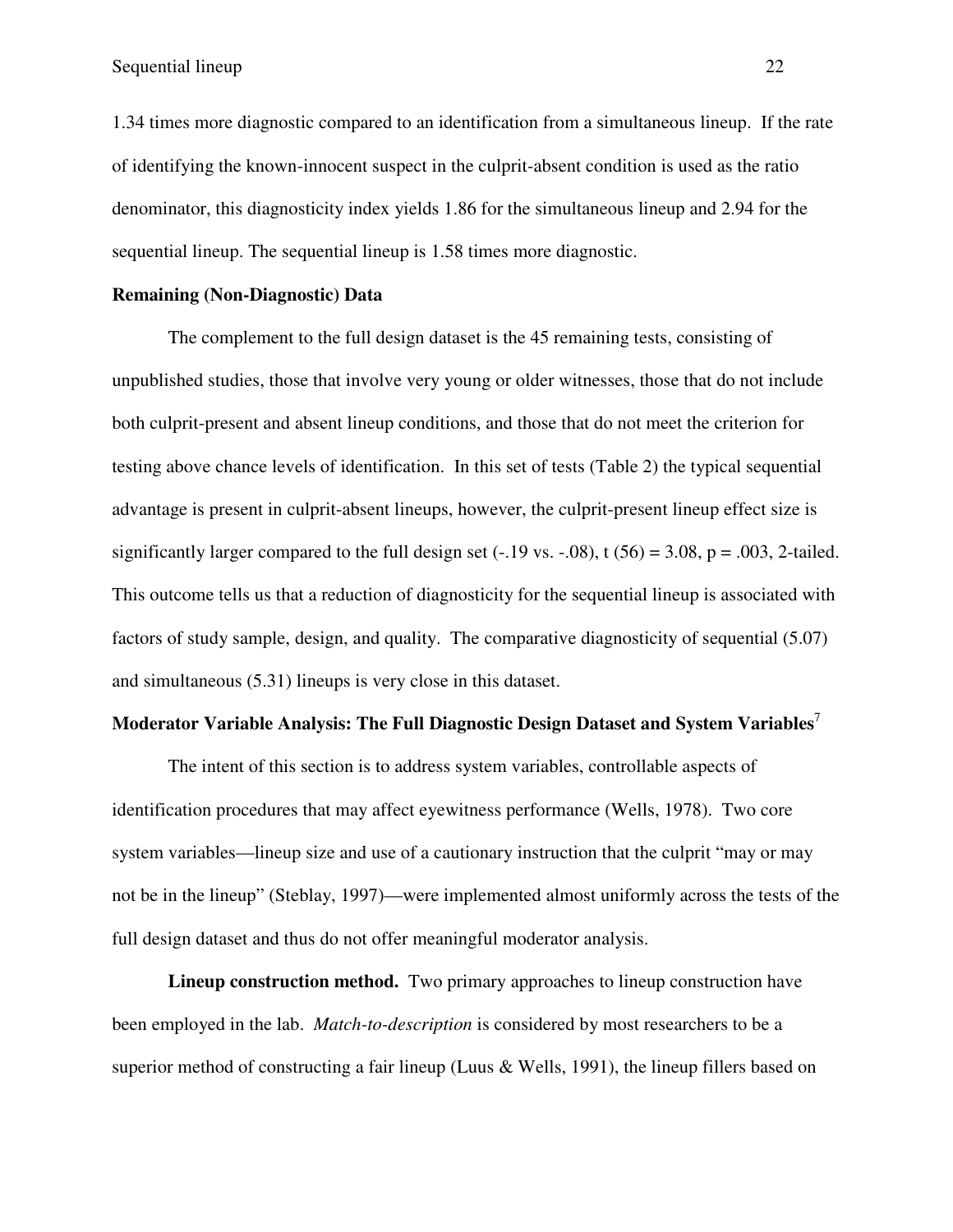1.34 times more diagnostic compared to an identification from a simultaneous lineup. If the rate of identifying the known-innocent suspect in the culprit-absent condition is used as the ratio denominator, this diagnosticity index yields 1.86 for the simultaneous lineup and 2.94 for the sequential lineup. The sequential lineup is 1.58 times more diagnostic.

**Remaining (Non-Diagnostic) Data**

The complement to the full design dataset is the 45 remaining tests, consisting of unpublished studies, those that involve very young or older witnesses, those that do not include both culprit-present and absent lineup conditions, and those that do not meet the criterion for testing above chance levels of identification. In this set of tests (Table 2) the typical sequential advantage is present in culprit-absent lineups, however, the culprit-present lineup effect size is significantly larger compared to the full design set (-.19 vs. -.08), $t(56) = 3.08$, $p = .003$, 2-tailed. This outcome tells us that a reduction of diagnosticity for the sequential lineup is associated with factors of study sample, design, and quality. The comparative diagnosticity of sequential (5.07) and simultaneous (5.31) lineups is very close in this dataset.

**Moderator Variable Analysis: The Full Diagnostic Design Dataset and System Variables**[7]

The intent of this section is to address system variables, controllable aspects of identification procedures that may affect eyewitness performance (Wells, 1978). Two core system variables—lineup size and use of a cautionary instruction that the culprit "may or may not be in the lineup" (Steblay, 1997)—were implemented almost uniformly across the tests of the full design dataset and thus do not offer meaningful moderator analysis.

**Lineup construction method.** Two primary approaches to lineup construction have been employed in the lab. *Match-to-description* is considered by most researchers to be a superior method of constructing a fair lineup (Luus & Wells, 1991), the lineup fillers based on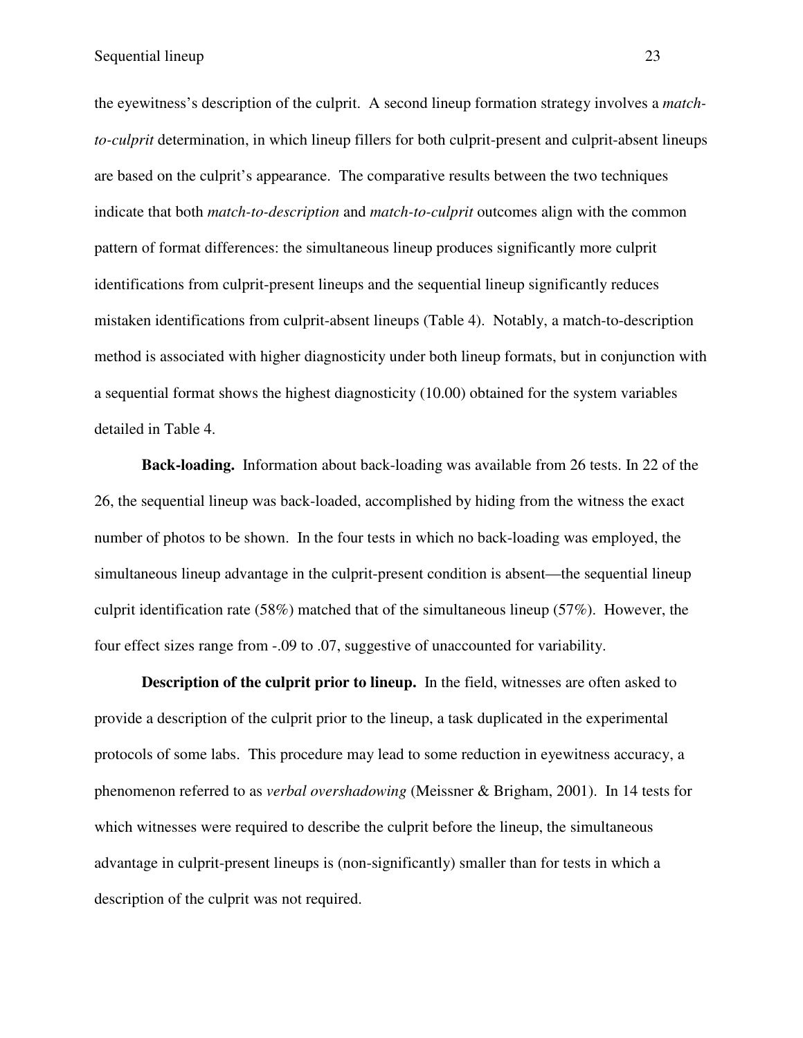the eyewitness's description of the culprit. A second lineup formation strategy involves a *match-to-culprit* determination, in which lineup fillers for both culprit-present and culprit-absent lineups are based on the culprit's appearance. The comparative results between the two techniques indicate that both *match-to-description* and *match-to-culprit* outcomes align with the common pattern of format differences: the simultaneous lineup produces significantly more culprit identifications from culprit-present lineups and the sequential lineup significantly reduces mistaken identifications from culprit-absent lineups (Table 4). Notably, a match-to-description method is associated with higher diagnosticity under both lineup formats, but in conjunction with a sequential format shows the highest diagnosticity (10.00) obtained for the system variables detailed in Table 4.

**Back-loading.** Information about back-loading was available from 26 tests. In 22 of the 26, the sequential lineup was back-loaded, accomplished by hiding from the witness the exact number of photos to be shown. In the four tests in which no back-loading was employed, the simultaneous lineup advantage in the culprit-present condition is absent—the sequential lineup culprit identification rate (58%) matched that of the simultaneous lineup (57%). However, the four effect sizes range from -.09 to .07, suggestive of unaccounted for variability.

**Description of the culprit prior to lineup.** In the field, witnesses are often asked to provide a description of the culprit prior to the lineup, a task duplicated in the experimental protocols of some labs. This procedure may lead to some reduction in eyewitness accuracy, a phenomenon referred to as *verbal overshadowing* (Meissner & Brigham, 2001). In 14 tests for which witnesses were required to describe the culprit before the lineup, the simultaneous advantage in culprit-present lineups is (non-significantly) smaller than for tests in which a description of the culprit was not required.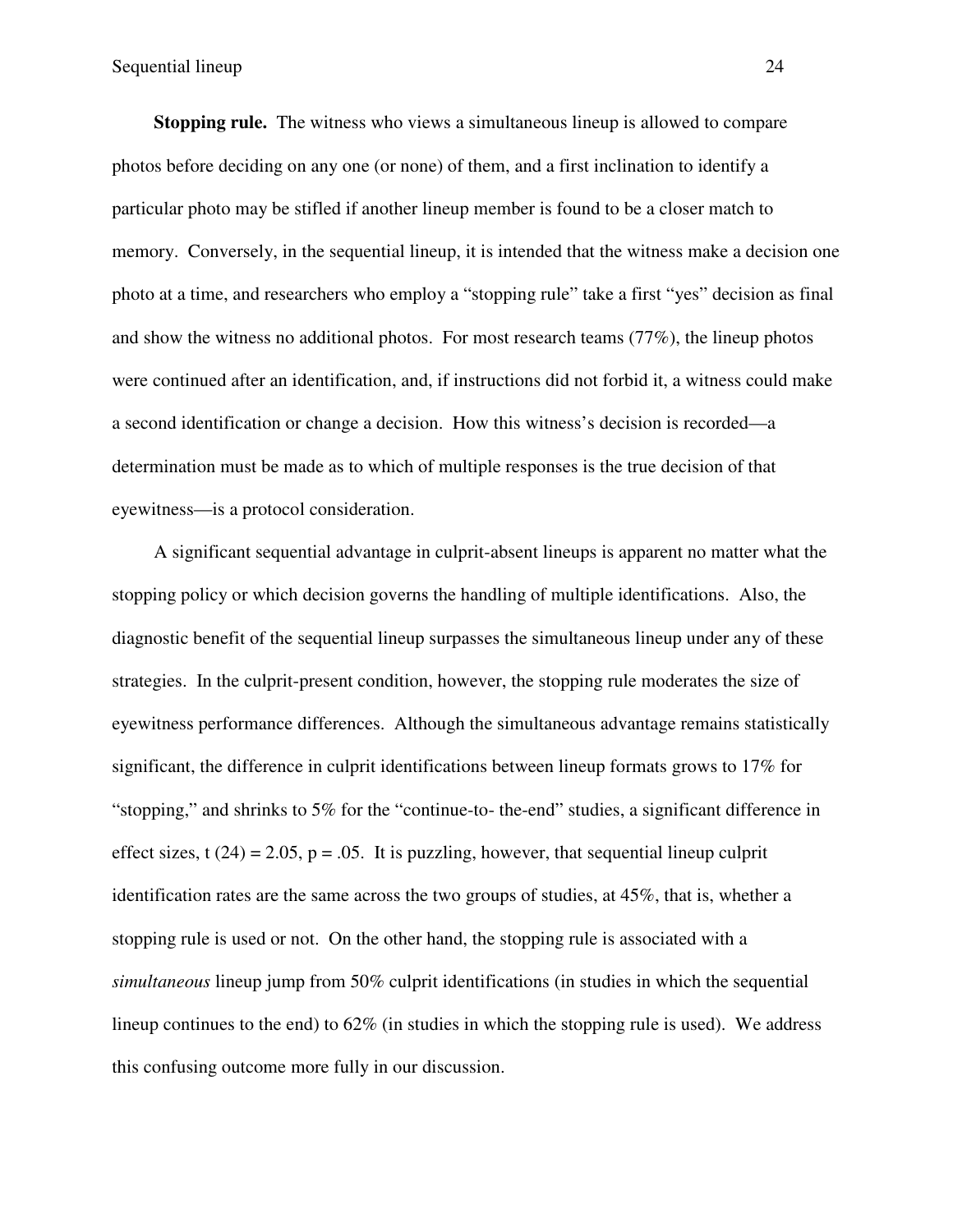**Stopping rule.** The witness who views a simultaneous lineup is allowed to compare photos before deciding on any one (or none) of them, and a first inclination to identify a particular photo may be stifled if another lineup member is found to be a closer match to memory. Conversely, in the sequential lineup, it is intended that the witness make a decision one photo at a time, and researchers who employ a "stopping rule" take a first "yes" decision as final and show the witness no additional photos. For most research teams (77%), the lineup photos were continued after an identification, and, if instructions did not forbid it, a witness could make a second identification or change a decision. How this witness's decision is recorded—a determination must be made as to which of multiple responses is the true decision of that eyewitness—is a protocol consideration.

A significant sequential advantage in culprit-absent lineups is apparent no matter what the stopping policy or which decision governs the handling of multiple identifications. Also, the diagnostic benefit of the sequential lineup surpasses the simultaneous lineup under any of these strategies. In the culprit-present condition, however, the stopping rule moderates the size of eyewitness performance differences. Although the simultaneous advantage remains statistically significant, the difference in culprit identifications between lineup formats grows to 17% for "stopping," and shrinks to 5% for the "continue-to- the-end" studies, a significant difference in effect sizes, $t(24) = 2.05$, $p = .05$. It is puzzling, however, that sequential lineup culprit identification rates are the same across the two groups of studies, at 45%, that is, whether a stopping rule is used or not. On the other hand, the stopping rule is associated with a *simultaneous* lineup jump from 50% culprit identifications (in studies in which the sequential lineup continues to the end) to 62% (in studies in which the stopping rule is used). We address this confusing outcome more fully in our discussion.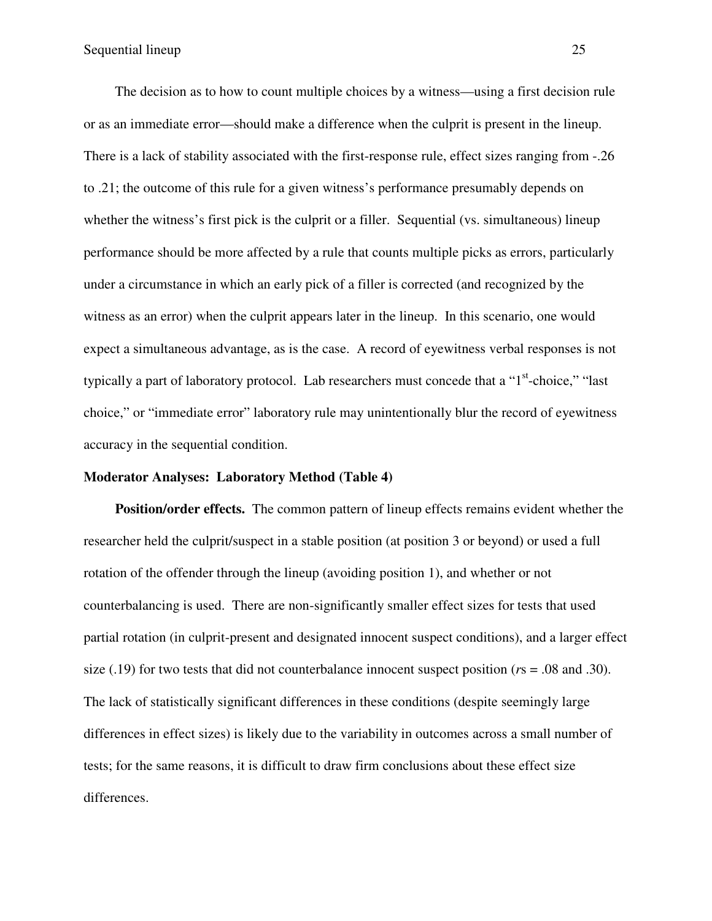The decision as to how to count multiple choices by a witness—using a first decision rule or as an immediate error—should make a difference when the culprit is present in the lineup. There is a lack of stability associated with the first-response rule, effect sizes ranging from -.26 to .21; the outcome of this rule for a given witness's performance presumably depends on whether the witness's first pick is the culprit or a filler. Sequential (vs. simultaneous) lineup performance should be more affected by a rule that counts multiple picks as errors, particularly under a circumstance in which an early pick of a filler is corrected (and recognized by the witness as an error) when the culprit appears later in the lineup. In this scenario, one would expect a simultaneous advantage, as is the case. A record of eyewitness verbal responses is not typically a part of laboratory protocol. Lab researchers must concede that a "1st-choice," "last choice," or "immediate error" laboratory rule may unintentionally blur the record of eyewitness accuracy in the sequential condition.

**Moderator Analyses: Laboratory Method (Table 4)**

**Position/order effects.** The common pattern of lineup effects remains evident whether the researcher held the culprit/suspect in a stable position (at position 3 or beyond) or used a full rotation of the offender through the lineup (avoiding position 1), and whether or not counterbalancing is used. There are non-significantly smaller effect sizes for tests that used partial rotation (in culprit-present and designated innocent suspect conditions), and a larger effect size (.19) for two tests that did not counterbalance innocent suspect position (*r*s = .08 and .30). The lack of statistically significant differences in these conditions (despite seemingly large differences in effect sizes) is likely due to the variability in outcomes across a small number of tests; for the same reasons, it is difficult to draw firm conclusions about these effect size differences.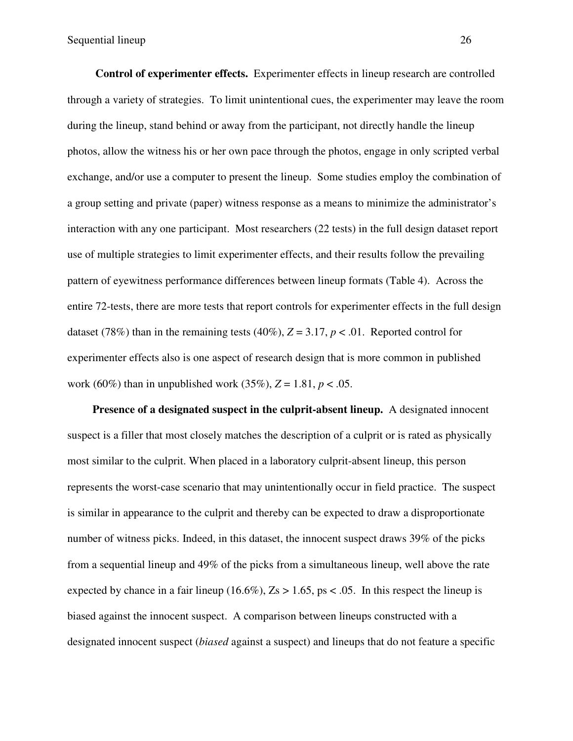**Control of experimenter effects.** Experimenter effects in lineup research are controlled through a variety of strategies. To limit unintentional cues, the experimenter may leave the room during the lineup, stand behind or away from the participant, not directly handle the lineup photos, allow the witness his or her own pace through the photos, engage in only scripted verbal exchange, and/or use a computer to present the lineup. Some studies employ the combination of a group setting and private (paper) witness response as a means to minimize the administrator's interaction with any one participant. Most researchers (22 tests) in the full design dataset report use of multiple strategies to limit experimenter effects, and their results follow the prevailing pattern of eyewitness performance differences between lineup formats (Table 4). Across the entire 72-tests, there are more tests that report controls for experimenter effects in the full design dataset (78%) than in the remaining tests (40%), $Z = 3.17$, $p < .01$. Reported control for experimenter effects also is one aspect of research design that is more common in published work (60%) than in unpublished work (35%), $Z = 1.81$, $p < .05$.

**Presence of a designated suspect in the culprit-absent lineup.** A designated innocent suspect is a filler that most closely matches the description of a culprit or is rated as physically most similar to the culprit. When placed in a laboratory culprit-absent lineup, this person represents the worst-case scenario that may unintentionally occur in field practice. The suspect is similar in appearance to the culprit and thereby can be expected to draw a disproportionate number of witness picks. Indeed, in this dataset, the innocent suspect draws 39% of the picks from a sequential lineup and 49% of the picks from a simultaneous lineup, well above the rate expected by chance in a fair lineup (16.6%), $Zs > 1.65$, $ps < .05$. In this respect the lineup is biased against the innocent suspect. A comparison between lineups constructed with a designated innocent suspect (*biased* against a suspect) and lineups that do not feature a specific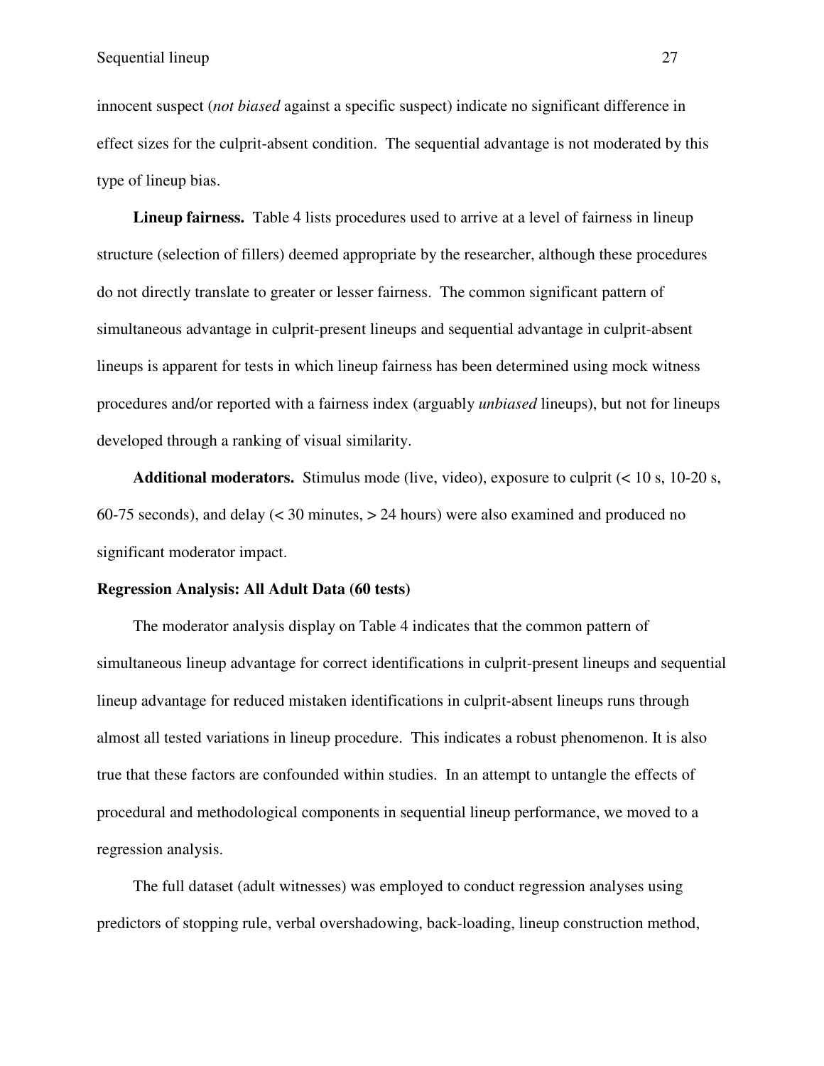innocent suspect (*not biased* against a specific suspect) indicate no significant difference in effect sizes for the culprit-absent condition. The sequential advantage is not moderated by this type of lineup bias.

**Lineup fairness.** Table 4 lists procedures used to arrive at a level of fairness in lineup structure (selection of fillers) deemed appropriate by the researcher, although these procedures do not directly translate to greater or lesser fairness. The common significant pattern of simultaneous advantage in culprit-present lineups and sequential advantage in culprit-absent lineups is apparent for tests in which lineup fairness has been determined using mock witness procedures and/or reported with a fairness index (arguably *unbiased* lineups), but not for lineups developed through a ranking of visual similarity.

**Additional moderators.** Stimulus mode (live, video), exposure to culprit (< 10 s, 10-20 s, 60-75 seconds), and delay (< 30 minutes, > 24 hours) were also examined and produced no significant moderator impact.

**Regression Analysis: All Adult Data (60 tests)**

The moderator analysis display on Table 4 indicates that the common pattern of simultaneous lineup advantage for correct identifications in culprit-present lineups and sequential lineup advantage for reduced mistaken identifications in culprit-absent lineups runs through almost all tested variations in lineup procedure. This indicates a robust phenomenon. It is also true that these factors are confounded within studies. In an attempt to untangle the effects of procedural and methodological components in sequential lineup performance, we moved to a regression analysis.

The full dataset (adult witnesses) was employed to conduct regression analyses using predictors of stopping rule, verbal overshadowing, back-loading, lineup construction method,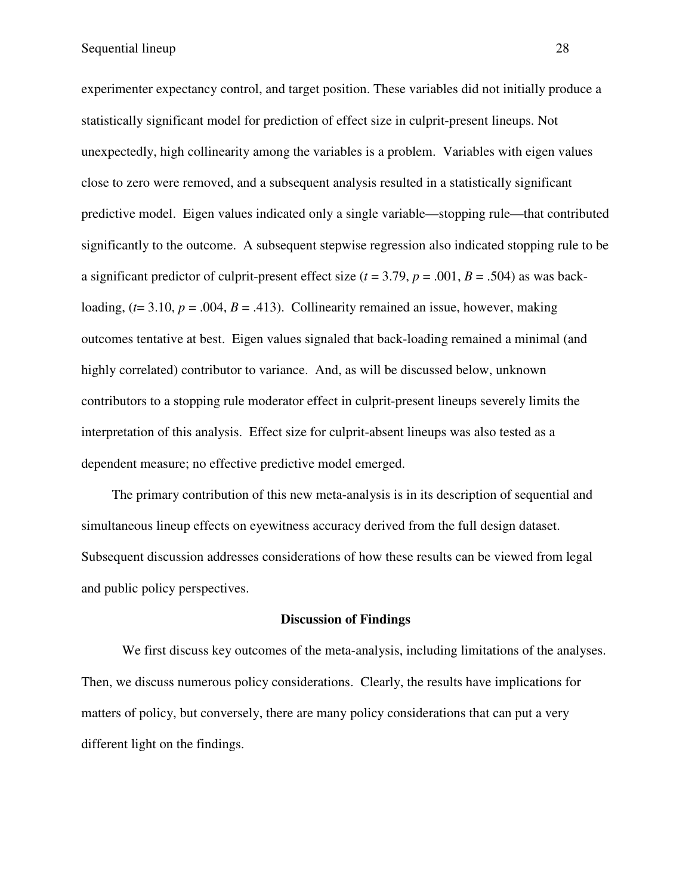experimenter expectancy control, and target position. These variables did not initially produce a statistically significant model for prediction of effect size in culprit-present lineups. Not unexpectedly, high collinearity among the variables is a problem. Variables with eigen values close to zero were removed, and a subsequent analysis resulted in a statistically significant predictive model. Eigen values indicated only a single variable—stopping rule—that contributed significantly to the outcome. A subsequent stepwise regression also indicated stopping rule to be a significant predictor of culprit-present effect size ($t = 3.79$, $p = .001$, $B = .504$) as was back-loading, ($t = 3.10$, $p = .004$, $B = .413$). Collinearity remained an issue, however, making outcomes tentative at best. Eigen values signaled that back-loading remained a minimal (and highly correlated) contributor to variance. And, as will be discussed below, unknown contributors to a stopping rule moderator effect in culprit-present lineups severely limits the interpretation of this analysis. Effect size for culprit-absent lineups was also tested as a dependent measure; no effective predictive model emerged.

The primary contribution of this new meta-analysis is in its description of sequential and simultaneous lineup effects on eyewitness accuracy derived from the full design dataset. Subsequent discussion addresses considerations of how these results can be viewed from legal and public policy perspectives.

## Discussion of Findings

We first discuss key outcomes of the meta-analysis, including limitations of the analyses. Then, we discuss numerous policy considerations. Clearly, the results have implications for matters of policy, but conversely, there are many policy considerations that can put a very different light on the findings.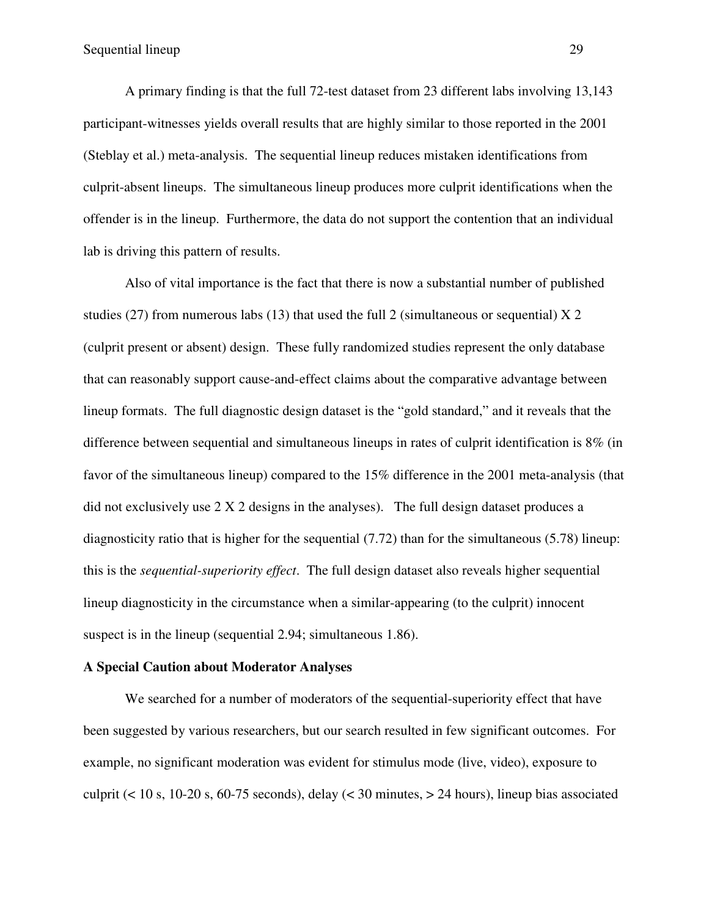A primary finding is that the full 72-test dataset from 23 different labs involving 13,143 participant-witnesses yields overall results that are highly similar to those reported in the 2001 (Steblay et al.) meta-analysis. The sequential lineup reduces mistaken identifications from culprit-absent lineups. The simultaneous lineup produces more culprit identifications when the offender is in the lineup. Furthermore, the data do not support the contention that an individual lab is driving this pattern of results.

Also of vital importance is the fact that there is now a substantial number of published studies (27) from numerous labs (13) that used the full 2 (simultaneous or sequential) X 2 (culprit present or absent) design. These fully randomized studies represent the only database that can reasonably support cause-and-effect claims about the comparative advantage between lineup formats. The full diagnostic design dataset is the "gold standard," and it reveals that the difference between sequential and simultaneous lineups in rates of culprit identification is 8% (in favor of the simultaneous lineup) compared to the 15% difference in the 2001 meta-analysis (that did not exclusively use 2 X 2 designs in the analyses). The full design dataset produces a diagnosticity ratio that is higher for the sequential (7.72) than for the simultaneous (5.78) lineup: this is the *sequential-superiority effect*. The full design dataset also reveals higher sequential lineup diagnosticity in the circumstance when a similar-appearing (to the culprit) innocent suspect is in the lineup (sequential 2.94; simultaneous 1.86).

**A Special Caution about Moderator Analyses**

We searched for a number of moderators of the sequential-superiority effect that have been suggested by various researchers, but our search resulted in few significant outcomes. For example, no significant moderation was evident for stimulus mode (live, video), exposure to culprit (< 10 s, 10-20 s, 60-75 seconds), delay (< 30 minutes, > 24 hours), lineup bias associated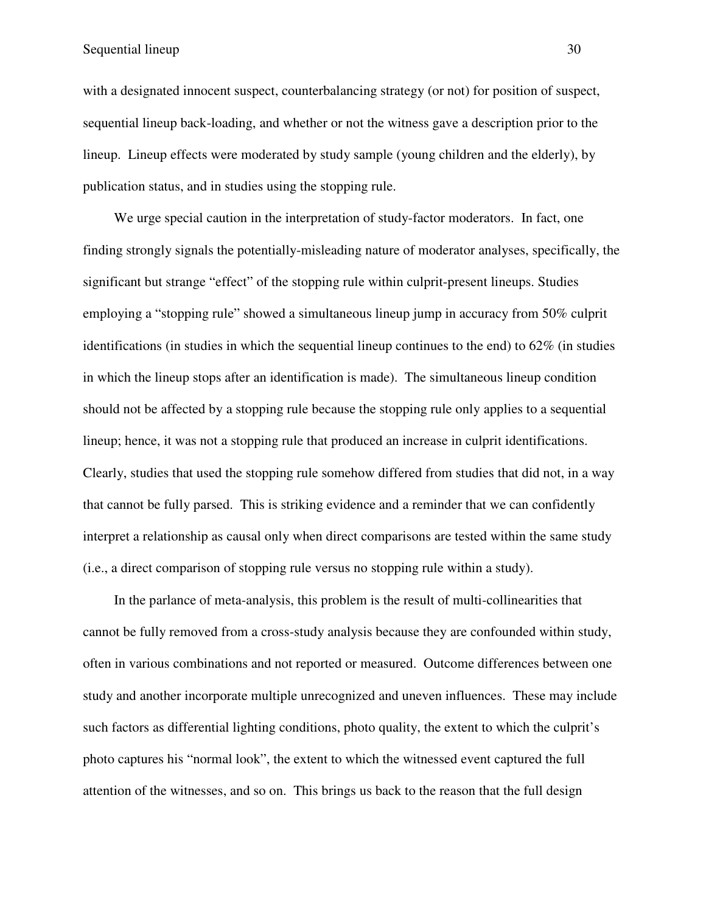with a designated innocent suspect, counterbalancing strategy (or not) for position of suspect, sequential lineup back-loading, and whether or not the witness gave a description prior to the lineup. Lineup effects were moderated by study sample (young children and the elderly), by publication status, and in studies using the stopping rule.

We urge special caution in the interpretation of study-factor moderators. In fact, one finding strongly signals the potentially-misleading nature of moderator analyses, specifically, the significant but strange "effect" of the stopping rule within culprit-present lineups. Studies employing a "stopping rule" showed a simultaneous lineup jump in accuracy from 50% culprit identifications (in studies in which the sequential lineup continues to the end) to 62% (in studies in which the lineup stops after an identification is made). The simultaneous lineup condition should not be affected by a stopping rule because the stopping rule only applies to a sequential lineup; hence, it was not a stopping rule that produced an increase in culprit identifications. Clearly, studies that used the stopping rule somehow differed from studies that did not, in a way that cannot be fully parsed. This is striking evidence and a reminder that we can confidently interpret a relationship as causal only when direct comparisons are tested within the same study (i.e., a direct comparison of stopping rule versus no stopping rule within a study).

In the parlance of meta-analysis, this problem is the result of multi-collinearities that cannot be fully removed from a cross-study analysis because they are confounded within study, often in various combinations and not reported or measured. Outcome differences between one study and another incorporate multiple unrecognized and uneven influences. These may include such factors as differential lighting conditions, photo quality, the extent to which the culprit's photo captures his "normal look", the extent to which the witnessed event captured the full attention of the witnesses, and so on. This brings us back to the reason that the full design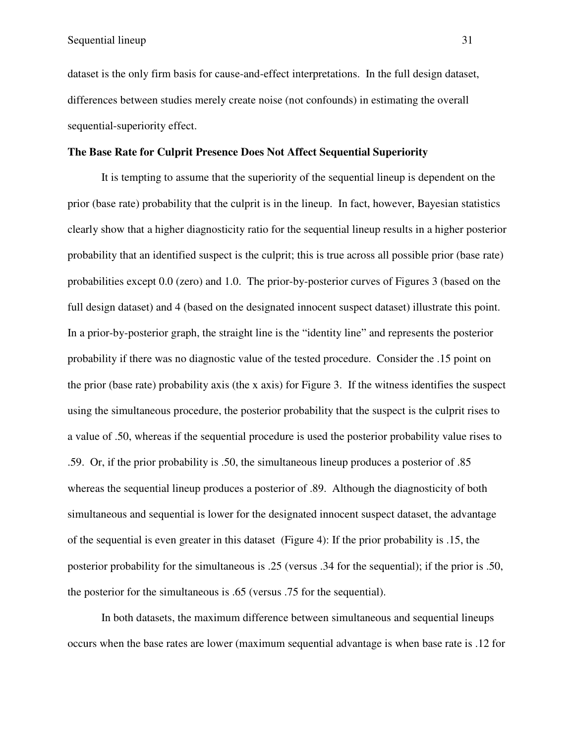dataset is the only firm basis for cause-and-effect interpretations. In the full design dataset, differences between studies merely create noise (not confounds) in estimating the overall sequential-superiority effect.

**The Base Rate for Culprit Presence Does Not Affect Sequential Superiority**

It is tempting to assume that the superiority of the sequential lineup is dependent on the prior (base rate) probability that the culprit is in the lineup. In fact, however, Bayesian statistics clearly show that a higher diagnosticity ratio for the sequential lineup results in a higher posterior probability that an identified suspect is the culprit; this is true across all possible prior (base rate) probabilities except 0.0 (zero) and 1.0. The prior-by-posterior curves of Figures 3 (based on the full design dataset) and 4 (based on the designated innocent suspect dataset) illustrate this point. In a prior-by-posterior graph, the straight line is the "identity line" and represents the posterior probability if there was no diagnostic value of the tested procedure. Consider the .15 point on the prior (base rate) probability axis (the x axis) for Figure 3. If the witness identifies the suspect using the simultaneous procedure, the posterior probability that the suspect is the culprit rises to a value of .50, whereas if the sequential procedure is used the posterior probability value rises to .59. Or, if the prior probability is .50, the simultaneous lineup produces a posterior of .85 whereas the sequential lineup produces a posterior of .89. Although the diagnosticity of both simultaneous and sequential is lower for the designated innocent suspect dataset, the advantage of the sequential is even greater in this dataset (Figure 4): If the prior probability is .15, the posterior probability for the simultaneous is .25 (versus .34 for the sequential); if the prior is .50, the posterior for the simultaneous is .65 (versus .75 for the sequential).

In both datasets, the maximum difference between simultaneous and sequential lineups occurs when the base rates are lower (maximum sequential advantage is when base rate is .12 for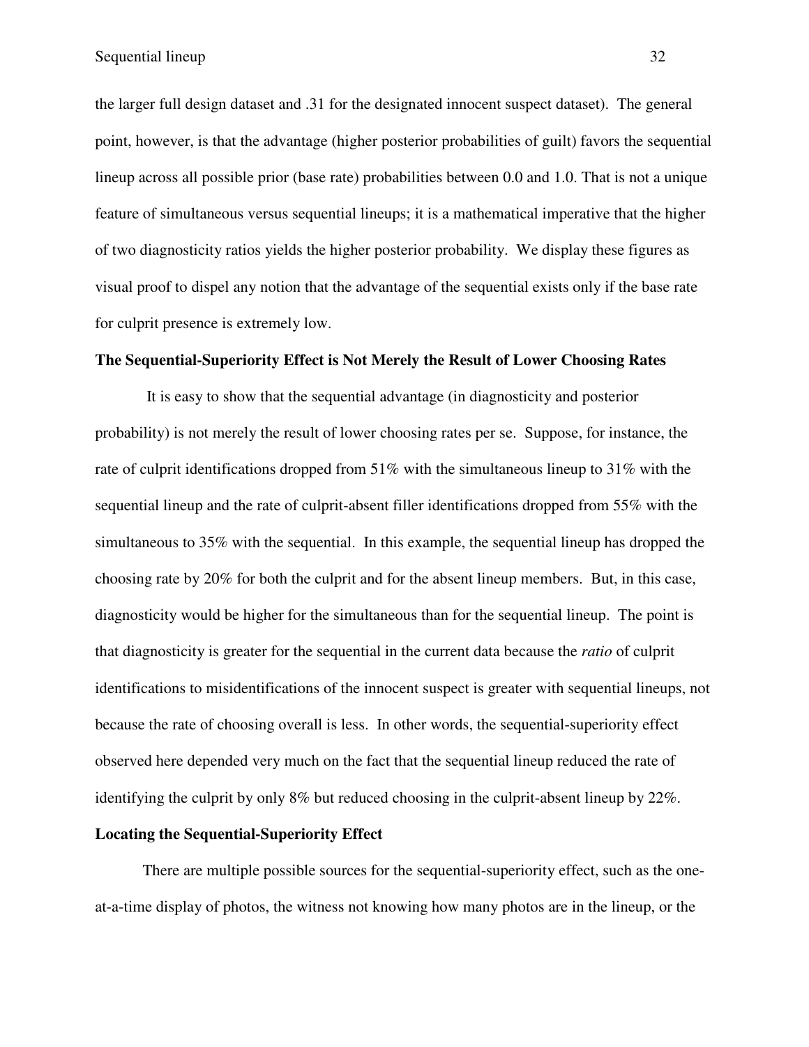the larger full design dataset and .31 for the designated innocent suspect dataset). The general point, however, is that the advantage (higher posterior probabilities of guilt) favors the sequential lineup across all possible prior (base rate) probabilities between 0.0 and 1.0. That is not a unique feature of simultaneous versus sequential lineups; it is a mathematical imperative that the higher of two diagnosticity ratios yields the higher posterior probability. We display these figures as visual proof to dispel any notion that the advantage of the sequential exists only if the base rate for culprit presence is extremely low.

**The Sequential-Superiority Effect is Not Merely the Result of Lower Choosing Rates**

It is easy to show that the sequential advantage (in diagnosticity and posterior probability) is not merely the result of lower choosing rates per se. Suppose, for instance, the rate of culprit identifications dropped from 51% with the simultaneous lineup to 31% with the sequential lineup and the rate of culprit-absent filler identifications dropped from 55% with the simultaneous to 35% with the sequential. In this example, the sequential lineup has dropped the choosing rate by 20% for both the culprit and for the absent lineup members. But, in this case, diagnosticity would be higher for the simultaneous than for the sequential lineup. The point is that diagnosticity is greater for the sequential in the current data because the *ratio* of culprit identifications to misidentifications of the innocent suspect is greater with sequential lineups, not because the rate of choosing overall is less. In other words, the sequential-superiority effect observed here depended very much on the fact that the sequential lineup reduced the rate of identifying the culprit by only 8% but reduced choosing in the culprit-absent lineup by 22%.

**Locating the Sequential-Superiority Effect**

There are multiple possible sources for the sequential-superiority effect, such as the one-at-a-time display of photos, the witness not knowing how many photos are in the lineup, or the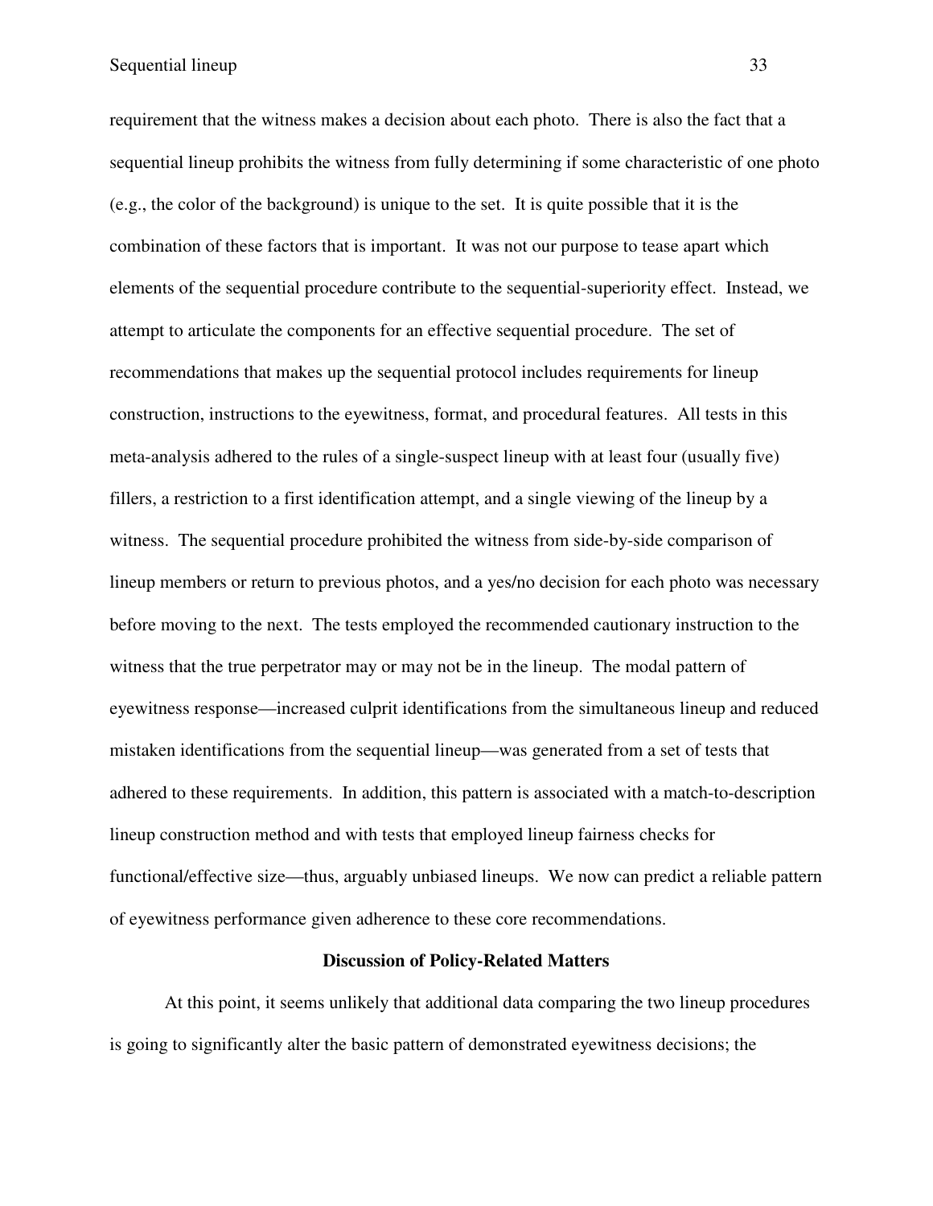requirement that the witness makes a decision about each photo. There is also the fact that a sequential lineup prohibits the witness from fully determining if some characteristic of one photo (e.g., the color of the background) is unique to the set. It is quite possible that it is the combination of these factors that is important. It was not our purpose to tease apart which elements of the sequential procedure contribute to the sequential-superiority effect. Instead, we attempt to articulate the components for an effective sequential procedure. The set of recommendations that makes up the sequential protocol includes requirements for lineup construction, instructions to the eyewitness, format, and procedural features. All tests in this meta-analysis adhered to the rules of a single-suspect lineup with at least four (usually five) fillers, a restriction to a first identification attempt, and a single viewing of the lineup by a witness. The sequential procedure prohibited the witness from side-by-side comparison of lineup members or return to previous photos, and a yes/no decision for each photo was necessary before moving to the next. The tests employed the recommended cautionary instruction to the witness that the true perpetrator may or may not be in the lineup. The modal pattern of eyewitness response—increased culprit identifications from the simultaneous lineup and reduced mistaken identifications from the sequential lineup—was generated from a set of tests that adhered to these requirements. In addition, this pattern is associated with a match-to-description lineup construction method and with tests that employed lineup fairness checks for functional/effective size—thus, arguably unbiased lineups. We now can predict a reliable pattern of eyewitness performance given adherence to these core recommendations.

## Discussion of Policy-Related Matters

At this point, it seems unlikely that additional data comparing the two lineup procedures is going to significantly alter the basic pattern of demonstrated eyewitness decisions; the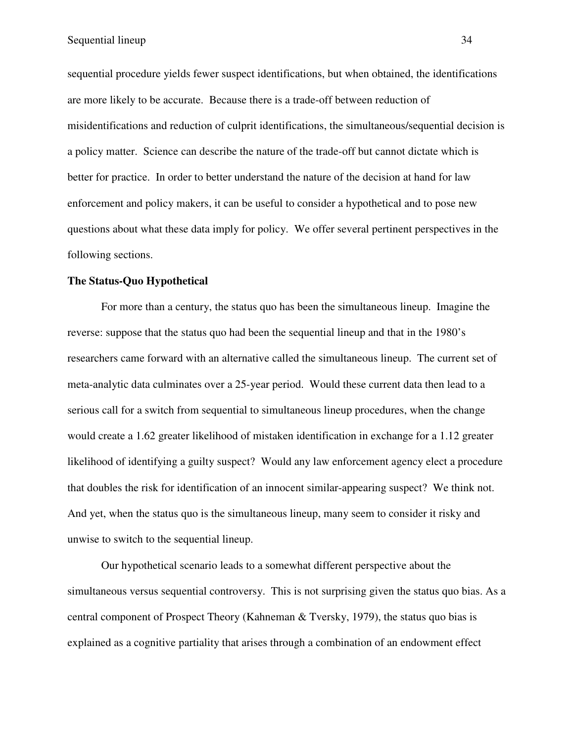sequential procedure yields fewer suspect identifications, but when obtained, the identifications are more likely to be accurate. Because there is a trade-off between reduction of misidentifications and reduction of culprit identifications, the simultaneous/sequential decision is a policy matter. Science can describe the nature of the trade-off but cannot dictate which is better for practice. In order to better understand the nature of the decision at hand for law enforcement and policy makers, it can be useful to consider a hypothetical and to pose new questions about what these data imply for policy. We offer several pertinent perspectives in the following sections.

**The Status-Quo Hypothetical**

For more than a century, the status quo has been the simultaneous lineup. Imagine the reverse: suppose that the status quo had been the sequential lineup and that in the 1980's researchers came forward with an alternative called the simultaneous lineup. The current set of meta-analytic data culminates over a 25-year period. Would these current data then lead to a serious call for a switch from sequential to simultaneous lineup procedures, when the change would create a 1.62 greater likelihood of mistaken identification in exchange for a 1.12 greater likelihood of identifying a guilty suspect? Would any law enforcement agency elect a procedure that doubles the risk for identification of an innocent similar-appearing suspect? We think not. And yet, when the status quo is the simultaneous lineup, many seem to consider it risky and unwise to switch to the sequential lineup.

Our hypothetical scenario leads to a somewhat different perspective about the simultaneous versus sequential controversy. This is not surprising given the status quo bias. As a central component of Prospect Theory (Kahneman & Tversky, 1979), the status quo bias is explained as a cognitive partiality that arises through a combination of an endowment effect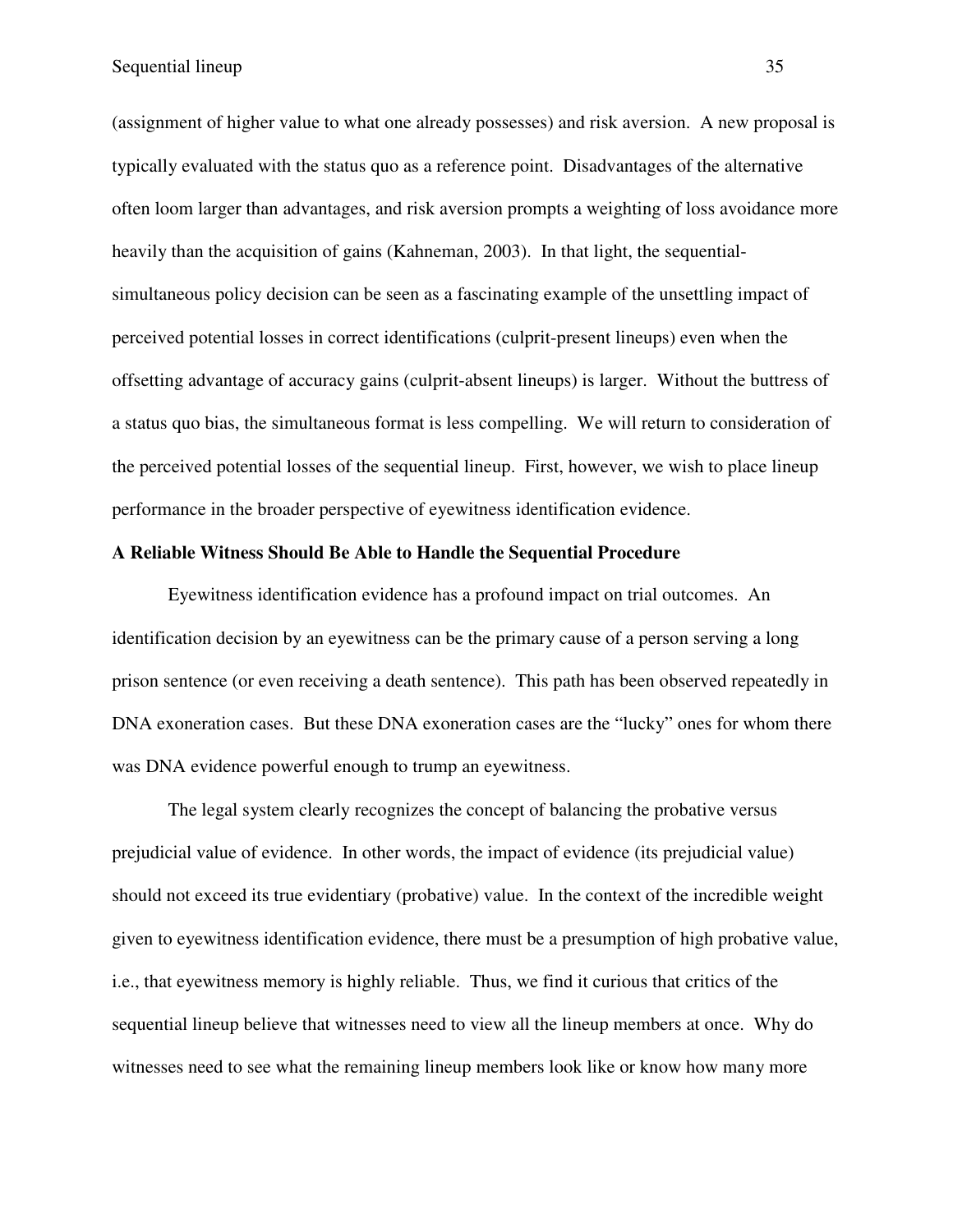(assignment of higher value to what one already possesses) and risk aversion. A new proposal is typically evaluated with the status quo as a reference point. Disadvantages of the alternative often loom larger than advantages, and risk aversion prompts a weighting of loss avoidance more heavily than the acquisition of gains (Kahneman, 2003). In that light, the sequential-simultaneous policy decision can be seen as a fascinating example of the unsettling impact of perceived potential losses in correct identifications (culprit-present lineups) even when the offsetting advantage of accuracy gains (culprit-absent lineups) is larger. Without the buttress of a status quo bias, the simultaneous format is less compelling. We will return to consideration of the perceived potential losses of the sequential lineup. First, however, we wish to place lineup performance in the broader perspective of eyewitness identification evidence.

**A Reliable Witness Should Be Able to Handle the Sequential Procedure**

Eyewitness identification evidence has a profound impact on trial outcomes. An identification decision by an eyewitness can be the primary cause of a person serving a long prison sentence (or even receiving a death sentence). This path has been observed repeatedly in DNA exoneration cases. But these DNA exoneration cases are the "lucky" ones for whom there was DNA evidence powerful enough to trump an eyewitness.

The legal system clearly recognizes the concept of balancing the probative versus prejudicial value of evidence. In other words, the impact of evidence (its prejudicial value) should not exceed its true evidentiary (probative) value. In the context of the incredible weight given to eyewitness identification evidence, there must be a presumption of high probative value, i.e., that eyewitness memory is highly reliable. Thus, we find it curious that critics of the sequential lineup believe that witnesses need to view all the lineup members at once. Why do witnesses need to see what the remaining lineup members look like or know how many more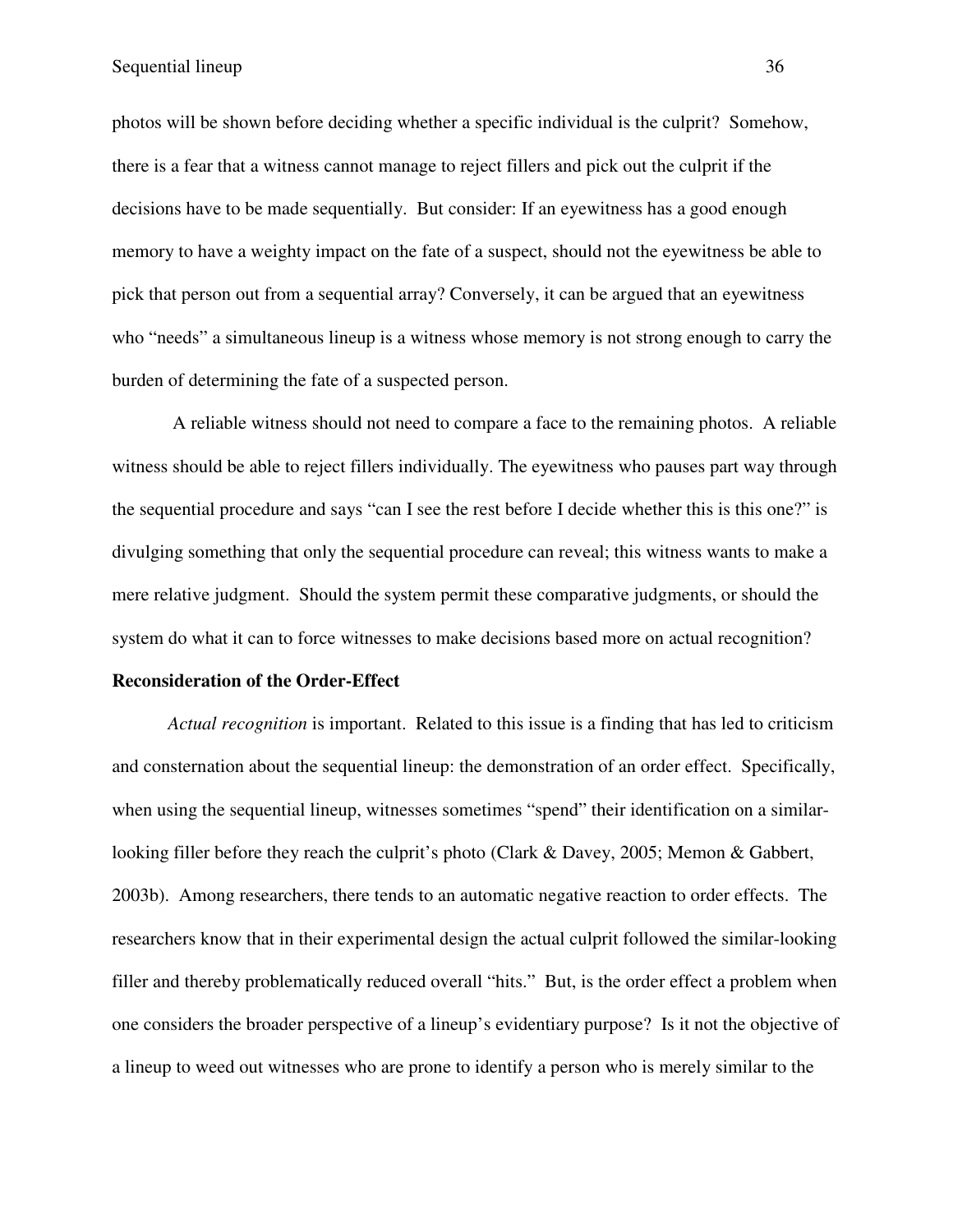photos will be shown before deciding whether a specific individual is the culprit? Somehow, there is a fear that a witness cannot manage to reject fillers and pick out the culprit if the decisions have to be made sequentially. But consider: If an eyewitness has a good enough memory to have a weighty impact on the fate of a suspect, should not the eyewitness be able to pick that person out from a sequential array? Conversely, it can be argued that an eyewitness who "needs" a simultaneous lineup is a witness whose memory is not strong enough to carry the burden of determining the fate of a suspected person.

A reliable witness should not need to compare a face to the remaining photos. A reliable witness should be able to reject fillers individually. The eyewitness who pauses part way through the sequential procedure and says "can I see the rest before I decide whether this is this one?" is divulging something that only the sequential procedure can reveal; this witness wants to make a mere relative judgment. Should the system permit these comparative judgments, or should the system do what it can to force witnesses to make decisions based more on actual recognition?

**Reconsideration of the Order-Effect**

*Actual recognition* is important. Related to this issue is a finding that has led to criticism and consternation about the sequential lineup: the demonstration of an order effect. Specifically, when using the sequential lineup, witnesses sometimes "spend" their identification on a similar-looking filler before they reach the culprit's photo (Clark & Davey, 2005; Memon & Gabbert, 2003b). Among researchers, there tends to an automatic negative reaction to order effects. The researchers know that in their experimental design the actual culprit followed the similar-looking filler and thereby problematically reduced overall "hits." But, is the order effect a problem when one considers the broader perspective of a lineup's evidentiary purpose? Is it not the objective of a lineup to weed out witnesses who are prone to identify a person who is merely similar to the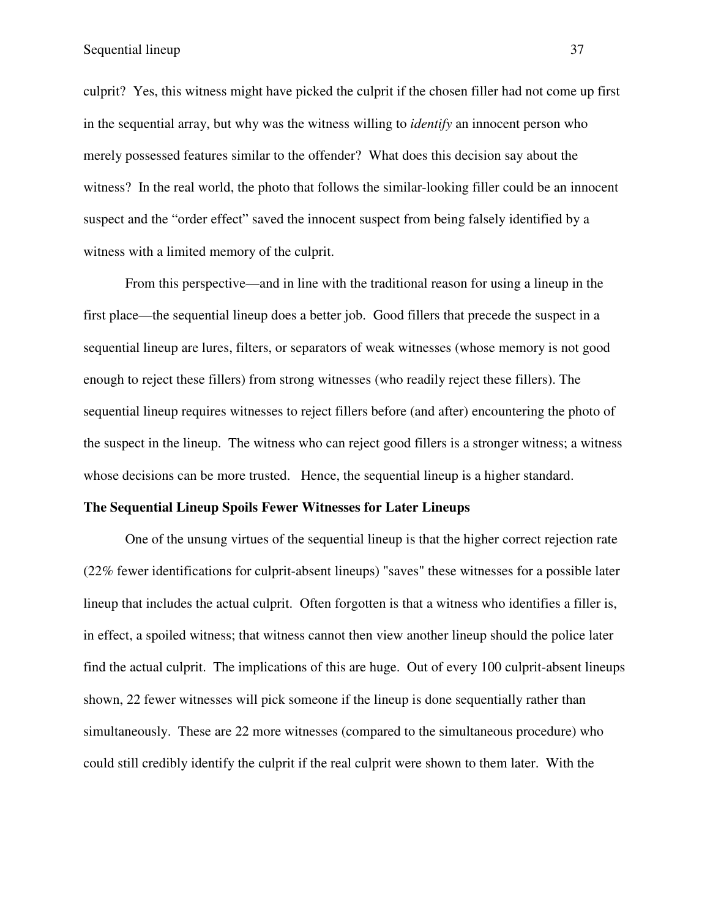culprit? Yes, this witness might have picked the culprit if the chosen filler had not come up first in the sequential array, but why was the witness willing to *identify* an innocent person who merely possessed features similar to the offender? What does this decision say about the witness? In the real world, the photo that follows the similar-looking filler could be an innocent suspect and the "order effect" saved the innocent suspect from being falsely identified by a witness with a limited memory of the culprit.

From this perspective—and in line with the traditional reason for using a lineup in the first place—the sequential lineup does a better job. Good fillers that precede the suspect in a sequential lineup are lures, filters, or separators of weak witnesses (whose memory is not good enough to reject these fillers) from strong witnesses (who readily reject these fillers). The sequential lineup requires witnesses to reject fillers before (and after) encountering the photo of the suspect in the lineup. The witness who can reject good fillers is a stronger witness; a witness whose decisions can be more trusted. Hence, the sequential lineup is a higher standard.

**The Sequential Lineup Spoils Fewer Witnesses for Later Lineups**

One of the unsung virtues of the sequential lineup is that the higher correct rejection rate (22% fewer identifications for culprit-absent lineups) "saves" these witnesses for a possible later lineup that includes the actual culprit. Often forgotten is that a witness who identifies a filler is, in effect, a spoiled witness; that witness cannot then view another lineup should the police later find the actual culprit. The implications of this are huge. Out of every 100 culprit-absent lineups shown, 22 fewer witnesses will pick someone if the lineup is done sequentially rather than simultaneously. These are 22 more witnesses (compared to the simultaneous procedure) who could still credibly identify the culprit if the real culprit were shown to them later. With the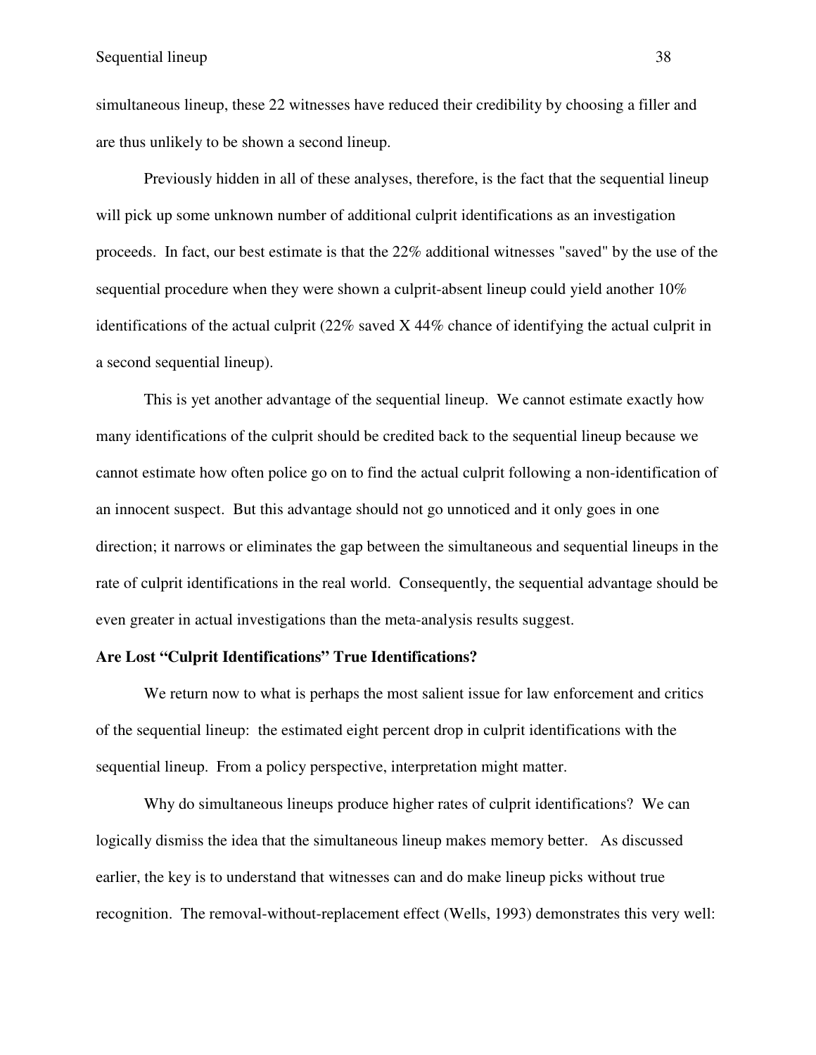simultaneous lineup, these 22 witnesses have reduced their credibility by choosing a filler and are thus unlikely to be shown a second lineup.

Previously hidden in all of these analyses, therefore, is the fact that the sequential lineup will pick up some unknown number of additional culprit identifications as an investigation proceeds. In fact, our best estimate is that the 22% additional witnesses "saved" by the use of the sequential procedure when they were shown a culprit-absent lineup could yield another 10% identifications of the actual culprit (22% saved X 44% chance of identifying the actual culprit in a second sequential lineup).

This is yet another advantage of the sequential lineup. We cannot estimate exactly how many identifications of the culprit should be credited back to the sequential lineup because we cannot estimate how often police go on to find the actual culprit following a non-identification of an innocent suspect. But this advantage should not go unnoticed and it only goes in one direction; it narrows or eliminates the gap between the simultaneous and sequential lineups in the rate of culprit identifications in the real world. Consequently, the sequential advantage should be even greater in actual investigations than the meta-analysis results suggest.

**Are Lost "Culprit Identifications" True Identifications?**

We return now to what is perhaps the most salient issue for law enforcement and critics of the sequential lineup: the estimated eight percent drop in culprit identifications with the sequential lineup. From a policy perspective, interpretation might matter.

Why do simultaneous lineups produce higher rates of culprit identifications? We can logically dismiss the idea that the simultaneous lineup makes memory better. As discussed earlier, the key is to understand that witnesses can and do make lineup picks without true recognition. The removal-without-replacement effect (Wells, 1993) demonstrates this very well: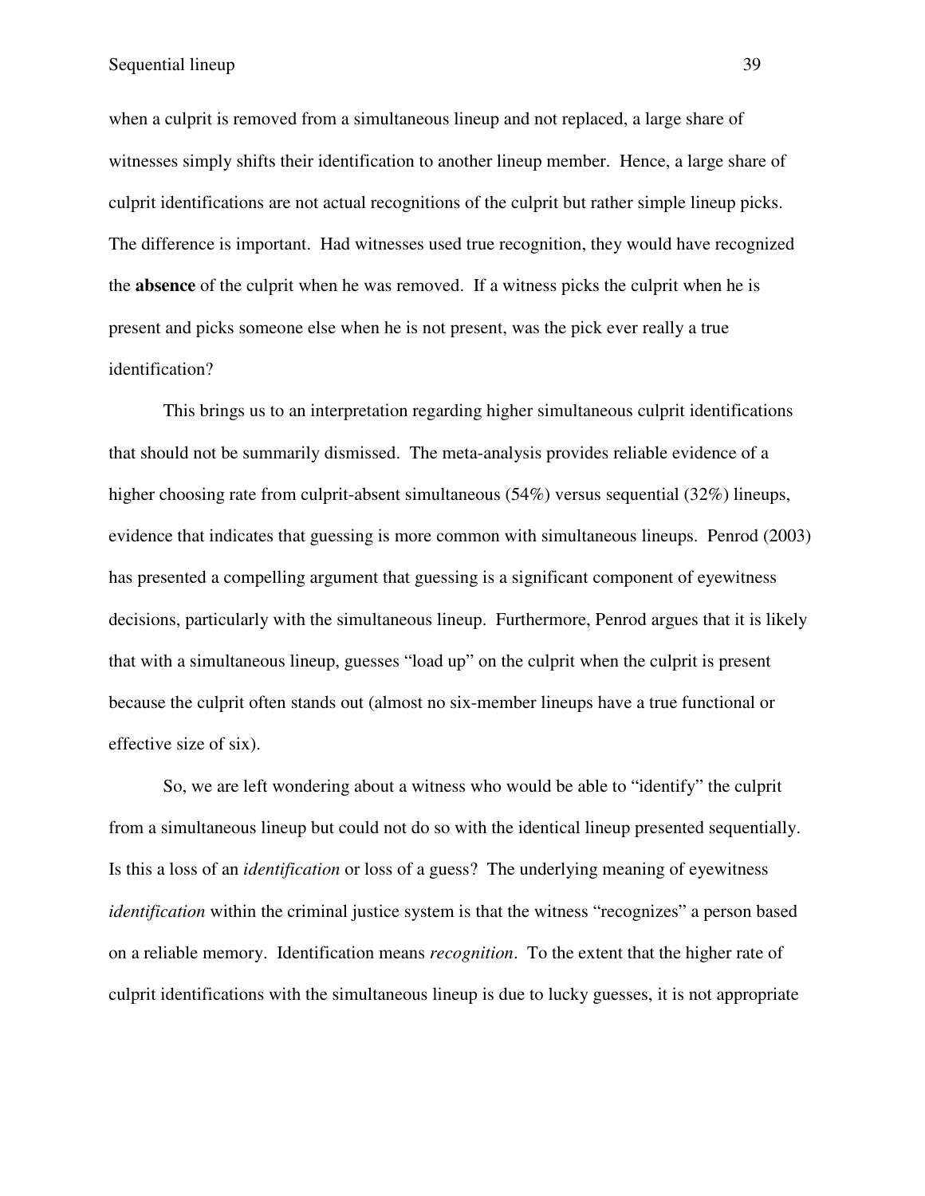when a culprit is removed from a simultaneous lineup and not replaced, a large share of witnesses simply shifts their identification to another lineup member. Hence, a large share of culprit identifications are not actual recognitions of the culprit but rather simple lineup picks. The difference is important. Had witnesses used true recognition, they would have recognized the **absence** of the culprit when he was removed. If a witness picks the culprit when he is present and picks someone else when he is not present, was the pick ever really a true identification?

This brings us to an interpretation regarding higher simultaneous culprit identifications that should not be summarily dismissed. The meta-analysis provides reliable evidence of a higher choosing rate from culprit-absent simultaneous (54%) versus sequential (32%) lineups, evidence that indicates that guessing is more common with simultaneous lineups. Penrod (2003) has presented a compelling argument that guessing is a significant component of eyewitness decisions, particularly with the simultaneous lineup. Furthermore, Penrod argues that it is likely that with a simultaneous lineup, guesses "load up" on the culprit when the culprit is present because the culprit often stands out (almost no six-member lineups have a true functional or effective size of six).

So, we are left wondering about a witness who would be able to "identify" the culprit from a simultaneous lineup but could not do so with the identical lineup presented sequentially. Is this a loss of an *identification* or loss of a guess? The underlying meaning of eyewitness *identification* within the criminal justice system is that the witness "recognizes" a person based on a reliable memory. Identification means *recognition*. To the extent that the higher rate of culprit identifications with the simultaneous lineup is due to lucky guesses, it is not appropriate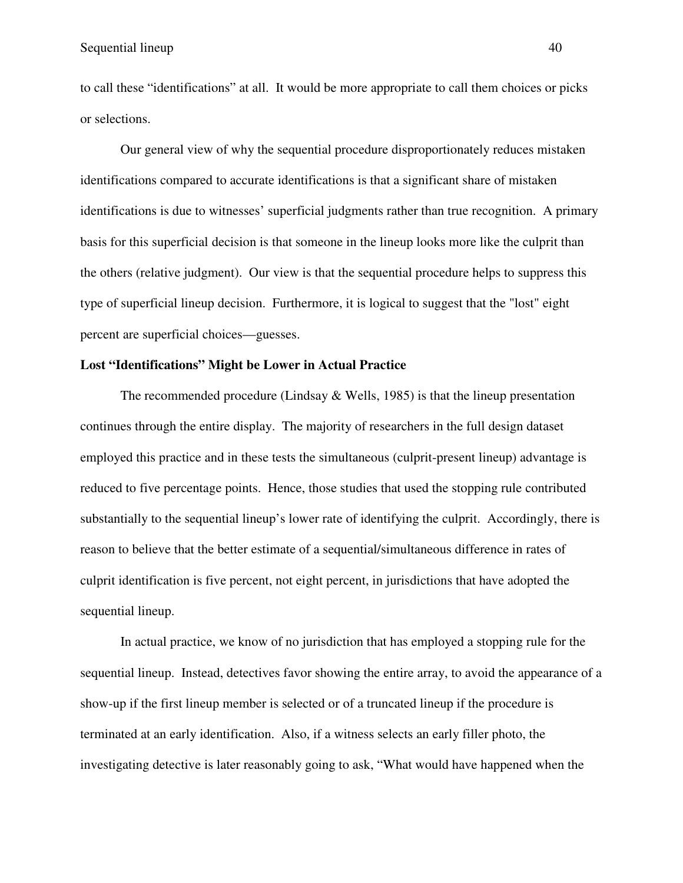to call these “identifications” at all. It would be more appropriate to call them choices or picks or selections.

Our general view of why the sequential procedure disproportionately reduces mistaken identifications compared to accurate identifications is that a significant share of mistaken identifications is due to witnesses’ superficial judgments rather than true recognition. A primary basis for this superficial decision is that someone in the lineup looks more like the culprit than the others (relative judgment). Our view is that the sequential procedure helps to suppress this type of superficial lineup decision. Furthermore, it is logical to suggest that the "lost" eight percent are superficial choices—guesses.

**Lost “Identifications” Might be Lower in Actual Practice**

The recommended procedure (Lindsay & Wells, 1985) is that the lineup presentation continues through the entire display. The majority of researchers in the full design dataset employed this practice and in these tests the simultaneous (culprit-present lineup) advantage is reduced to five percentage points. Hence, those studies that used the stopping rule contributed substantially to the sequential lineup’s lower rate of identifying the culprit. Accordingly, there is reason to believe that the better estimate of a sequential/simultaneous difference in rates of culprit identification is five percent, not eight percent, in jurisdictions that have adopted the sequential lineup.

In actual practice, we know of no jurisdiction that has employed a stopping rule for the sequential lineup. Instead, detectives favor showing the entire array, to avoid the appearance of a show-up if the first lineup member is selected or of a truncated lineup if the procedure is terminated at an early identification. Also, if a witness selects an early filler photo, the investigating detective is later reasonably going to ask, “What would have happened when the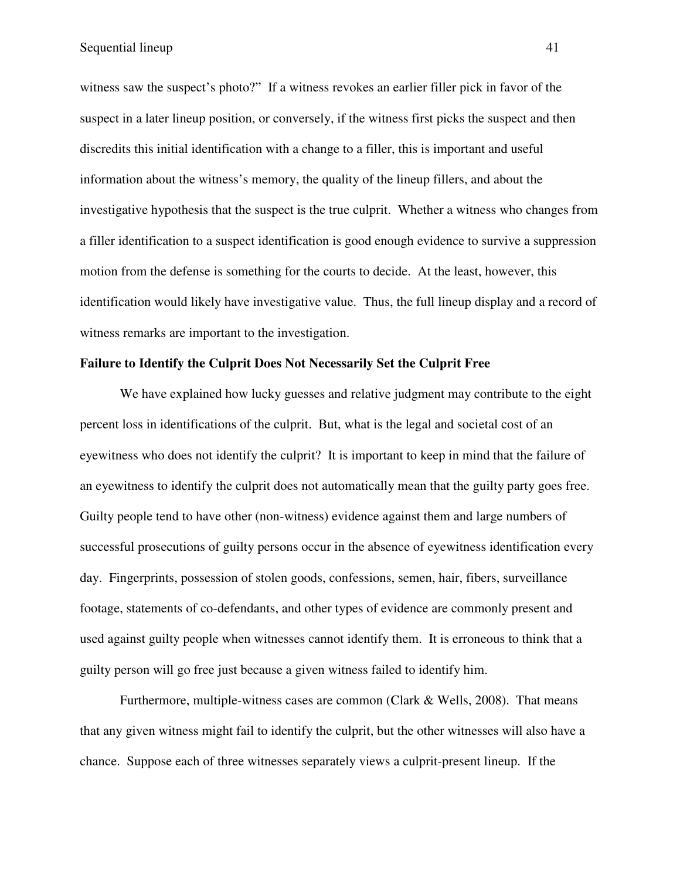witness saw the suspect's photo?" If a witness revokes an earlier filler pick in favor of the suspect in a later lineup position, or conversely, if the witness first picks the suspect and then discredits this initial identification with a change to a filler, this is important and useful information about the witness's memory, the quality of the lineup fillers, and about the investigative hypothesis that the suspect is the true culprit. Whether a witness who changes from a filler identification to a suspect identification is good enough evidence to survive a suppression motion from the defense is something for the courts to decide. At the least, however, this identification would likely have investigative value. Thus, the full lineup display and a record of witness remarks are important to the investigation.

**Failure to Identify the Culprit Does Not Necessarily Set the Culprit Free**

We have explained how lucky guesses and relative judgment may contribute to the eight percent loss in identifications of the culprit. But, what is the legal and societal cost of an eyewitness who does not identify the culprit? It is important to keep in mind that the failure of an eyewitness to identify the culprit does not automatically mean that the guilty party goes free. Guilty people tend to have other (non-witness) evidence against them and large numbers of successful prosecutions of guilty persons occur in the absence of eyewitness identification every day. Fingerprints, possession of stolen goods, confessions, semen, hair, fibers, surveillance footage, statements of co-defendants, and other types of evidence are commonly present and used against guilty people when witnesses cannot identify them. It is erroneous to think that a guilty person will go free just because a given witness failed to identify him.

Furthermore, multiple-witness cases are common (Clark & Wells, 2008). That means that any given witness might fail to identify the culprit, but the other witnesses will also have a chance. Suppose each of three witnesses separately views a culprit-present lineup. If the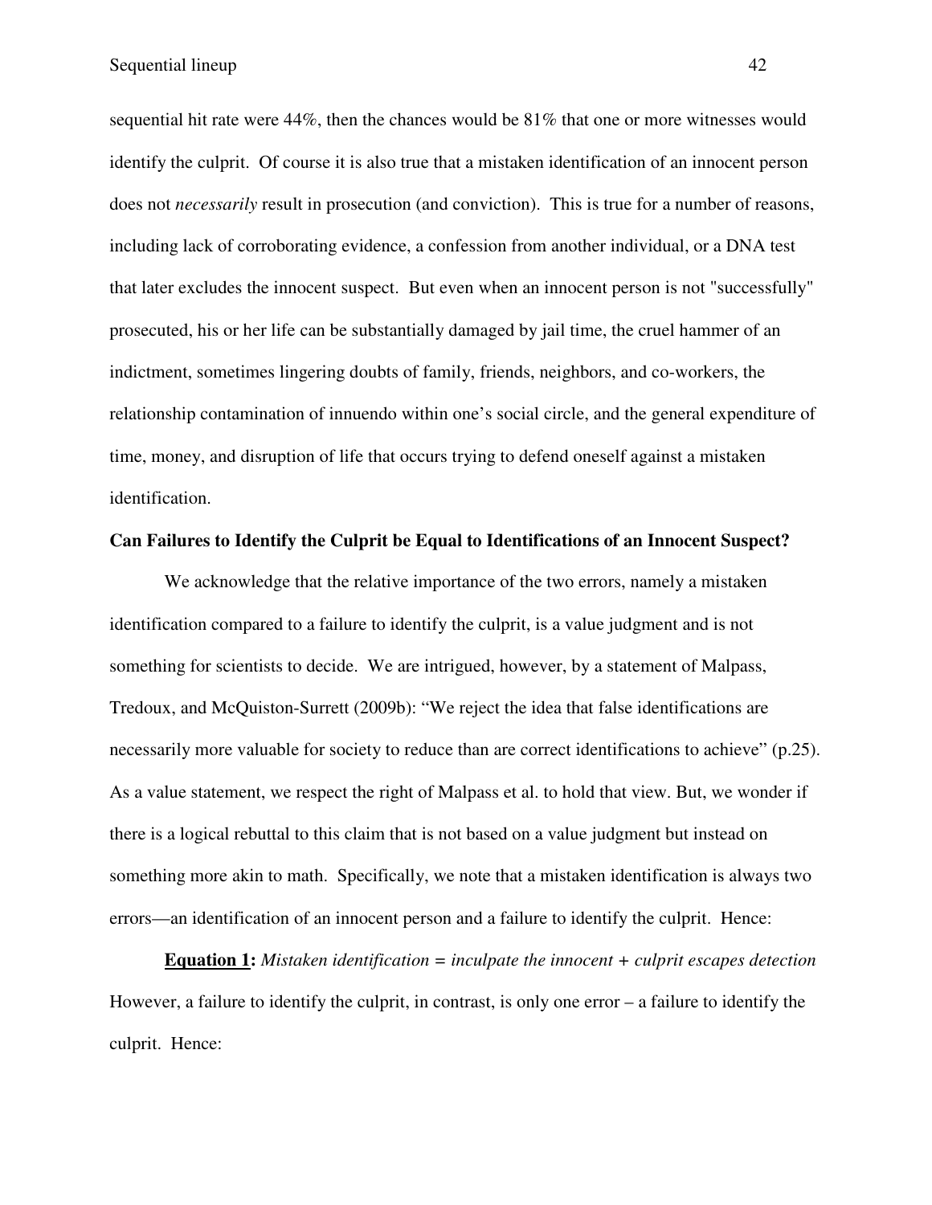sequential hit rate were 44%, then the chances would be 81% that one or more witnesses would identify the culprit. Of course it is also true that a mistaken identification of an innocent person does not *necessarily* result in prosecution (and conviction). This is true for a number of reasons, including lack of corroborating evidence, a confession from another individual, or a DNA test that later excludes the innocent suspect. But even when an innocent person is not "successfully" prosecuted, his or her life can be substantially damaged by jail time, the cruel hammer of an indictment, sometimes lingering doubts of family, friends, neighbors, and co-workers, the relationship contamination of innuendo within one's social circle, and the general expenditure of time, money, and disruption of life that occurs trying to defend oneself against a mistaken identification.

**Can Failures to Identify the Culprit be Equal to Identifications of an Innocent Suspect?**

We acknowledge that the relative importance of the two errors, namely a mistaken identification compared to a failure to identify the culprit, is a value judgment and is not something for scientists to decide. We are intrigued, however, by a statement of Malpass, Tredoux, and McQuiston-Surrett (2009b): "We reject the idea that false identifications are necessarily more valuable for society to reduce than are correct identifications to achieve" (p.25). As a value statement, we respect the right of Malpass et al. to hold that view. But, we wonder if there is a logical rebuttal to this claim that is not based on a value judgment but instead on something more akin to math. Specifically, we note that a mistaken identification is always two errors—an identification of an innocent person and a failure to identify the culprit. Hence:

**Equation 1:** *Mistaken identification = inculpate the innocent + culprit escapes detection*

However, a failure to identify the culprit, in contrast, is only one error – a failure to identify the culprit. Hence: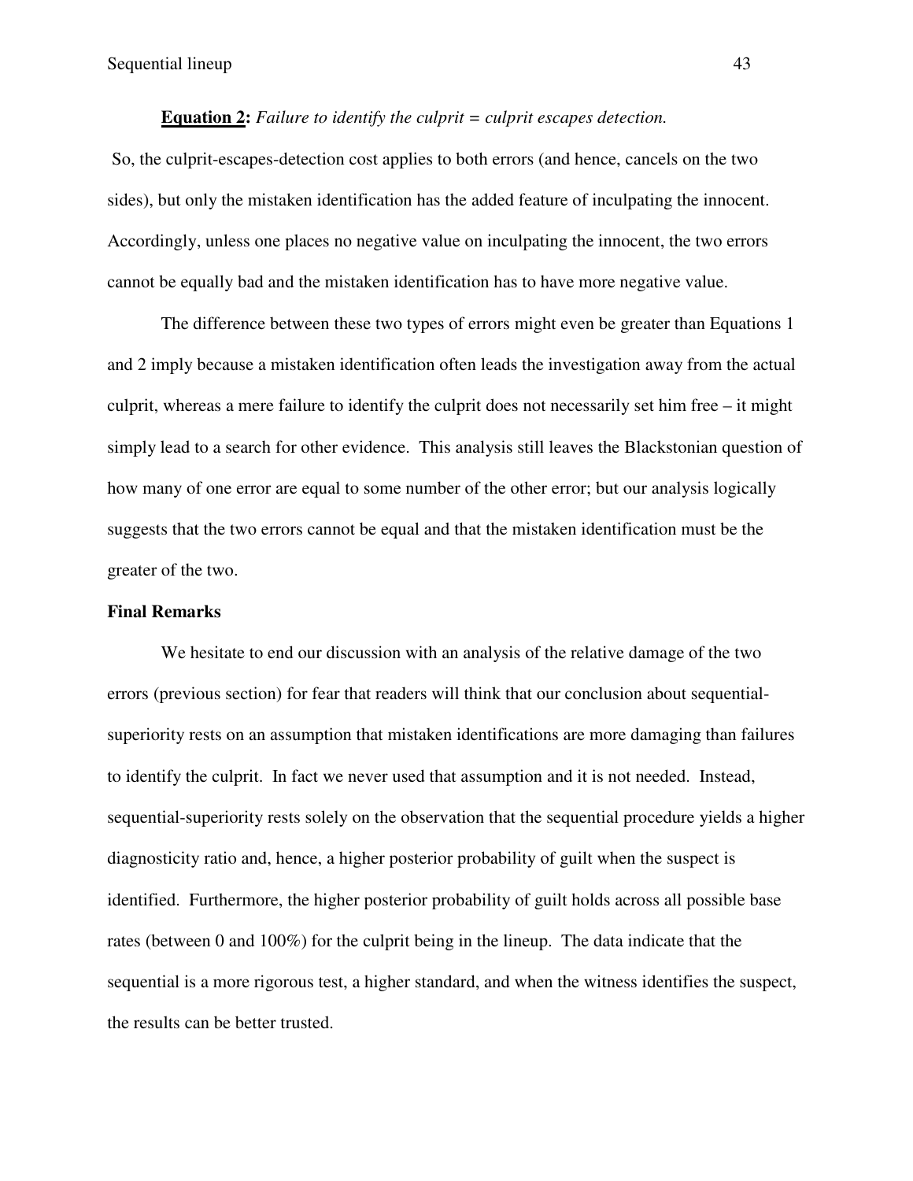**Equation 2:** *Failure to identify the culprit = culprit escapes detection.*

So, the culprit-escapes-detection cost applies to both errors (and hence, cancels on the two sides), but only the mistaken identification has the added feature of inculpating the innocent. Accordingly, unless one places no negative value on inculpating the innocent, the two errors cannot be equally bad and the mistaken identification has to have more negative value.

The difference between these two types of errors might even be greater than Equations 1 and 2 imply because a mistaken identification often leads the investigation away from the actual culprit, whereas a mere failure to identify the culprit does not necessarily set him free – it might simply lead to a search for other evidence. This analysis still leaves the Blackstonian question of how many of one error are equal to some number of the other error; but our analysis logically suggests that the two errors cannot be equal and that the mistaken identification must be the greater of the two.

**Final Remarks**

We hesitate to end our discussion with an analysis of the relative damage of the two errors (previous section) for fear that readers will think that our conclusion about sequential-superiority rests on an assumption that mistaken identifications are more damaging than failures to identify the culprit. In fact we never used that assumption and it is not needed. Instead, sequential-superiority rests solely on the observation that the sequential procedure yields a higher diagnosticity ratio and, hence, a higher posterior probability of guilt when the suspect is identified. Furthermore, the higher posterior probability of guilt holds across all possible base rates (between 0 and 100%) for the culprit being in the lineup. The data indicate that the sequential is a more rigorous test, a higher standard, and when the witness identifies the suspect, the results can be better trusted.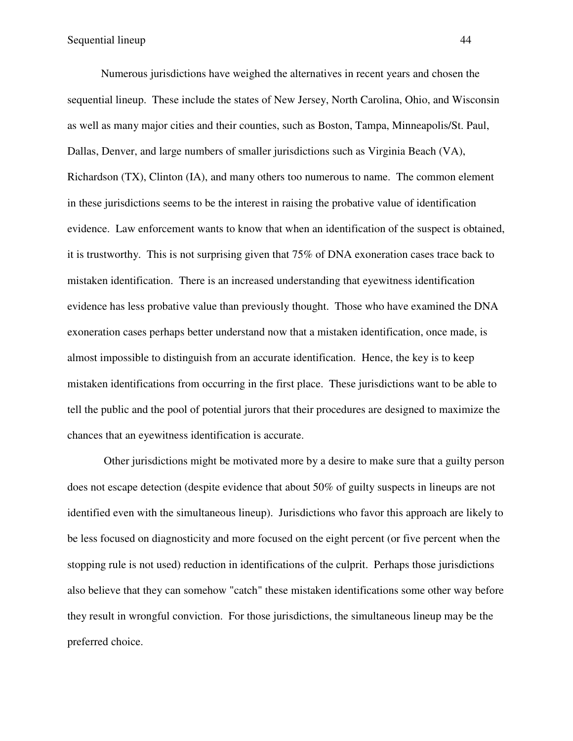Numerous jurisdictions have weighed the alternatives in recent years and chosen the sequential lineup. These include the states of New Jersey, North Carolina, Ohio, and Wisconsin as well as many major cities and their counties, such as Boston, Tampa, Minneapolis/St. Paul, Dallas, Denver, and large numbers of smaller jurisdictions such as Virginia Beach (VA), Richardson (TX), Clinton (IA), and many others too numerous to name. The common element in these jurisdictions seems to be the interest in raising the probative value of identification evidence. Law enforcement wants to know that when an identification of the suspect is obtained, it is trustworthy. This is not surprising given that 75% of DNA exoneration cases trace back to mistaken identification. There is an increased understanding that eyewitness identification evidence has less probative value than previously thought. Those who have examined the DNA exoneration cases perhaps better understand now that a mistaken identification, once made, is almost impossible to distinguish from an accurate identification. Hence, the key is to keep mistaken identifications from occurring in the first place. These jurisdictions want to be able to tell the public and the pool of potential jurors that their procedures are designed to maximize the chances that an eyewitness identification is accurate.

Other jurisdictions might be motivated more by a desire to make sure that a guilty person does not escape detection (despite evidence that about 50% of guilty suspects in lineups are not identified even with the simultaneous lineup). Jurisdictions who favor this approach are likely to be less focused on diagnosticity and more focused on the eight percent (or five percent when the stopping rule is not used) reduction in identifications of the culprit. Perhaps those jurisdictions also believe that they can somehow "catch" these mistaken identifications some other way before they result in wrongful conviction. For those jurisdictions, the simultaneous lineup may be the preferred choice.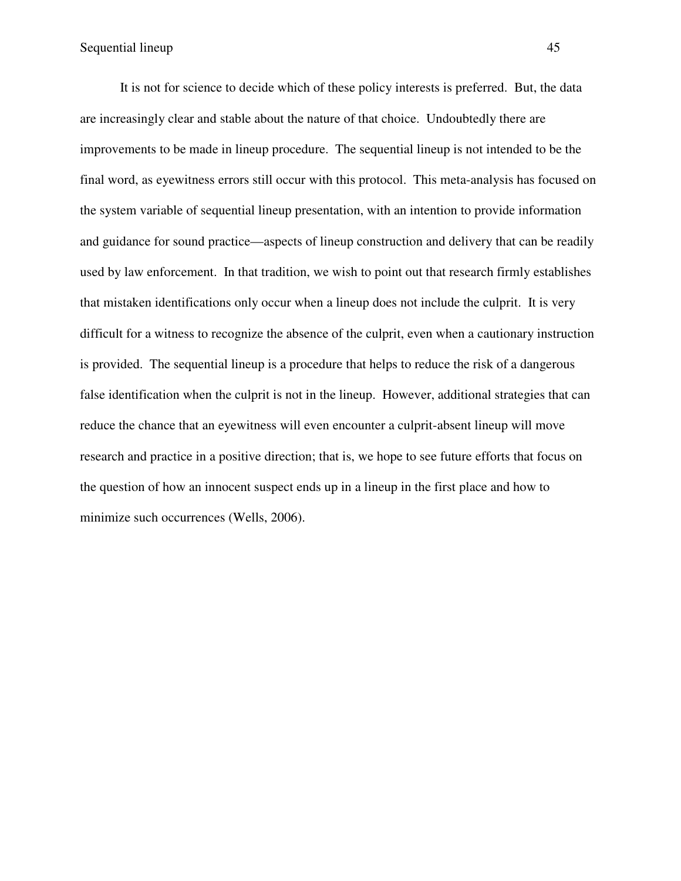It is not for science to decide which of these policy interests is preferred. But, the data are increasingly clear and stable about the nature of that choice. Undoubtedly there are improvements to be made in lineup procedure. The sequential lineup is not intended to be the final word, as eyewitness errors still occur with this protocol. This meta-analysis has focused on the system variable of sequential lineup presentation, with an intention to provide information and guidance for sound practice—aspects of lineup construction and delivery that can be readily used by law enforcement. In that tradition, we wish to point out that research firmly establishes that mistaken identifications only occur when a lineup does not include the culprit. It is very difficult for a witness to recognize the absence of the culprit, even when a cautionary instruction is provided. The sequential lineup is a procedure that helps to reduce the risk of a dangerous false identification when the culprit is not in the lineup. However, additional strategies that can reduce the chance that an eyewitness will even encounter a culprit-absent lineup will move research and practice in a positive direction; that is, we hope to see future efforts that focus on the question of how an innocent suspect ends up in a lineup in the first place and how to minimize such occurrences (Wells, 2006).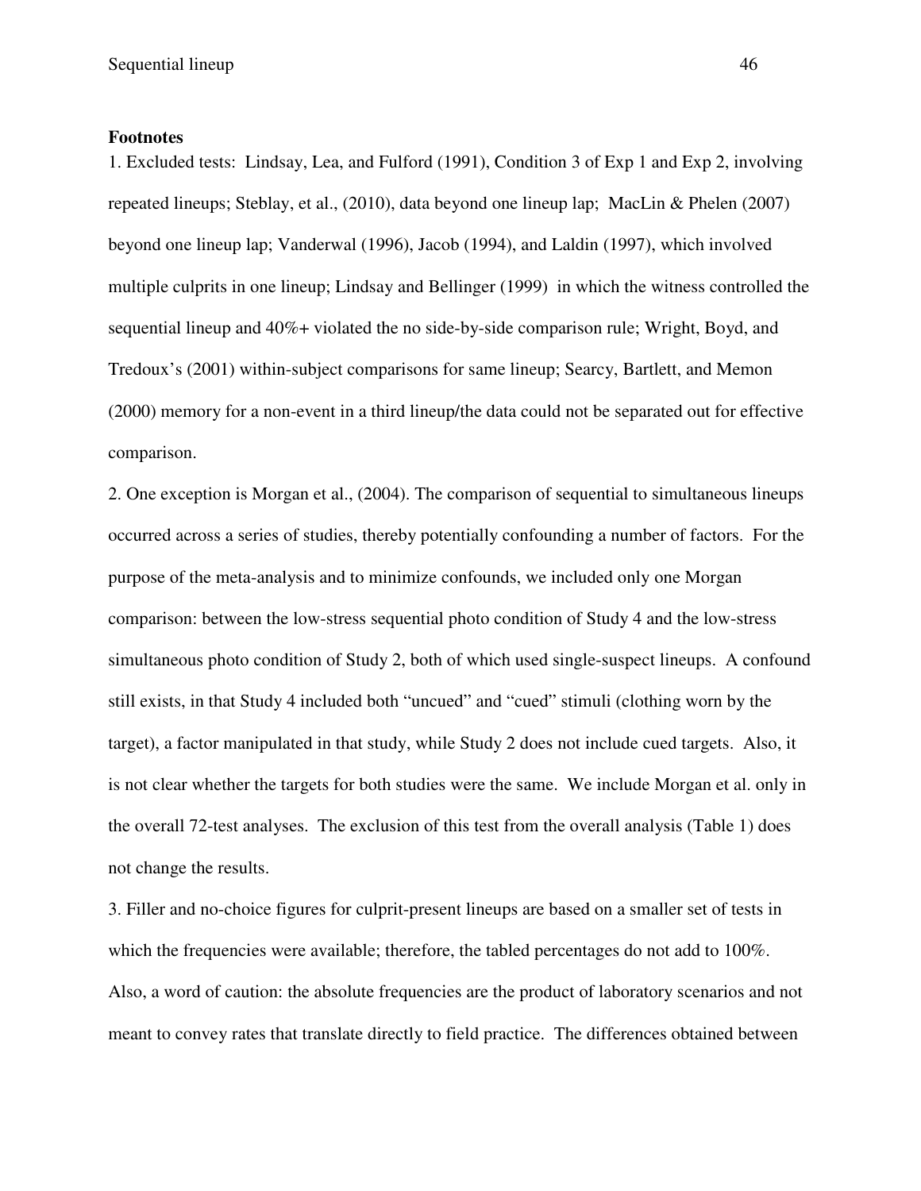**Footnotes**

1. Excluded tests: Lindsay, Lea, and Fulford (1991), Condition 3 of Exp 1 and Exp 2, involving repeated lineups; Steblay, et al., (2010), data beyond one lineup lap; MacLin & Phelen (2007) beyond one lineup lap; Vanderwal (1996), Jacob (1994), and Laldin (1997), which involved multiple culprits in one lineup; Lindsay and Bellinger (1999) in which the witness controlled the sequential lineup and 40%+ violated the no side-by-side comparison rule; Wright, Boyd, and Tredoux's (2001) within-subject comparisons for same lineup; Searcy, Bartlett, and Memon (2000) memory for a non-event in a third lineup/the data could not be separated out for effective comparison.

2. One exception is Morgan et al., (2004). The comparison of sequential to simultaneous lineups occurred across a series of studies, thereby potentially confounding a number of factors. For the purpose of the meta-analysis and to minimize confounds, we included only one Morgan comparison: between the low-stress sequential photo condition of Study 4 and the low-stress simultaneous photo condition of Study 2, both of which used single-suspect lineups. A confound still exists, in that Study 4 included both "uncued" and "cued" stimuli (clothing worn by the target), a factor manipulated in that study, while Study 2 does not include cued targets. Also, it is not clear whether the targets for both studies were the same. We include Morgan et al. only in the overall 72-test analyses. The exclusion of this test from the overall analysis (Table 1) does not change the results.

3. Filler and no-choice figures for culprit-present lineups are based on a smaller set of tests in which the frequencies were available; therefore, the tabled percentages do not add to 100%. Also, a word of caution: the absolute frequencies are the product of laboratory scenarios and not meant to convey rates that translate directly to field practice. The differences obtained between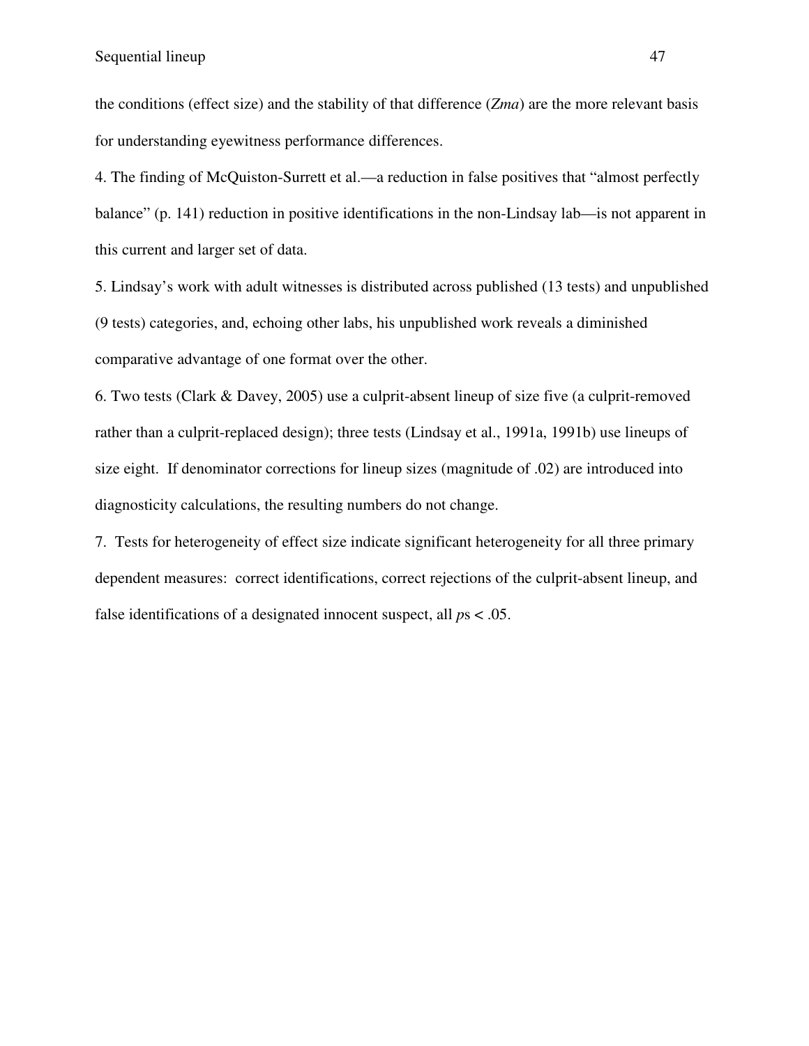the conditions (effect size) and the stability of that difference (*Zma*) are the more relevant basis for understanding eyewitness performance differences.

4. The finding of McQuiston-Surrett et al.—a reduction in false positives that "almost perfectly balance" (p. 141) reduction in positive identifications in the non-Lindsay lab—is not apparent in this current and larger set of data.

5. Lindsay's work with adult witnesses is distributed across published (13 tests) and unpublished (9 tests) categories, and, echoing other labs, his unpublished work reveals a diminished comparative advantage of one format over the other.

6. Two tests (Clark & Davey, 2005) use a culprit-absent lineup of size five (a culprit-removed rather than a culprit-replaced design); three tests (Lindsay et al., 1991a, 1991b) use lineups of size eight. If denominator corrections for lineup sizes (magnitude of .02) are introduced into diagnosticity calculations, the resulting numbers do not change.

7. Tests for heterogeneity of effect size indicate significant heterogeneity for all three primary dependent measures: correct identifications, correct rejections of the culprit-absent lineup, and false identifications of a designated innocent suspect, all *p*s $< .05$.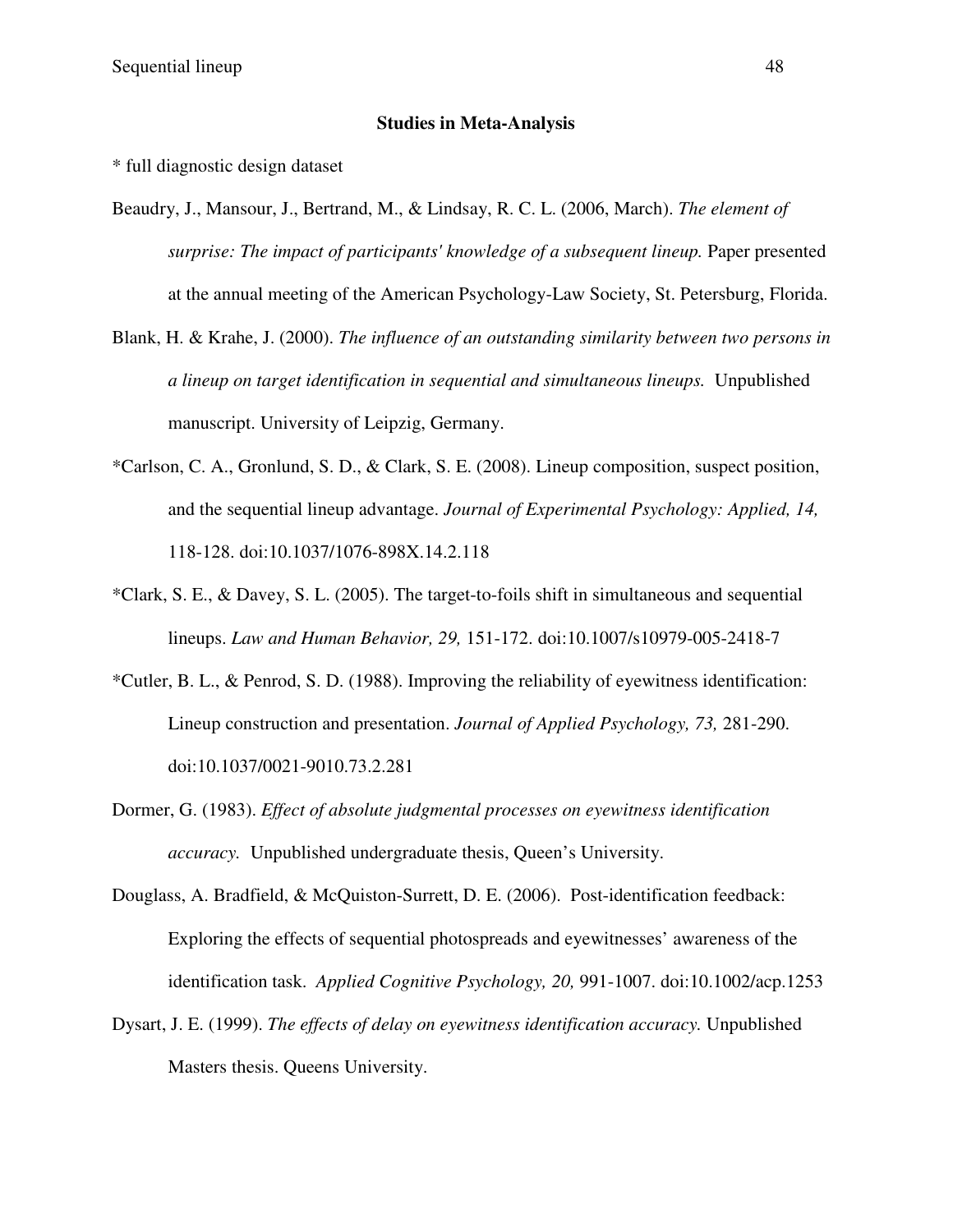## Studies in Meta-Analysis

* full diagnostic design dataset

Beaudry, J., Mansour, J., Bertrand, M., & Lindsay, R. C. L. (2006, March). *The element of surprise: The impact of participants' knowledge of a subsequent lineup.* Paper presented at the annual meeting of the American Psychology-Law Society, St. Petersburg, Florida.

Blank, H. & Krahe, J. (2000). *The influence of an outstanding similarity between two persons in a lineup on target identification in sequential and simultaneous lineups.* Unpublished manuscript. University of Leipzig, Germany.

*Carlson, C. A., Gronlund, S. D., & Clark, S. E. (2008). Lineup composition, suspect position, and the sequential lineup advantage. *Journal of Experimental Psychology: Applied, 14,* 118-128. doi:10.1037/1076-898X.14.2.118

*Clark, S. E., & Davey, S. L. (2005). The target-to-foils shift in simultaneous and sequential lineups. *Law and Human Behavior, 29,* 151-172. doi:10.1007/s10979-005-2418-7

*Cutler, B. L., & Penrod, S. D. (1988). Improving the reliability of eyewitness identification: Lineup construction and presentation. *Journal of Applied Psychology, 73,* 281-290. doi:10.1037/0021-9010.73.2.281

Dormer, G. (1983). *Effect of absolute judgmental processes on eyewitness identification accuracy.* Unpublished undergraduate thesis, Queen's University.

Douglass, A. Bradfield, & McQuiston-Surrett, D. E. (2006). Post-identification feedback: Exploring the effects of sequential photospreads and eyewitnesses' awareness of the identification task. *Applied Cognitive Psychology, 20,* 991-1007. doi:10.1002/acp.1253

Dysart, J. E. (1999). *The effects of delay on eyewitness identification accuracy.* Unpublished Masters thesis. Queens University.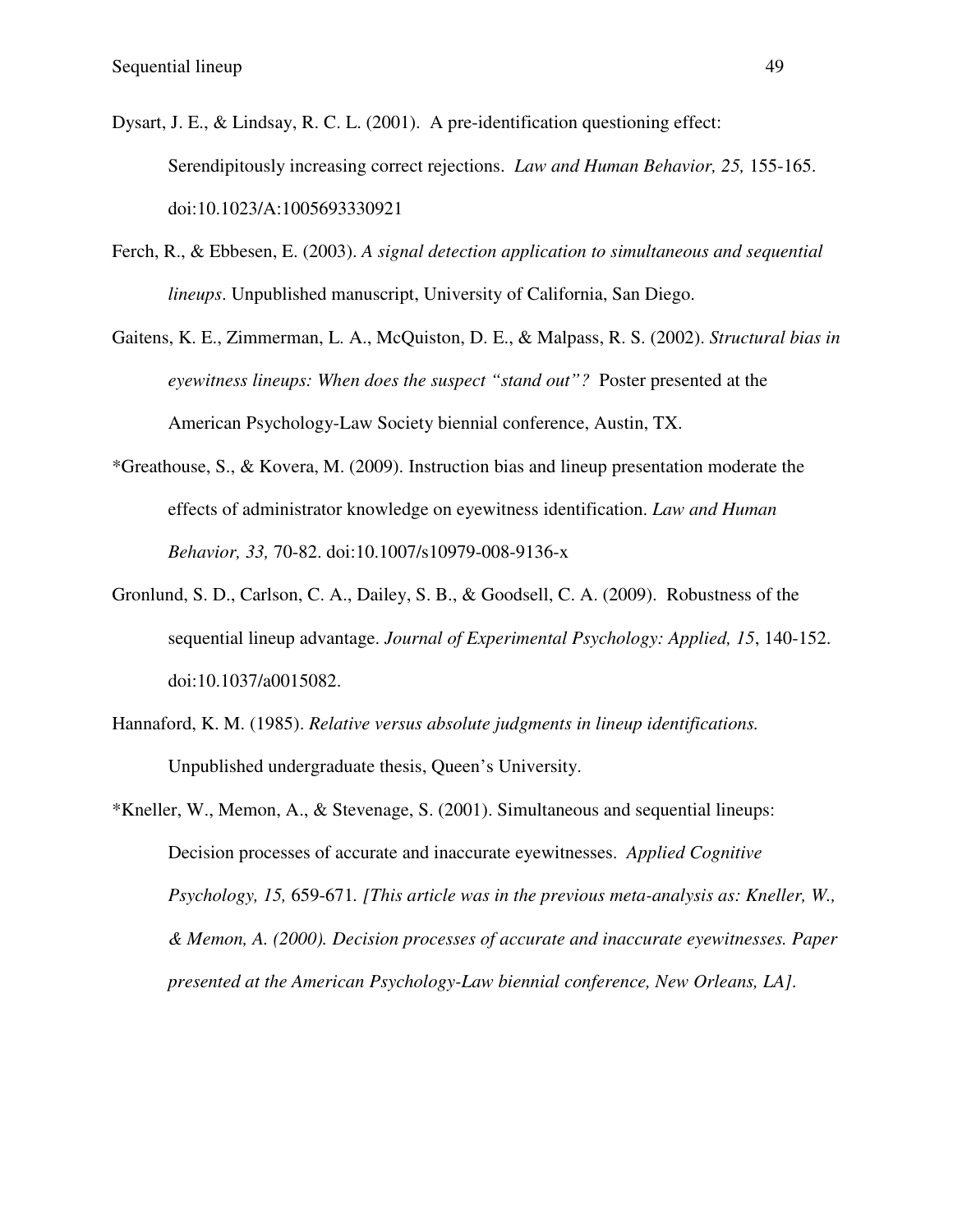Dysart, J. E., & Lindsay, R. C. L. (2001). A pre-identification questioning effect: Serendipitously increasing correct rejections. *Law and Human Behavior, 25,* 155-165. doi:10.1023/A:1005693330921

Ferch, R., & Ebbesen, E. (2003). *A signal detection application to simultaneous and sequential lineups*. Unpublished manuscript, University of California, San Diego.

Gaitens, K. E., Zimmerman, L. A., McQuiston, D. E., & Malpass, R. S. (2002). *Structural bias in eyewitness lineups: When does the suspect "stand out"?* Poster presented at the American Psychology-Law Society biennial conference, Austin, TX.

*Greathouse, S., & Kovera, M. (2009). Instruction bias and lineup presentation moderate the effects of administrator knowledge on eyewitness identification. *Law and Human Behavior, 33,* 70-82. doi:10.1007/s10979-008-9136-x

Gronlund, S. D., Carlson, C. A., Dailey, S. B., & Goodsell, C. A. (2009). Robustness of the sequential lineup advantage. *Journal of Experimental Psychology: Applied, 15*, 140-152. doi:10.1037/a0015082.

Hannaford, K. M. (1985). *Relative versus absolute judgments in lineup identifications.* Unpublished undergraduate thesis, Queen's University.

*Kneller, W., Memon, A., & Stevenage, S. (2001). Simultaneous and sequential lineups: Decision processes of accurate and inaccurate eyewitnesses. *Applied Cognitive Psychology, 15,* 659-671*. [This article was in the previous meta-analysis as: Kneller, W., & Memon, A. (2000). Decision processes of accurate and inaccurate eyewitnesses. Paper presented at the American Psychology-Law biennial conference, New Orleans, LA].*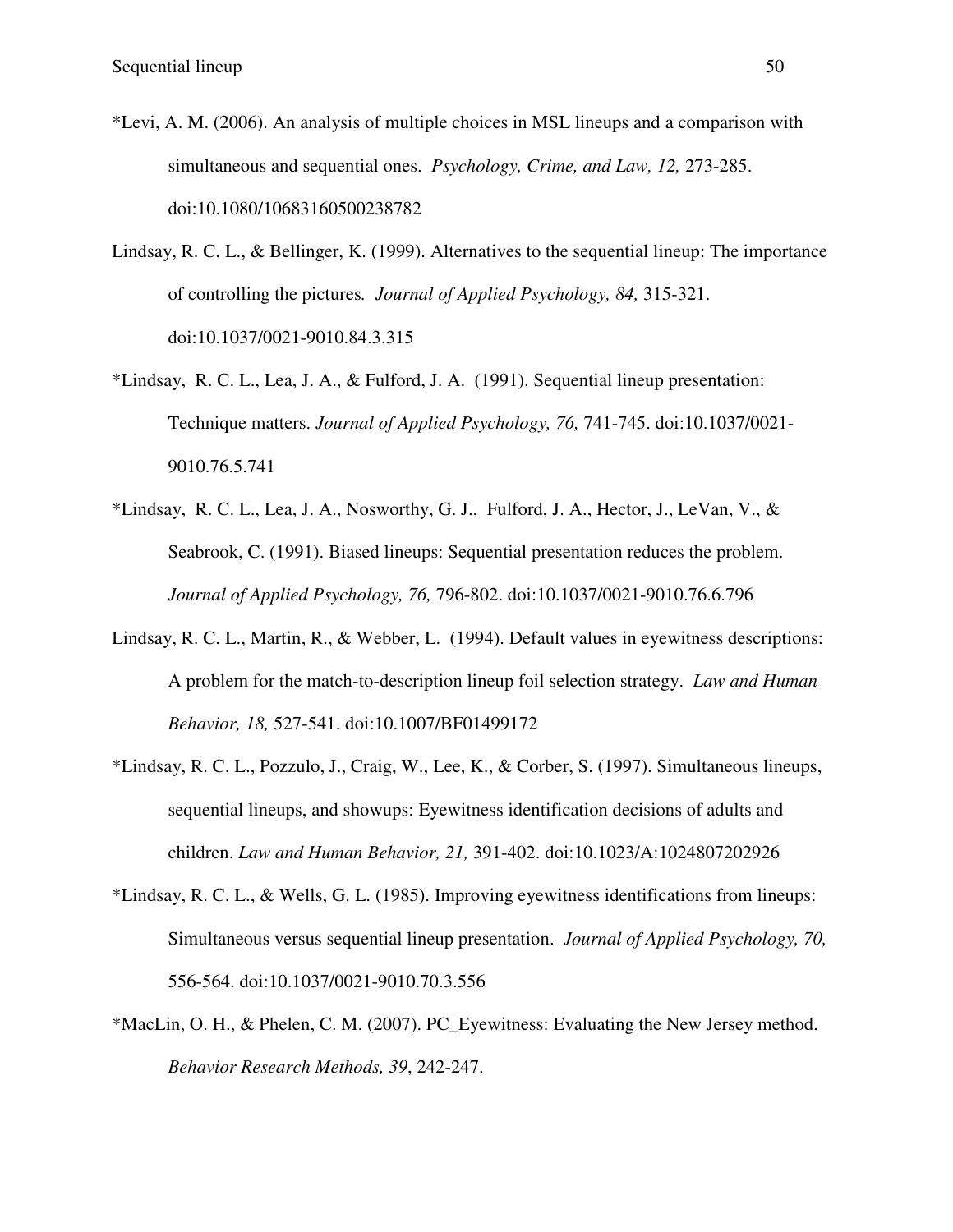*Levi, A. M. (2006). An analysis of multiple choices in MSL lineups and a comparison with simultaneous and sequential ones. *Psychology, Crime, and Law, 12,* 273-285. doi:10.1080/10683160500238782

Lindsay, R. C. L., & Bellinger, K. (1999). Alternatives to the sequential lineup: The importance of controlling the pictures*.* *Journal of Applied Psychology, 84,* 315-321. doi:10.1037/0021-9010.84.3.315

*Lindsay, R. C. L., Lea, J. A., & Fulford, J. A. (1991). Sequential lineup presentation: Technique matters. *Journal of Applied Psychology, 76,* 741-745. doi:10.1037/0021-9010.76.5.741

*Lindsay, R. C. L., Lea, J. A., Nosworthy, G. J., Fulford, J. A., Hector, J., LeVan, V., & Seabrook, C. (1991). Biased lineups: Sequential presentation reduces the problem. *Journal of Applied Psychology, 76,* 796-802. doi:10.1037/0021-9010.76.6.796

Lindsay, R. C. L., Martin, R., & Webber, L. (1994). Default values in eyewitness descriptions: A problem for the match-to-description lineup foil selection strategy. *Law and Human Behavior, 18,* 527-541. doi:10.1007/BF01499172

*Lindsay, R. C. L., Pozzulo, J., Craig, W., Lee, K., & Corber, S. (1997). Simultaneous lineups, sequential lineups, and showups: Eyewitness identification decisions of adults and children. *Law and Human Behavior, 21,* 391-402. doi:10.1023/A:1024807202926

*Lindsay, R. C. L., & Wells, G. L. (1985). Improving eyewitness identifications from lineups: Simultaneous versus sequential lineup presentation. *Journal of Applied Psychology, 70,* 556-564. doi:10.1037/0021-9010.70.3.556

*MacLin, O. H., & Phelen, C. M. (2007). PC_Eyewitness: Evaluating the New Jersey method. *Behavior Research Methods, 39*, 242-247.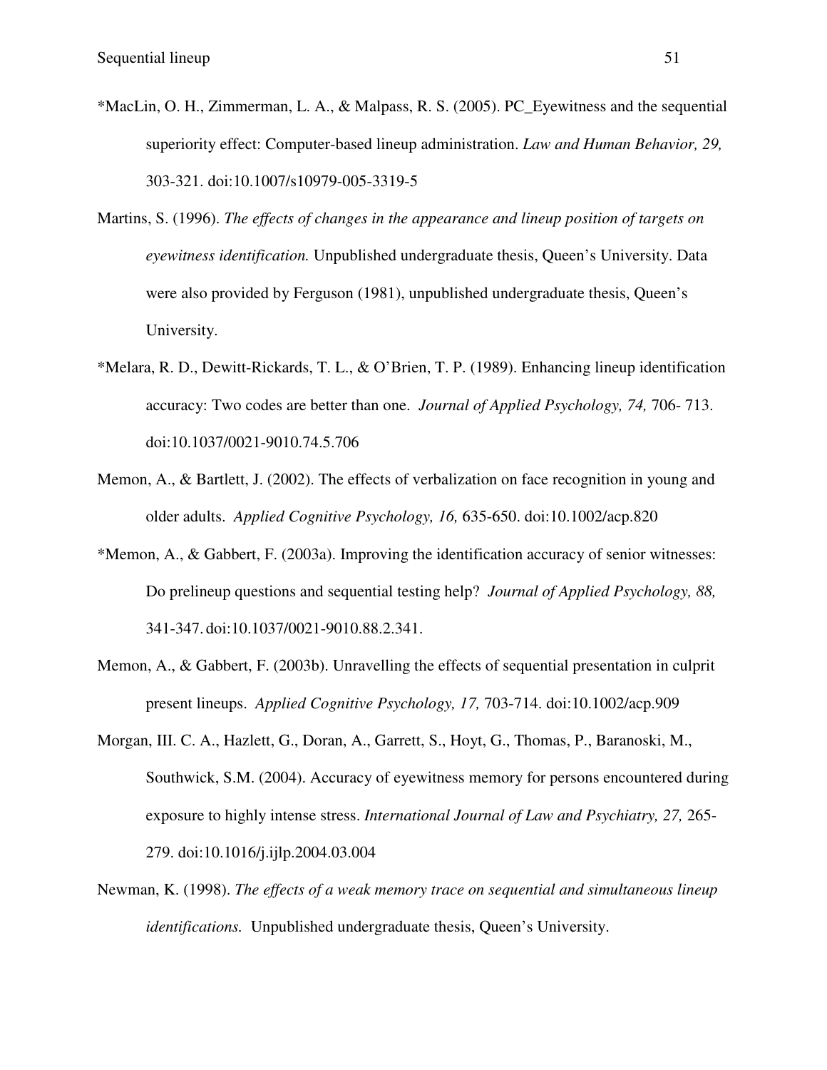*MacLin, O. H., Zimmerman, L. A., & Malpass, R. S. (2005). PC_Eyewitness and the sequential superiority effect: Computer-based lineup administration. *Law and Human Behavior, 29,* 303-321. doi:10.1007/s10979-005-3319-5

Martins, S. (1996). *The effects of changes in the appearance and lineup position of targets on eyewitness identification.* Unpublished undergraduate thesis, Queen's University. Data were also provided by Ferguson (1981), unpublished undergraduate thesis, Queen's University.

*Melara, R. D., Dewitt-Rickards, T. L., & O'Brien, T. P. (1989). Enhancing lineup identification accuracy: Two codes are better than one. *Journal of Applied Psychology, 74,* 706- 713. doi:10.1037/0021-9010.74.5.706

Memon, A., & Bartlett, J. (2002). The effects of verbalization on face recognition in young and older adults. *Applied Cognitive Psychology, 16,* 635-650. doi:10.1002/acp.820

*Memon, A., & Gabbert, F. (2003a). Improving the identification accuracy of senior witnesses: Do prelineup questions and sequential testing help? *Journal of Applied Psychology, 88,* 341-347. doi:10.1037/0021-9010.88.2.341.

Memon, A., & Gabbert, F. (2003b). Unravelling the effects of sequential presentation in culprit present lineups. *Applied Cognitive Psychology, 17,* 703-714. doi:10.1002/acp.909

Morgan, III. C. A., Hazlett, G., Doran, A., Garrett, S., Hoyt, G., Thomas, P., Baranoski, M., Southwick, S.M. (2004). Accuracy of eyewitness memory for persons encountered during exposure to highly intense stress. *International Journal of Law and Psychiatry, 27,* 265-279. doi:10.1016/j.ijlp.2004.03.004

Newman, K. (1998). *The effects of a weak memory trace on sequential and simultaneous lineup identifications.* Unpublished undergraduate thesis, Queen's University.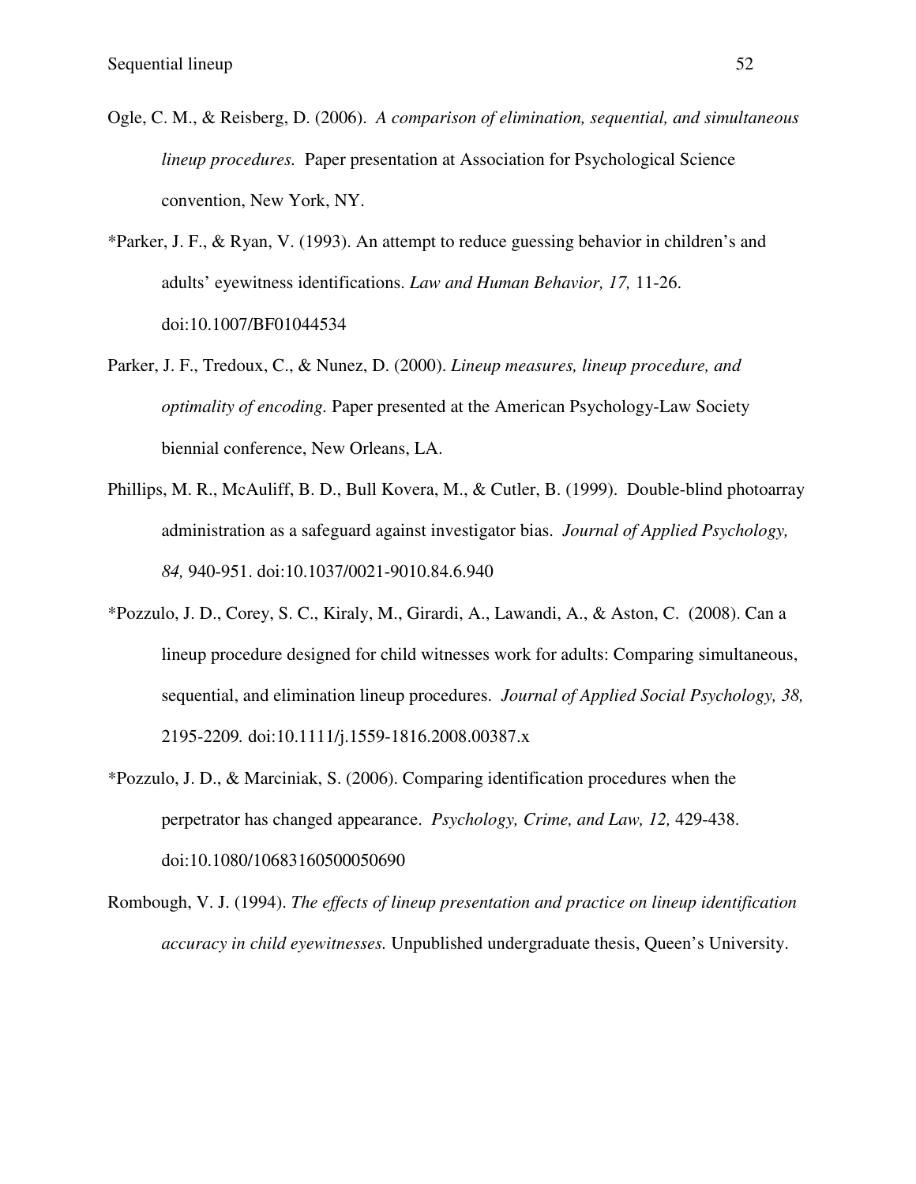Ogle, C. M., & Reisberg, D. (2006). *A comparison of elimination, sequential, and simultaneous lineup procedures.* Paper presentation at Association for Psychological Science convention, New York, NY.

*Parker, J. F., & Ryan, V. (1993). An attempt to reduce guessing behavior in children's and adults' eyewitness identifications. *Law and Human Behavior, 17,* 11-26. doi:10.1007/BF01044534

Parker, J. F., Tredoux, C., & Nunez, D. (2000). *Lineup measures, lineup procedure, and optimality of encoding*. Paper presented at the American Psychology-Law Society biennial conference, New Orleans, LA.

Phillips, M. R., McAuliff, B. D., Bull Kovera, M., & Cutler, B. (1999). Double-blind photoarray administration as a safeguard against investigator bias. *Journal of Applied Psychology, 84,* 940-951. doi:10.1037/0021-9010.84.6.940

*Pozzulo, J. D., Corey, S. C., Kiraly, M., Girardi, A., Lawandi, A., & Aston, C. (2008). Can a lineup procedure designed for child witnesses work for adults: Comparing simultaneous, sequential, and elimination lineup procedures. *Journal of Applied Social Psychology, 38,* 2195-2209. doi:10.1111/j.1559-1816.2008.00387.x

*Pozzulo, J. D., & Marciniak, S. (2006). Comparing identification procedures when the perpetrator has changed appearance. *Psychology, Crime, and Law, 12,* 429-438. doi:10.1080/10683160500050690

Rombough, V. J. (1994). *The effects of lineup presentation and practice on lineup identification accuracy in child eyewitnesses.* Unpublished undergraduate thesis, Queen's University.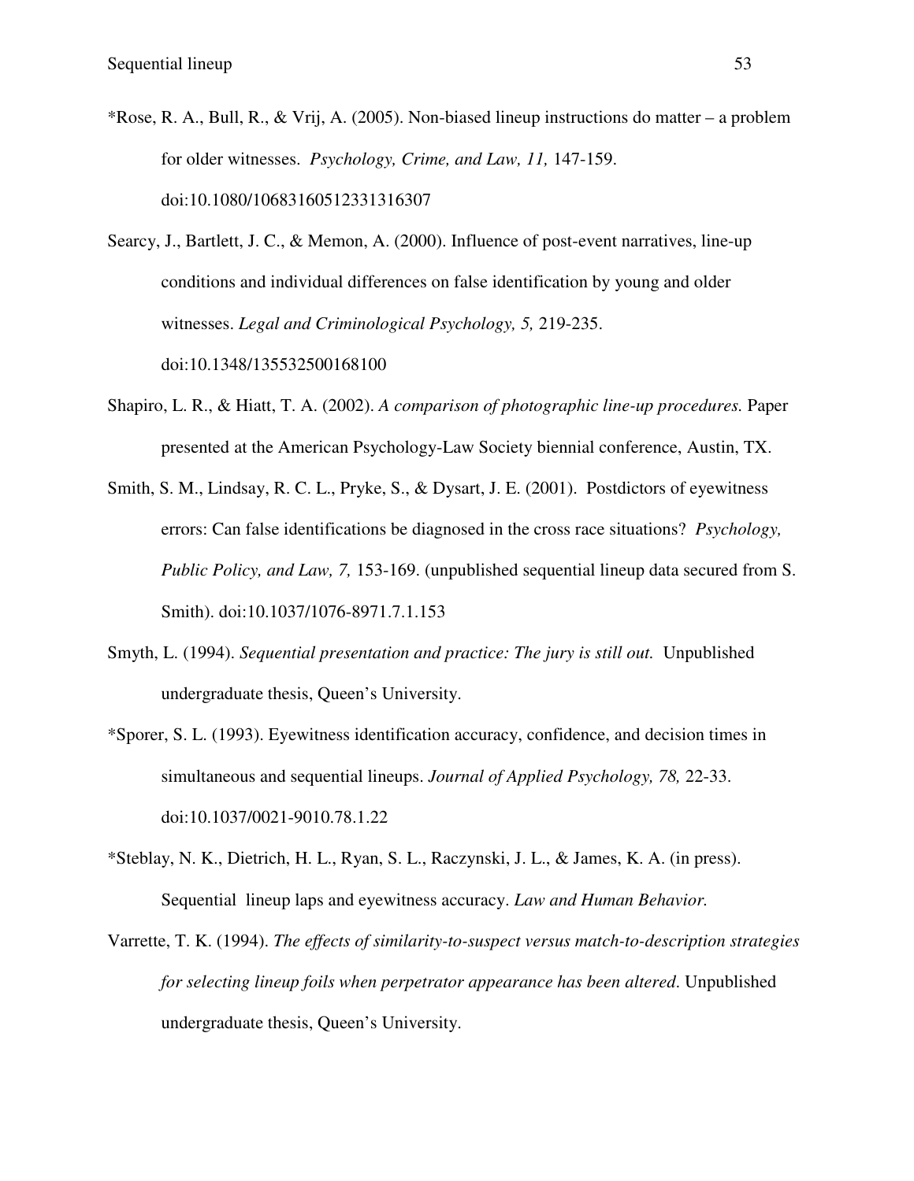*Rose, R. A., Bull, R., & Vrij, A. (2005). Non-biased lineup instructions do matter – a problem for older witnesses. *Psychology, Crime, and Law, 11,* 147-159. doi:10.1080/10683160512331316307

Searcy, J., Bartlett, J. C., & Memon, A. (2000). Influence of post-event narratives, line-up conditions and individual differences on false identification by young and older witnesses. *Legal and Criminological Psychology, 5,* 219-235. doi:10.1348/135532500168100

Shapiro, L. R., & Hiatt, T. A. (2002). *A comparison of photographic line-up procedures.* Paper presented at the American Psychology-Law Society biennial conference, Austin, TX.

Smith, S. M., Lindsay, R. C. L., Pryke, S., & Dysart, J. E. (2001). Postdictors of eyewitness errors: Can false identifications be diagnosed in the cross race situations? *Psychology, Public Policy, and Law, 7,* 153-169. (unpublished sequential lineup data secured from S. Smith). doi:10.1037/1076-8971.7.1.153

Smyth, L. (1994). *Sequential presentation and practice: The jury is still out.* Unpublished undergraduate thesis, Queen's University.

*Sporer, S. L. (1993). Eyewitness identification accuracy, confidence, and decision times in simultaneous and sequential lineups. *Journal of Applied Psychology, 78,* 22-33. doi:10.1037/0021-9010.78.1.22

*Steblay, N. K., Dietrich, H. L., Ryan, S. L., Raczynski, J. L., & James, K. A. (in press). Sequential lineup laps and eyewitness accuracy. *Law and Human Behavior.*

Varrette, T. K. (1994). *The effects of similarity-to-suspect versus match-to-description strategies for selecting lineup foils when perpetrator appearance has been altered.* Unpublished undergraduate thesis, Queen's University.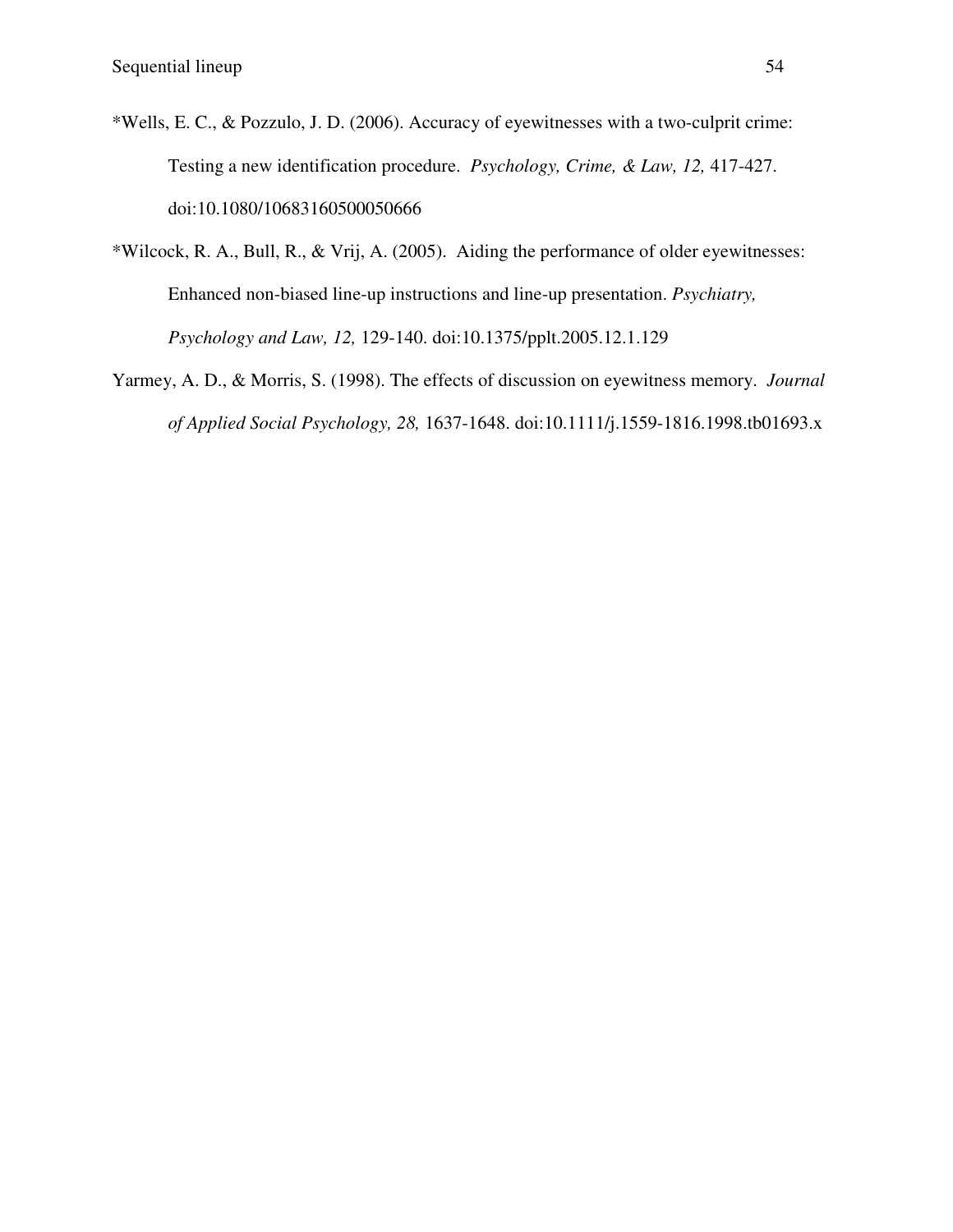*Wells, E. C., & Pozzulo, J. D. (2006). Accuracy of eyewitnesses with a two-culprit crime: Testing a new identification procedure. *Psychology, Crime, & Law, 12,* 417-427. doi:10.1080/10683160500050666

*Wilcock, R. A., Bull, R., & Vrij, A. (2005). Aiding the performance of older eyewitnesses: Enhanced non-biased line-up instructions and line-up presentation. *Psychiatry, Psychology and Law, 12,* 129-140. doi:10.1375/pplt.2005.12.1.129

Yarmey, A. D., & Morris, S. (1998). The effects of discussion on eyewitness memory. *Journal of Applied Social Psychology, 28,* 1637-1648. doi:10.1111/j.1559-1816.1998.tb01693.x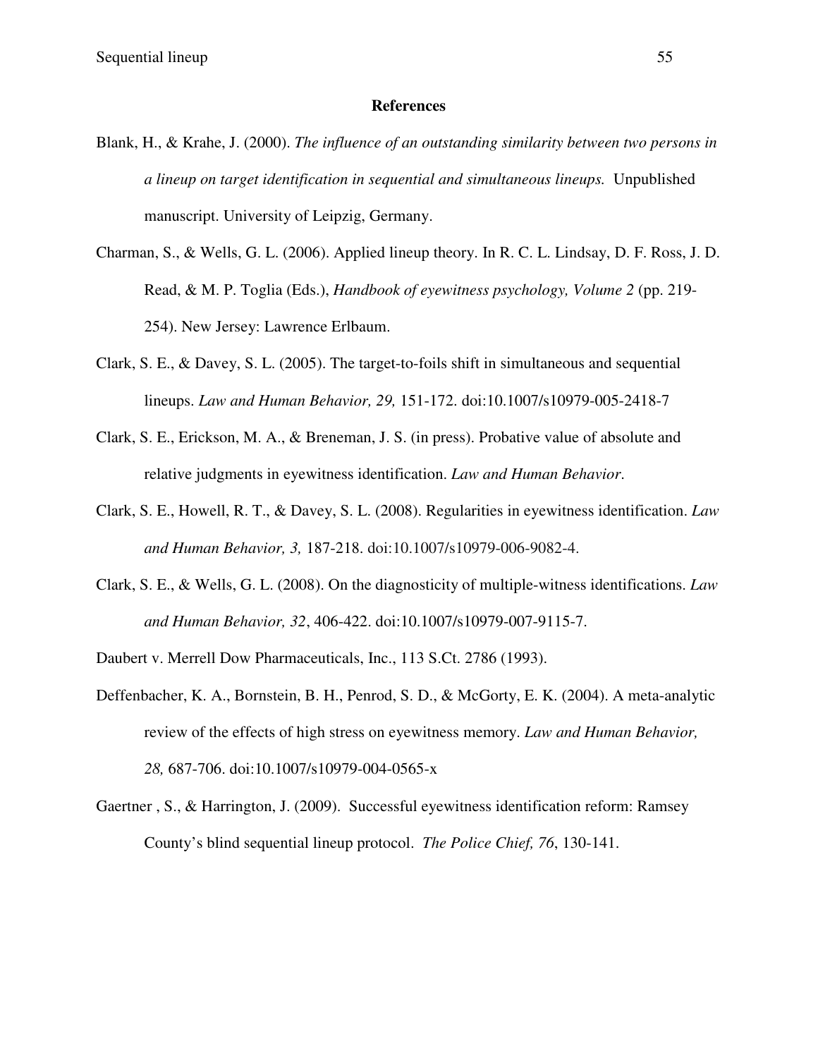## References

Blank, H., & Krahe, J. (2000). *The influence of an outstanding similarity between two persons in a lineup on target identification in sequential and simultaneous lineups.* Unpublished manuscript. University of Leipzig, Germany.

Charman, S., & Wells, G. L. (2006). Applied lineup theory. In R. C. L. Lindsay, D. F. Ross, J. D. Read, & M. P. Toglia (Eds.), *Handbook of eyewitness psychology, Volume 2* (pp. 219-254). New Jersey: Lawrence Erlbaum.

Clark, S. E., & Davey, S. L. (2005). The target-to-foils shift in simultaneous and sequential lineups. *Law and Human Behavior, 29,* 151-172. doi:10.1007/s10979-005-2418-7

Clark, S. E., Erickson, M. A., & Breneman, J. S. (in press). Probative value of absolute and relative judgments in eyewitness identification. *Law and Human Behavior*.

Clark, S. E., Howell, R. T., & Davey, S. L. (2008). Regularities in eyewitness identification. *Law and Human Behavior, 3,* 187-218. doi:10.1007/s10979-006-9082-4.

Clark, S. E., & Wells, G. L. (2008). On the diagnosticity of multiple-witness identifications. *Law and Human Behavior, 32*, 406-422. doi:10.1007/s10979-007-9115-7.

Daubert v. Merrell Dow Pharmaceuticals, Inc., 113 S.Ct. 2786 (1993).

Deffenbacher, K. A., Bornstein, B. H., Penrod, S. D., & McGorty, E. K. (2004). A meta-analytic review of the effects of high stress on eyewitness memory. *Law and Human Behavior, 28,* 687-706. doi:10.1007/s10979-004-0565-x

Gaertner , S., & Harrington, J. (2009). Successful eyewitness identification reform: Ramsey County's blind sequential lineup protocol. *The Police Chief, 76*, 130-141.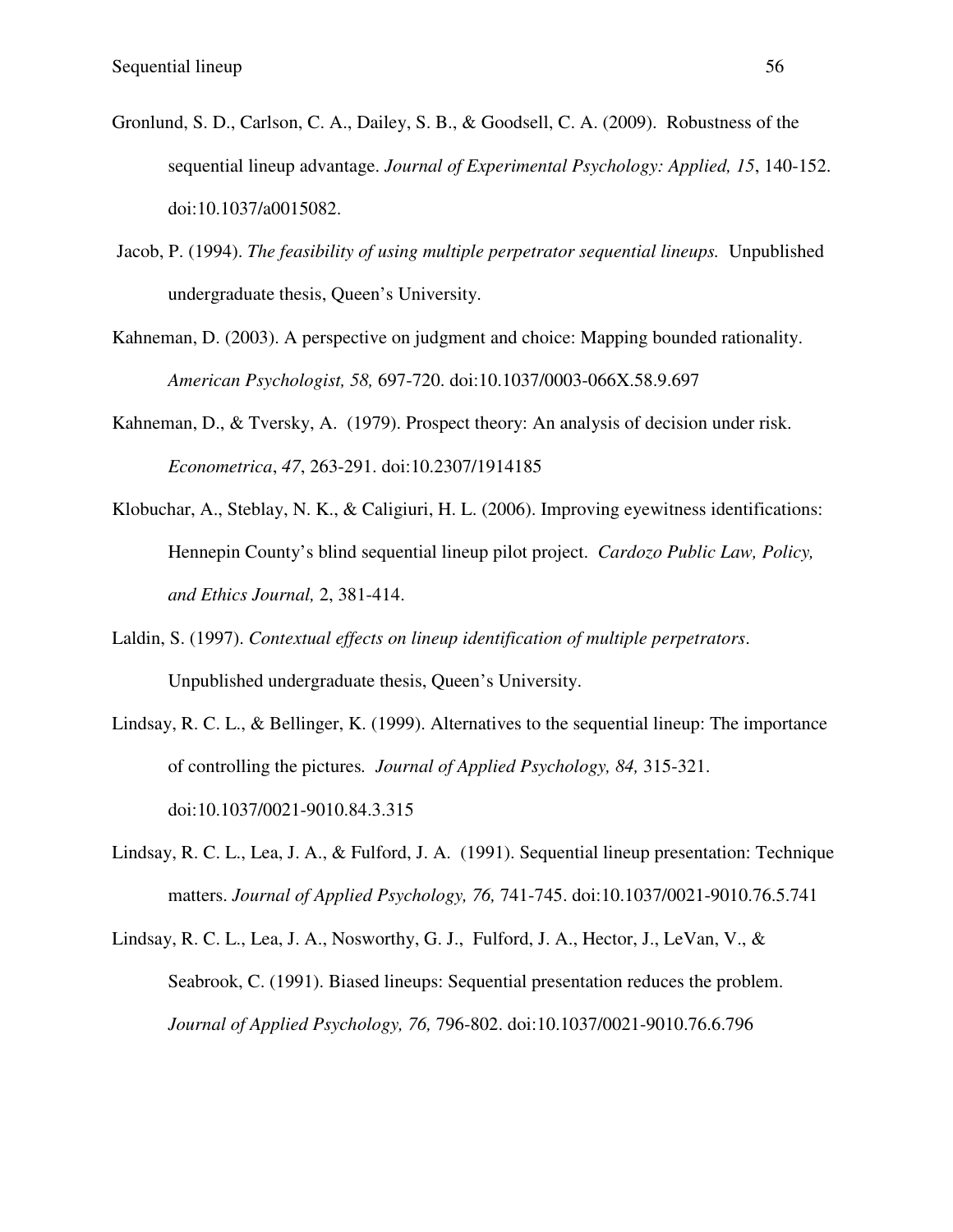Gronlund, S. D., Carlson, C. A., Dailey, S. B., & Goodsell, C. A. (2009). Robustness of the sequential lineup advantage. *Journal of Experimental Psychology: Applied, 15*, 140-152. doi:10.1037/a0015082.

Jacob, P. (1994). *The feasibility of using multiple perpetrator sequential lineups.* Unpublished undergraduate thesis, Queen's University.

Kahneman, D. (2003). A perspective on judgment and choice: Mapping bounded rationality. *American Psychologist, 58,* 697-720. doi:10.1037/0003-066X.58.9.697

Kahneman, D., & Tversky, A. (1979). Prospect theory: An analysis of decision under risk. *Econometrica*, *47*, 263-291. doi:10.2307/1914185

Klobuchar, A., Steblay, N. K., & Caligiuri, H. L. (2006). Improving eyewitness identifications: Hennepin County's blind sequential lineup pilot project. *Cardozo Public Law, Policy, and Ethics Journal,* 2, 381-414.

Laldin, S. (1997). *Contextual effects on lineup identification of multiple perpetrators*. Unpublished undergraduate thesis, Queen's University.

Lindsay, R. C. L., & Bellinger, K. (1999). Alternatives to the sequential lineup: The importance of controlling the pictures*. Journal of Applied Psychology, 84,* 315-321. doi:10.1037/0021-9010.84.3.315

Lindsay, R. C. L., Lea, J. A., & Fulford, J. A. (1991). Sequential lineup presentation: Technique matters. *Journal of Applied Psychology, 76,* 741-745. doi:10.1037/0021-9010.76.5.741

Lindsay, R. C. L., Lea, J. A., Nosworthy, G. J., Fulford, J. A., Hector, J., LeVan, V., & Seabrook, C. (1991). Biased lineups: Sequential presentation reduces the problem. *Journal of Applied Psychology, 76,* 796-802. doi:10.1037/0021-9010.76.6.796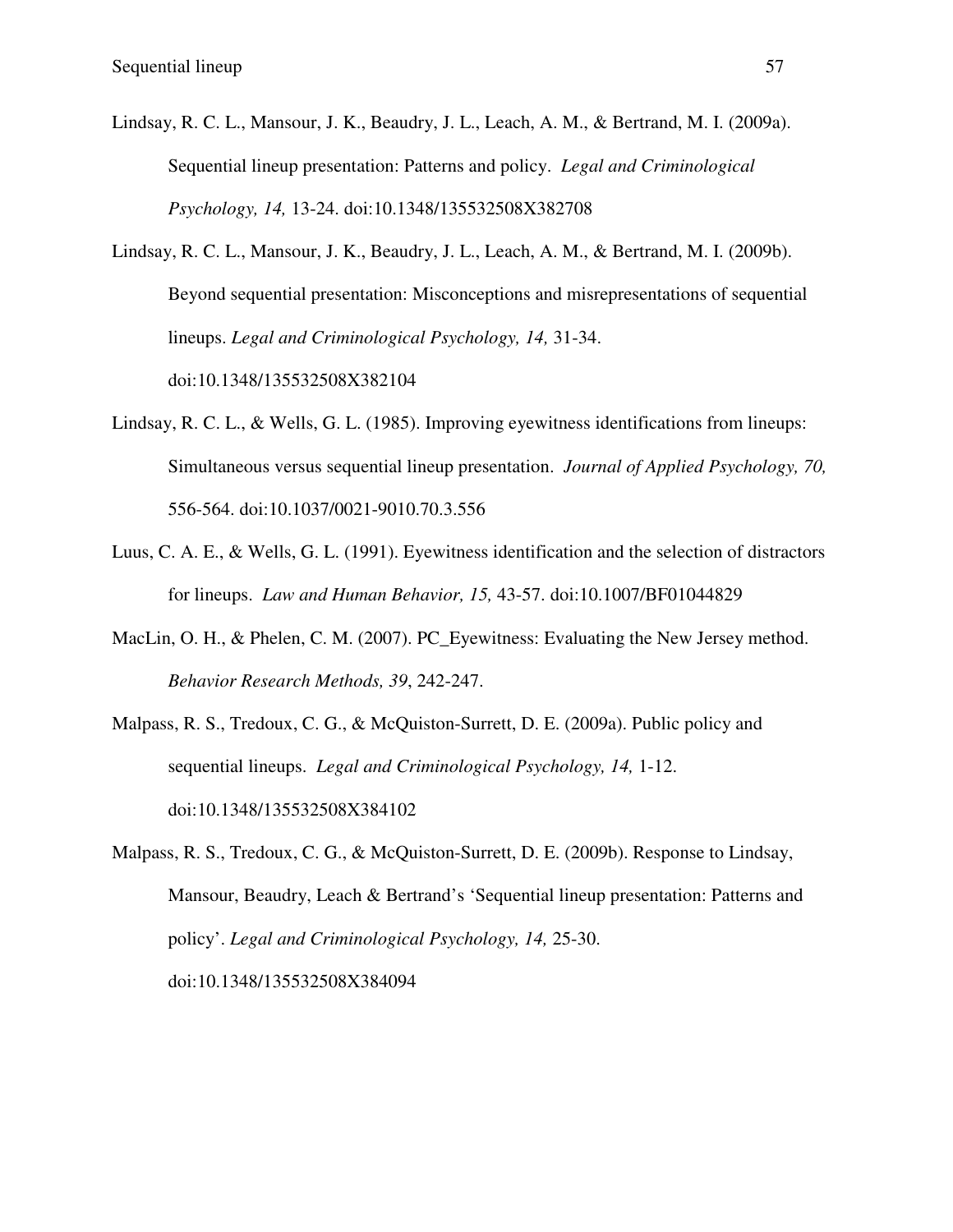Lindsay, R. C. L., Mansour, J. K., Beaudry, J. L., Leach, A. M., & Bertrand, M. I. (2009a). Sequential lineup presentation: Patterns and policy. *Legal and Criminological Psychology, 14,* 13-24. doi:10.1348/135532508X382708

Lindsay, R. C. L., Mansour, J. K., Beaudry, J. L., Leach, A. M., & Bertrand, M. I. (2009b). Beyond sequential presentation: Misconceptions and misrepresentations of sequential lineups. *Legal and Criminological Psychology, 14,* 31-34. doi:10.1348/135532508X382104

Lindsay, R. C. L., & Wells, G. L. (1985). Improving eyewitness identifications from lineups: Simultaneous versus sequential lineup presentation. *Journal of Applied Psychology, 70,* 556-564. doi:10.1037/0021-9010.70.3.556

Luus, C. A. E., & Wells, G. L. (1991). Eyewitness identification and the selection of distractors for lineups. *Law and Human Behavior, 15,* 43-57. doi:10.1007/BF01044829

MacLin, O. H., & Phelen, C. M. (2007). PC_Eyewitness: Evaluating the New Jersey method. *Behavior Research Methods, 39*, 242-247.

Malpass, R. S., Tredoux, C. G., & McQuiston-Surrett, D. E. (2009a). Public policy and sequential lineups. *Legal and Criminological Psychology, 14,* 1-12. doi:10.1348/135532508X384102

Malpass, R. S., Tredoux, C. G., & McQuiston-Surrett, D. E. (2009b). Response to Lindsay, Mansour, Beaudry, Leach & Bertrand's 'Sequential lineup presentation: Patterns and policy'. *Legal and Criminological Psychology, 14,* 25-30. doi:10.1348/135532508X384094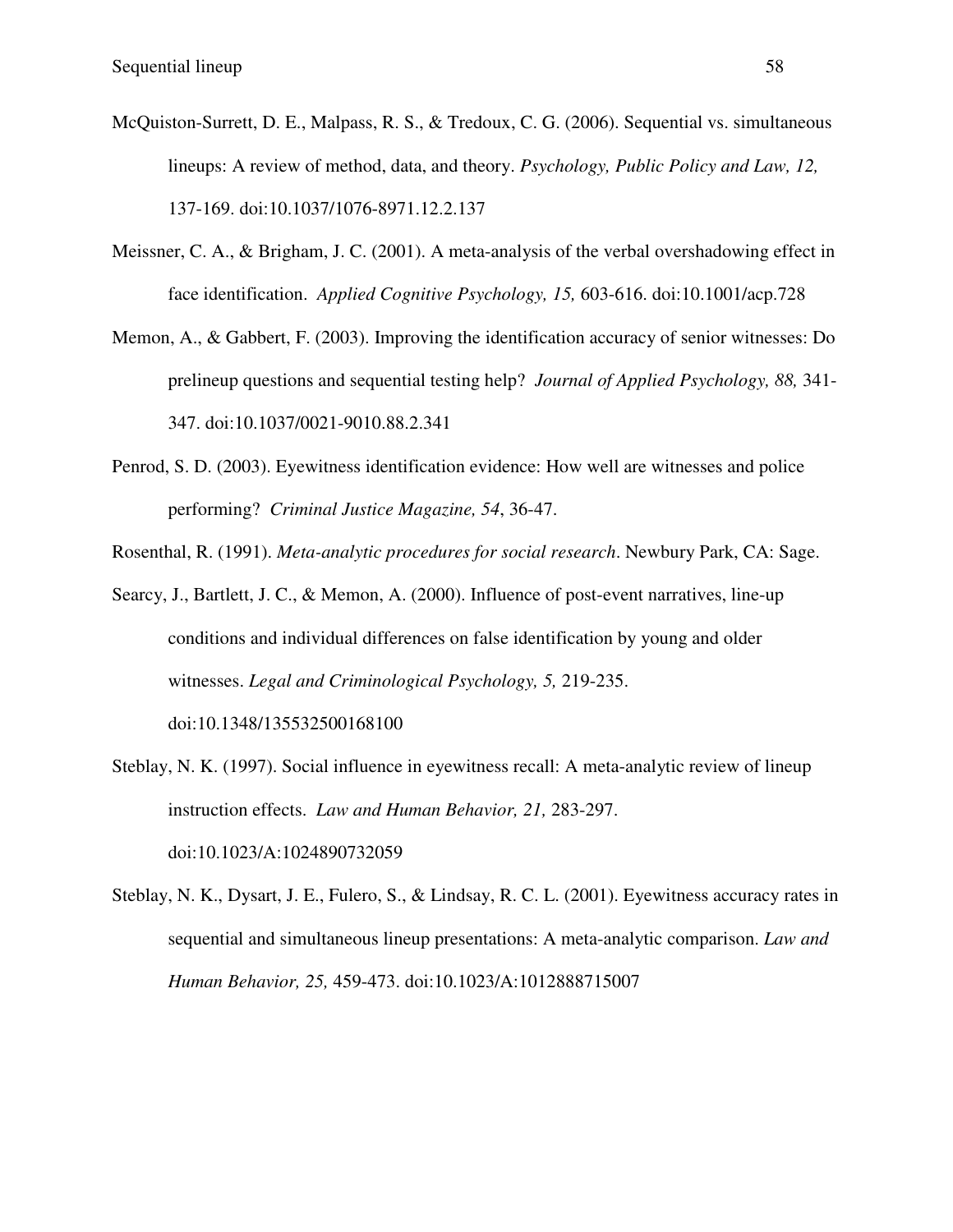McQuiston-Surrett, D. E., Malpass, R. S., & Tredoux, C. G. (2006). Sequential vs. simultaneous lineups: A review of method, data, and theory. *Psychology, Public Policy and Law, 12,* 137-169. doi:10.1037/1076-8971.12.2.137

Meissner, C. A., & Brigham, J. C. (2001). A meta-analysis of the verbal overshadowing effect in face identification. *Applied Cognitive Psychology, 15,* 603-616. doi:10.1001/acp.728

Memon, A., & Gabbert, F. (2003). Improving the identification accuracy of senior witnesses: Do prelineup questions and sequential testing help? *Journal of Applied Psychology, 88,* 341-347. doi:10.1037/0021-9010.88.2.341

Penrod, S. D. (2003). Eyewitness identification evidence: How well are witnesses and police performing? *Criminal Justice Magazine, 54*, 36-47.

Rosenthal, R. (1991). *Meta-analytic procedures for social research*. Newbury Park, CA: Sage.

Searcy, J., Bartlett, J. C., & Memon, A. (2000). Influence of post-event narratives, line-up conditions and individual differences on false identification by young and older witnesses. *Legal and Criminological Psychology, 5,* 219-235. doi:10.1348/135532500168100

Steblay, N. K. (1997). Social influence in eyewitness recall: A meta-analytic review of lineup instruction effects. *Law and Human Behavior, 21,* 283-297. doi:10.1023/A:1024890732059

Steblay, N. K., Dysart, J. E., Fulero, S., & Lindsay, R. C. L. (2001). Eyewitness accuracy rates in sequential and simultaneous lineup presentations: A meta-analytic comparison. *Law and Human Behavior, 25,* 459-473. doi:10.1023/A:1012888715007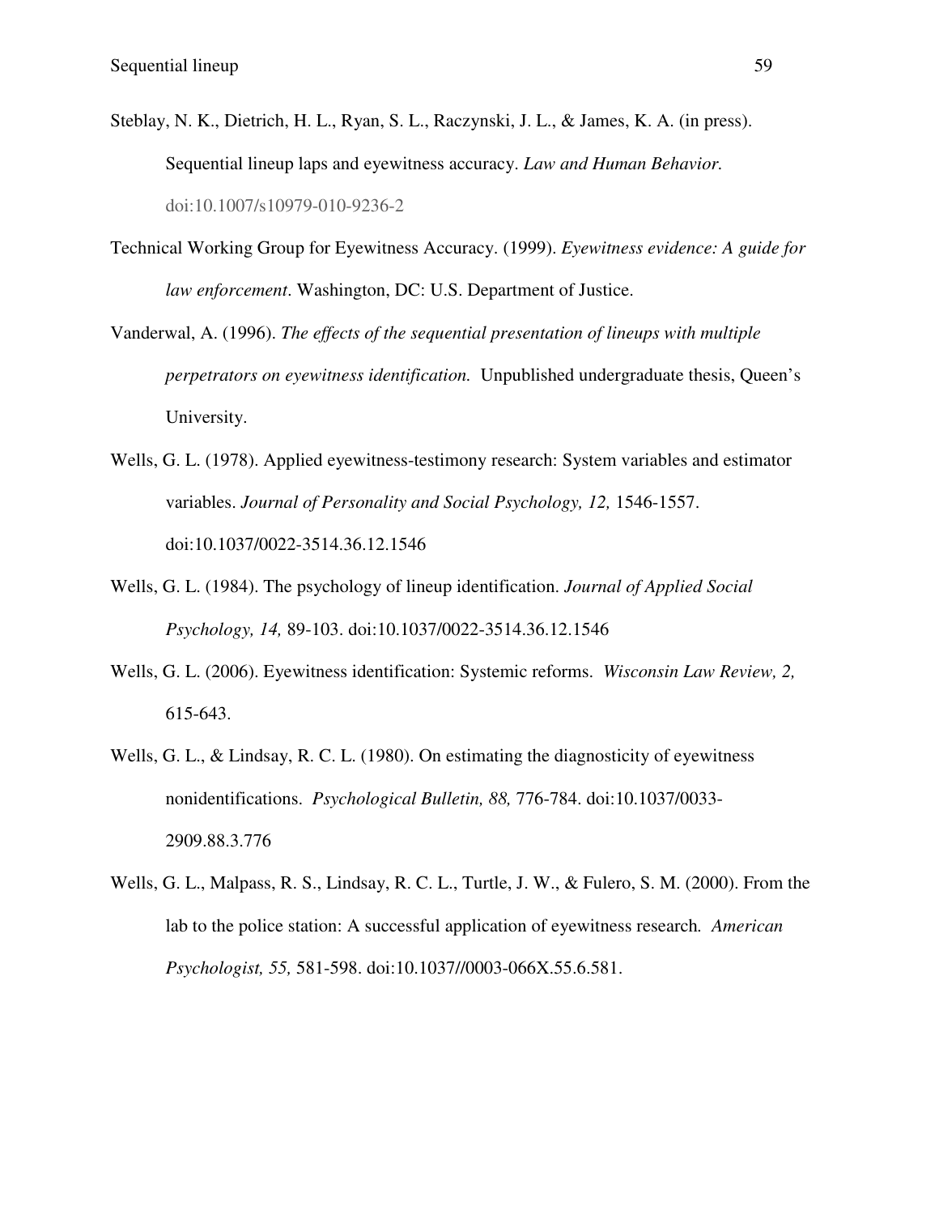Steblay, N. K., Dietrich, H. L., Ryan, S. L., Raczynski, J. L., & James, K. A. (in press). Sequential lineup laps and eyewitness accuracy. *Law and Human Behavior.* doi:10.1007/s10979-010-9236-2

Technical Working Group for Eyewitness Accuracy. (1999). *Eyewitness evidence: A guide for law enforcement*. Washington, DC: U.S. Department of Justice.

Vanderwal, A. (1996). *The effects of the sequential presentation of lineups with multiple perpetrators on eyewitness identification.* Unpublished undergraduate thesis, Queen's University.

Wells, G. L. (1978). Applied eyewitness-testimony research: System variables and estimator variables. *Journal of Personality and Social Psychology, 12,* 1546-1557. doi:10.1037/0022-3514.36.12.1546

Wells, G. L. (1984). The psychology of lineup identification. *Journal of Applied Social Psychology, 14,* 89-103. doi:10.1037/0022-3514.36.12.1546

Wells, G. L. (2006). Eyewitness identification: Systemic reforms. *Wisconsin Law Review, 2,* 615-643.

Wells, G. L., & Lindsay, R. C. L. (1980). On estimating the diagnosticity of eyewitness nonidentifications. *Psychological Bulletin, 88,* 776-784. doi:10.1037/0033-2909.88.3.776

Wells, G. L., Malpass, R. S., Lindsay, R. C. L., Turtle, J. W., & Fulero, S. M. (2000). From the lab to the police station: A successful application of eyewitness research*. American Psychologist, 55,* 581-598. doi:10.1037//0003-066X.55.6.581.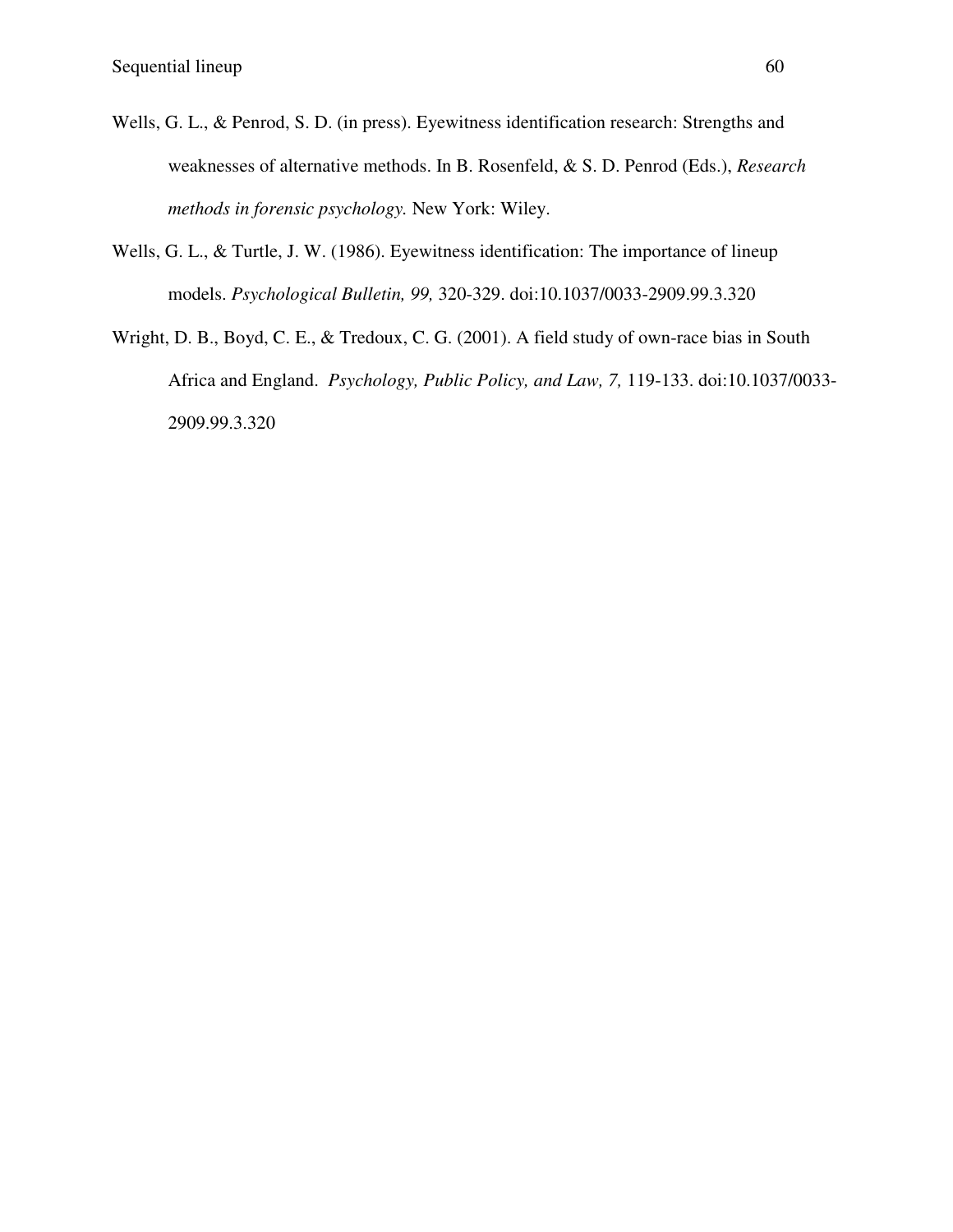Wells, G. L., & Penrod, S. D. (in press). Eyewitness identification research: Strengths and weaknesses of alternative methods. In B. Rosenfeld, & S. D. Penrod (Eds.), *Research methods in forensic psychology.* New York: Wiley.

Wells, G. L., & Turtle, J. W. (1986). Eyewitness identification: The importance of lineup models. *Psychological Bulletin, 99,* 320-329. doi:10.1037/0033-2909.99.3.320

Wright, D. B., Boyd, C. E., & Tredoux, C. G. (2001). A field study of own-race bias in South Africa and England. *Psychology, Public Policy, and Law, 7,* 119-133. doi:10.1037/0033-2909.99.3.320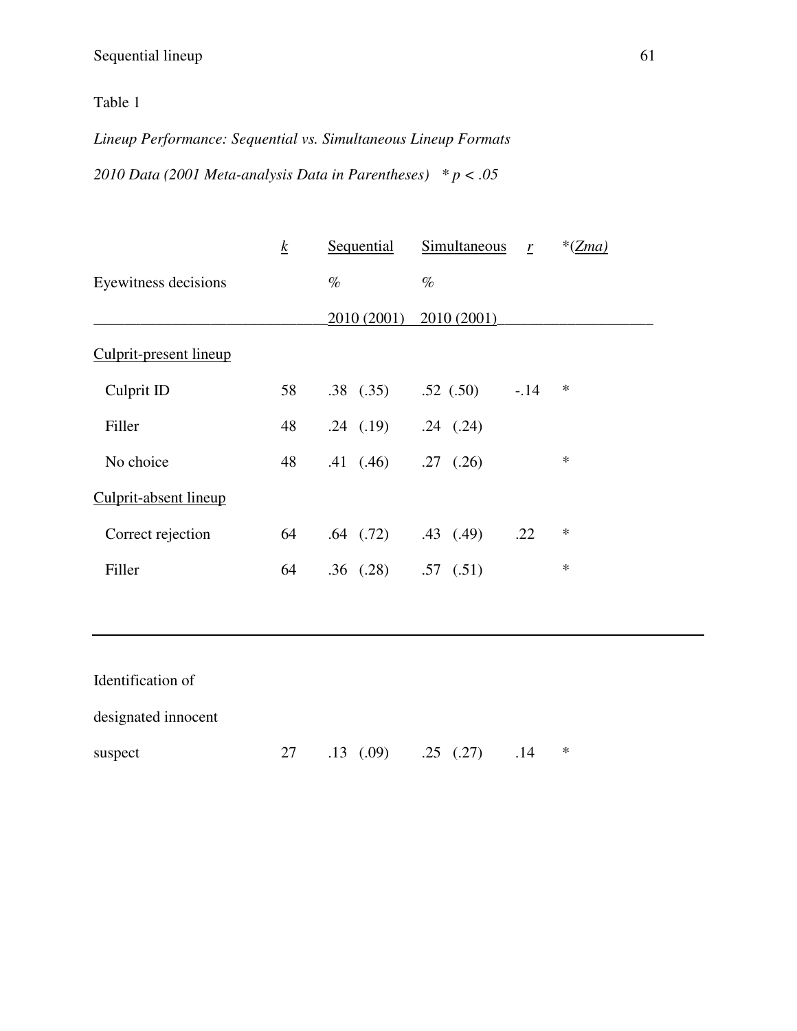Table 1

*Lineup Performance: Sequential vs. Simultaneous Lineup Formats*

*2010 Data (2001 Meta-analysis Data in Parentheses)   * p < .05*

| Eyewitness decisions | *k* | Sequential % 2010 (2001) | Simultaneous % 2010 (2001) | *r* | *(*Zma)* |
|---|---|---|---|---|---|
| Culprit-present lineup | | | | | |
| Culprit ID | 58 | .38 (.35) | .52 (.50) | -.14 | * |
| Filler | 48 | .24 (.19) | .24 (.24) | | |
| No choice | 48 | .41 (.46) | .27 (.26) | | * |
| Culprit-absent lineup | | | | | |
| Correct rejection | 64 | .64 (.72) | .43 (.49) | .22 | * |
| Filler | 64 | .36 (.28) | .57 (.51) | | * |
| Identification of designated innocent suspect | 27 | .13 (.09) | .25 (.27) | .14 | * |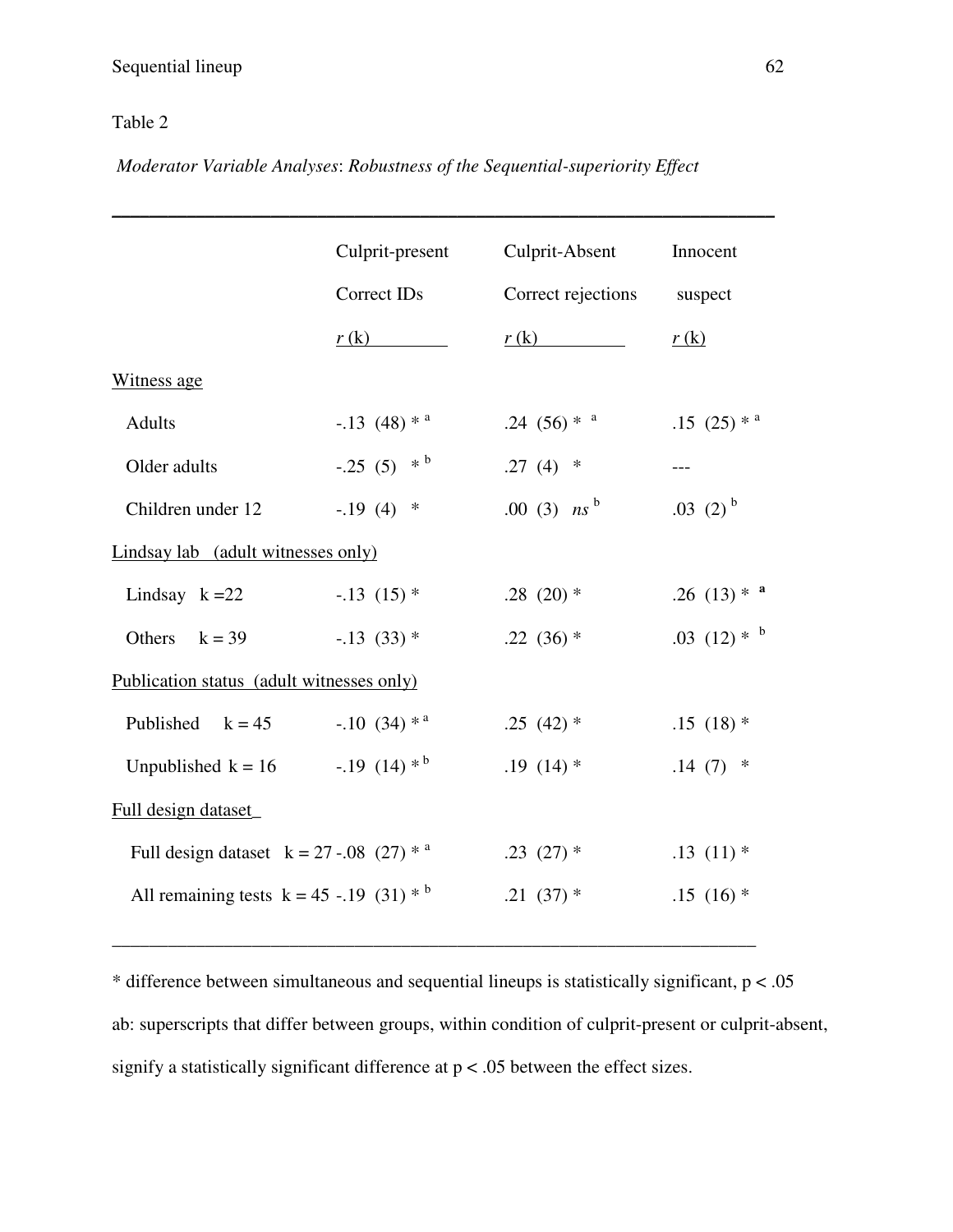Table 2

*Moderator Variable Analyses*: *Robustness of the Sequential-superiority Effect*

| | Culprit-present Correct IDs | Culprit-Absent Correct rejections | Innocent suspect |
|---|---|---|---|
| | *r* (k) | *r* (k) | *r* (k) |
| Witness age | | | |
| Adults | -.13 (48) * [a] | .24 (56) * [a] | .15 (25) * [a] |
| Older adults | -.25 (5) * [b] | .27 (4) * | --- |
| Children under 12 | -.19 (4) * | .00 (3) *ns* [b] | .03 (2) [b] |
| Lindsay lab (adult witnesses only) | | | |
| Lindsay k =22 | -.13 (15) * | .28 (20) * | .26 (13) * **[a]** |
| Others k = 39 | -.13 (33) * | .22 (36) * | .03 (12) * [b] |
| Publication status (adult witnesses only) | | | |
| Published k = 45 | -.10 (34) * [a] | .25 (42) * | .15 (18) * |
| Unpublished k = 16 | -.19 (14) * [b] | .19 (14) * | .14 (7) * |
| Full design dataset | | | |
| Full design dataset k = 27 | -.08 (27) * [a] | .23 (27) * | .13 (11) * |
| All remaining tests k = 45 | -.19 (31) * [b] | .21 (37) * | .15 (16) * |

* difference between simultaneous and sequential lineups is statistically significant, $p < .05$

ab: superscripts that differ between groups, within condition of culprit-present or culprit-absent, signify a statistically significant difference at $p < .05$ between the effect sizes.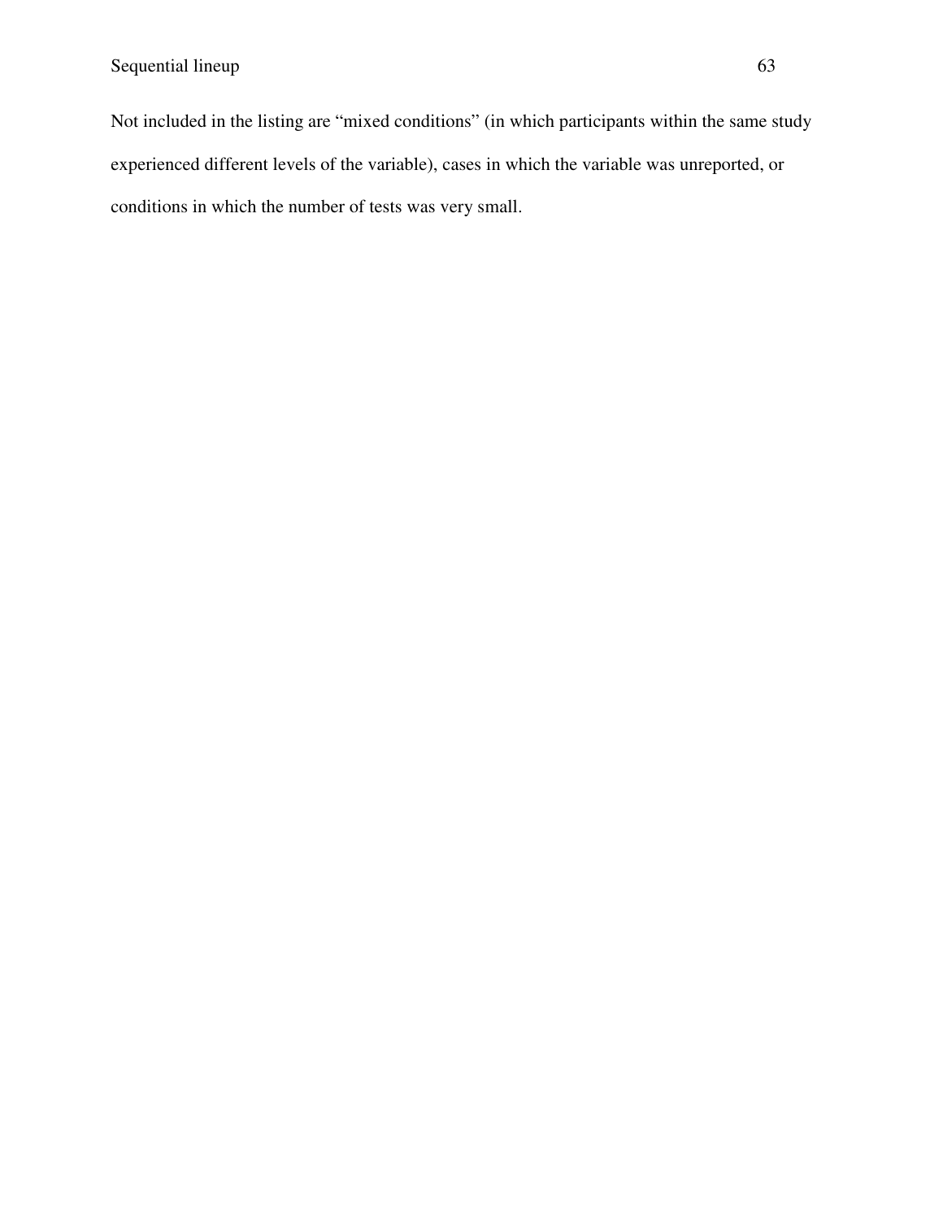Not included in the listing are “mixed conditions” (in which participants within the same study experienced different levels of the variable), cases in which the variable was unreported, or conditions in which the number of tests was very small.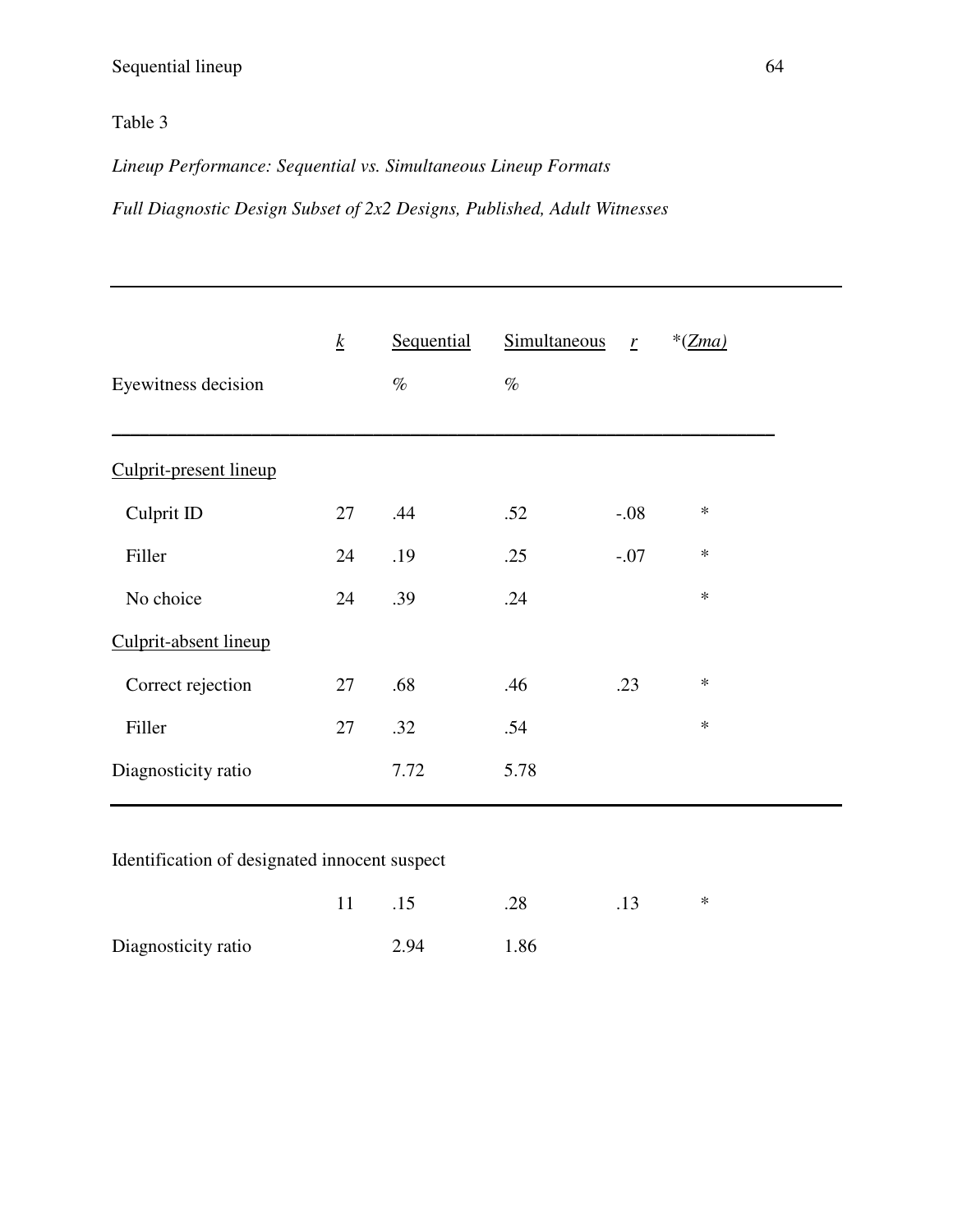Table 3

*Lineup Performance: Sequential vs. Simultaneous Lineup Formats*

*Full Diagnostic Design Subset of 2x2 Designs, Published, Adult Witnesses*

| Eyewitness decision | *k* | Sequential % | Simultaneous % | *r* | *(*Zma*) |
|---|---|---|---|---|---|
| Culprit-present lineup | | | | | |
| Culprit ID | 27 | .44 | .52 | -.08 | * |
| Filler | 24 | .19 | .25 | -.07 | * |
| No choice | 24 | .39 | .24 | | * |
| Culprit-absent lineup | | | | | |
| Correct rejection | 27 | .68 | .46 | .23 | * |
| Filler | 27 | .32 | .54 | | * |
| Diagnosticity ratio | | 7.72 | 5.78 | | |
| Identification of designated innocent suspect | | | | | |
| | 11 | .15 | .28 | .13 | * |
| Diagnosticity ratio | | 2.94 | 1.86 | | |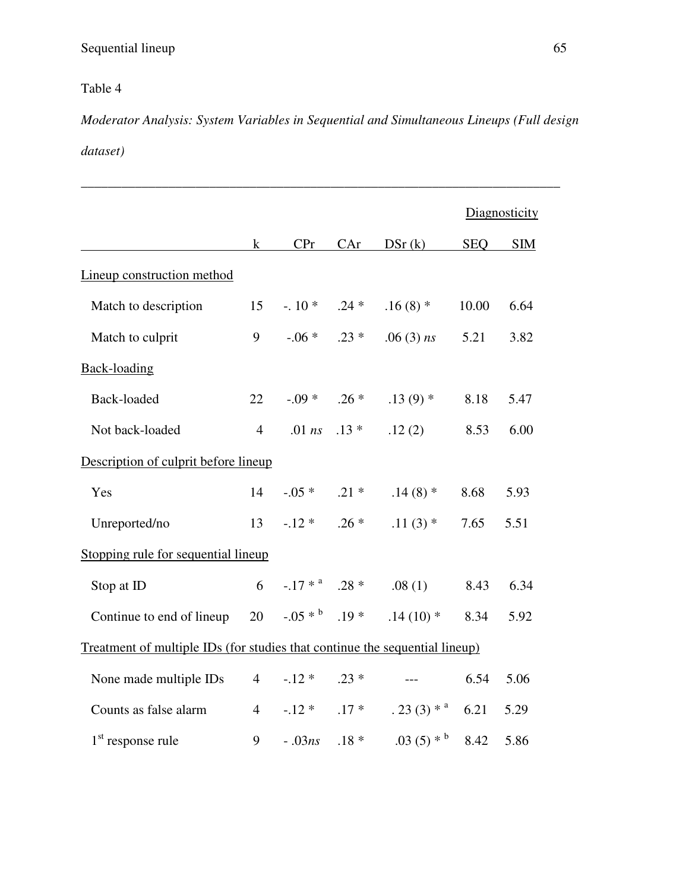Table 4

*Moderator Analysis: System Variables in Sequential and Simultaneous Lineups (Full design dataset)*

| | k | CPr | CAr | DSr (k) | Diagnosticity SEQ | Diagnosticity SIM |
|---|---|---|---|---|---|---|
| Lineup construction method | | | | | | |
| Match to description | 15 | -. 10 * | .24 * | .16 (8) * | 10.00 | 6.64 |
| Match to culprit | 9 | -.06 * | .23 * | .06 (3) *ns* | 5.21 | 3.82 |
| Back-loading | | | | | | |
| Back-loaded | 22 | -.09 * | .26 * | .13 (9) * | 8.18 | 5.47 |
| Not back-loaded | 4 | .01 *ns* | .13 * | .12 (2) | 8.53 | 6.00 |
| Description of culprit before lineup | | | | | | |
| Yes | 14 | -.05 * | .21 * | .14 (8) * | 8.68 | 5.93 |
| Unreported/no | 13 | -.12 * | .26 * | .11 (3) * | 7.65 | 5.51 |
| Stopping rule for sequential lineup | | | | | | |
| Stop at ID | 6 | -.17 * [a] | .28 * | .08 (1) | 8.43 | 6.34 |
| Continue to end of lineup | 20 | -.05 * [b] | .19 * | .14 (10) * | 8.34 | 5.92 |
| Treatment of multiple IDs (for studies that continue the sequential lineup) | | | | | | |
| None made multiple IDs | 4 | -.12 * | .23 * | --- | 6.54 | 5.06 |
| Counts as false alarm | 4 | -.12 * | .17 * | . 23 (3) * [a] | 6.21 | 5.29 |
| 1st response rule | 9 | - .03*ns* | .18 * | .03 (5) * [b] | 8.42 | 5.86 |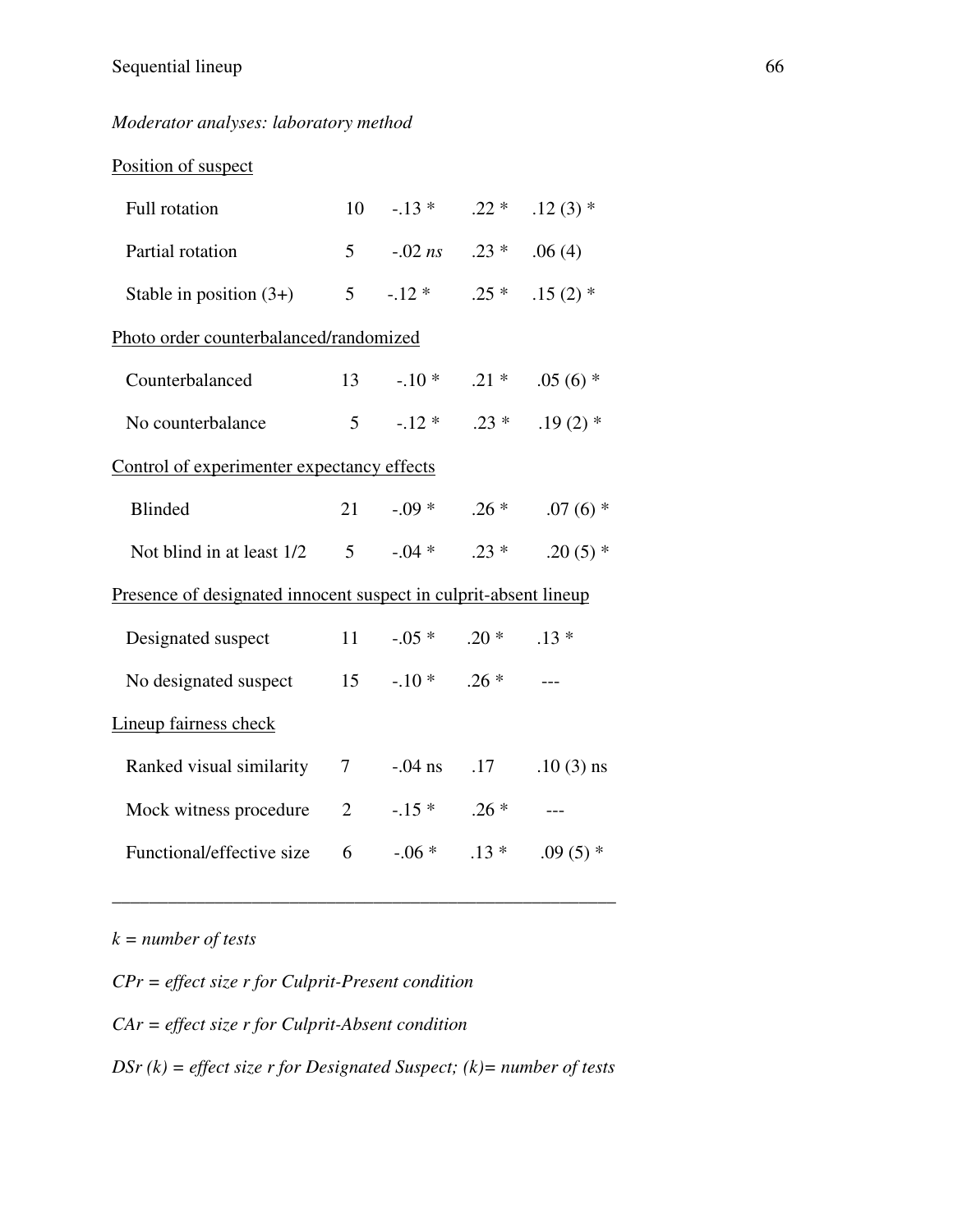*Moderator analyses: laboratory method*

| | | | | |
|---|---|---|---|---|
| Position of suspect | | | | |
| Full rotation | 10 | -.13 * | .22 * | .12 (3) * |
| Partial rotation | 5 | -.02 *ns* | .23 * | .06 (4) |
| Stable in position (3+) | 5 | -.12 * | .25 * | .15 (2) * |
| Photo order counterbalanced/randomized | | | | |
| Counterbalanced | 13 | -.10 * | .21 * | .05 (6) * |
| No counterbalance | 5 | -.12 * | .23 * | .19 (2) * |
| Control of experimenter expectancy effects | | | | |
| Blinded | 21 | -.09 * | .26 * | .07 (6) * |
| Not blind in at least 1/2 | 5 | -.04 * | .23 * | .20 (5) * |
| Presence of designated innocent suspect in culprit-absent lineup | | | | |
| Designated suspect | 11 | -.05 * | .20 * | .13 * |
| No designated suspect | 15 | -.10 * | .26 * | --- |
| Lineup fairness check | | | | |
| Ranked visual similarity | 7 | -.04 ns | .17 | .10 (3) ns |
| Mock witness procedure | 2 | -.15 * | .26 * | --- |
| Functional/effective size | 6 | -.06 * | .13 * | .09 (5) * |

*k = number of tests*

*CPr = effect size r for Culprit-Present condition*

*CAr = effect size r for Culprit-Absent condition*

*DSr (k) = effect size r for Designated Suspect; (k)= number of tests*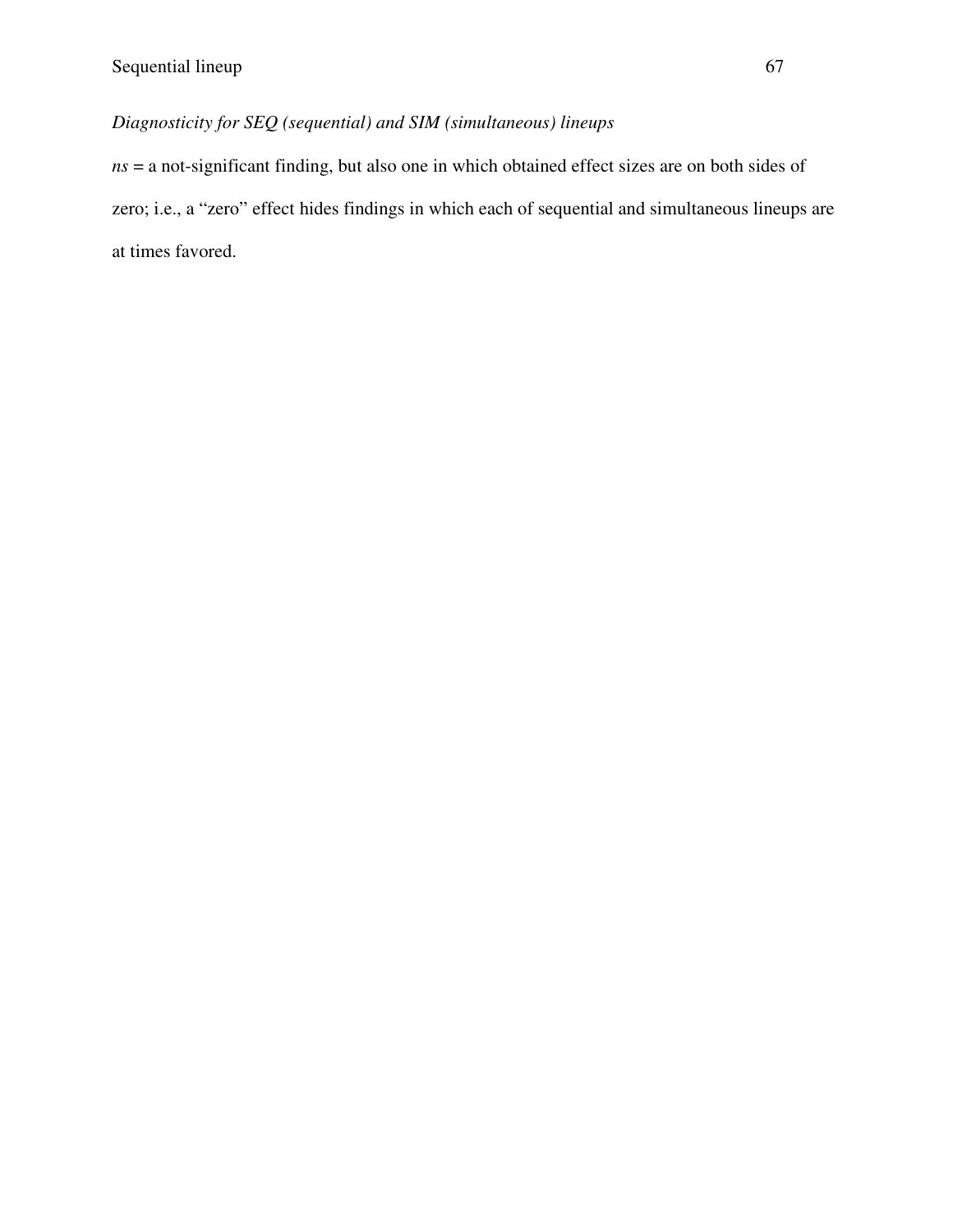*Diagnosticity for SEQ (sequential) and SIM (simultaneous) lineups*

*ns* = a not-significant finding, but also one in which obtained effect sizes are on both sides of zero; i.e., a "zero" effect hides findings in which each of sequential and simultaneous lineups are at times favored.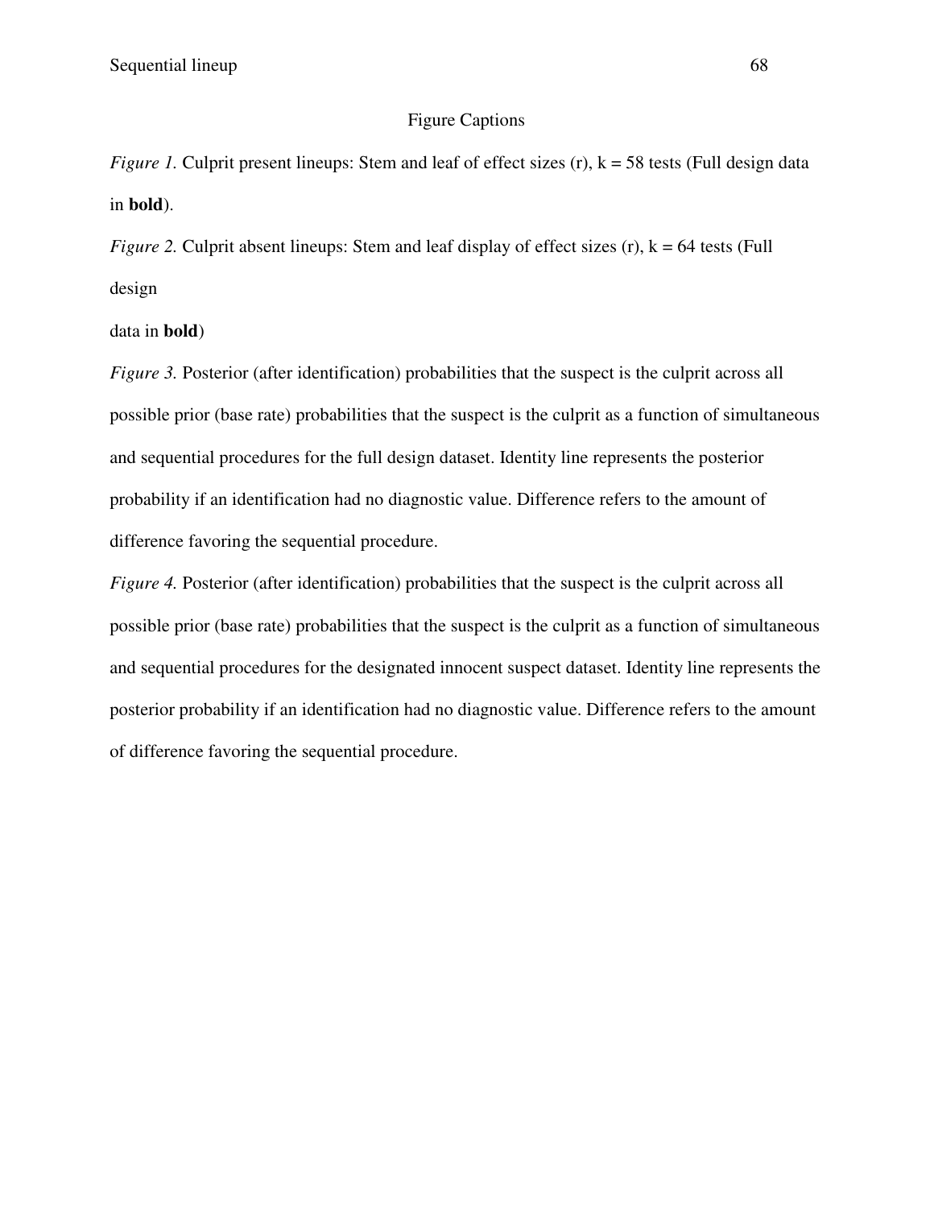# Figure Captions

*Figure 1.* Culprit present lineups: Stem and leaf of effect sizes (r), k = 58 tests (Full design data in **bold**).

*Figure 2.* Culprit absent lineups: Stem and leaf display of effect sizes (r), k = 64 tests (Full design data in **bold**)

*Figure 3.* Posterior (after identification) probabilities that the suspect is the culprit across all possible prior (base rate) probabilities that the suspect is the culprit as a function of simultaneous and sequential procedures for the full design dataset. Identity line represents the posterior probability if an identification had no diagnostic value. Difference refers to the amount of difference favoring the sequential procedure.

*Figure 4.* Posterior (after identification) probabilities that the suspect is the culprit across all possible prior (base rate) probabilities that the suspect is the culprit as a function of simultaneous and sequential procedures for the designated innocent suspect dataset. Identity line represents the posterior probability if an identification had no diagnostic value. Difference refers to the amount of difference favoring the sequential procedure.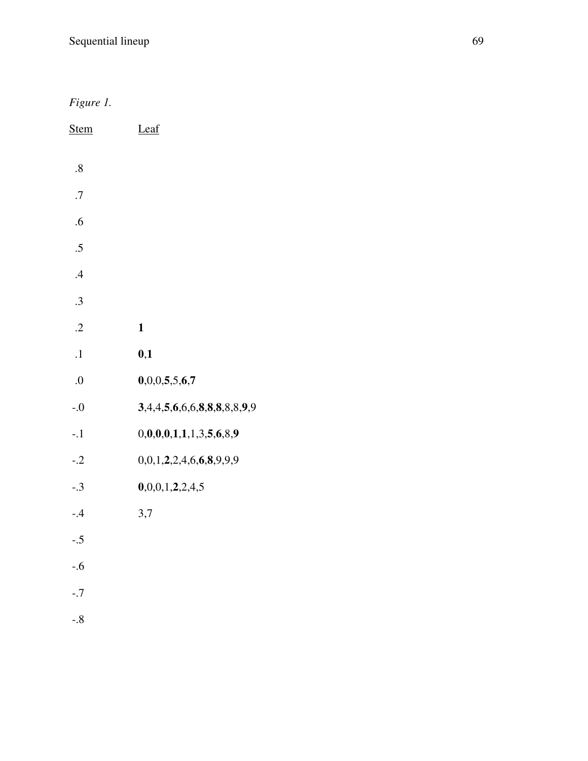*Figure 1.*

| Stem | Leaf |
|---|---|
| .8 | |
| .7 | |
| .6 | |
| .5 | |
| .4 | |
| .3 | |
| .2 | **1** |
| .1 | **0**,**1** |
| .0 | **0**,0,0,**5**,5,**6**,**7** |
| -.0 | **3**,4,4,**5**,**6**,6,6,**8**,**8**,**8**,8,8,**9**,9 |
| -.1 | 0,**0**,**0**,**0**,**1**,**1**,1,3,**5**,**6**,8,**9** |
| -.2 | 0,0,1,**2**,2,4,6,**6**,**8**,9,9,9 |
| -.3 | **0**,0,0,1,**2**,2,4,5 |
| -.4 | 3,7 |
| -.5 | |
| -.6 | |
| -.7 | |
| -.8 | |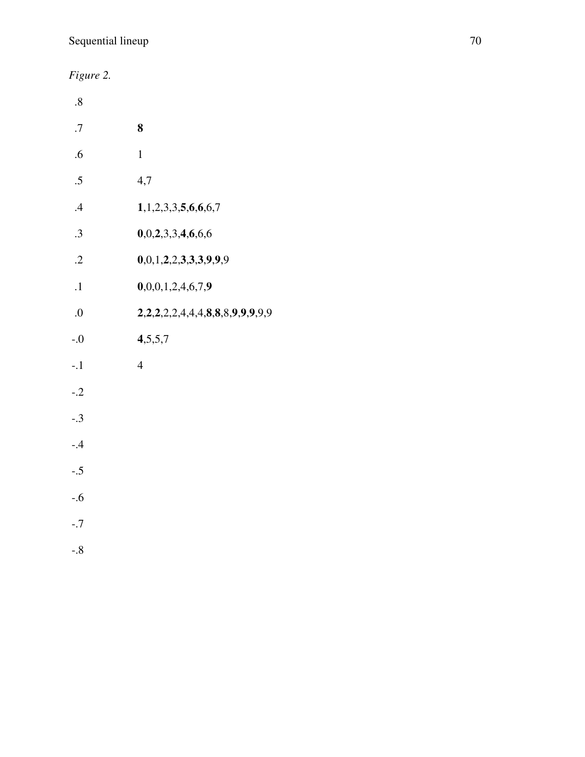*Figure 2.*

| | |
|---|---|
| .8 | |
| .7 | **8** |
| .6 | 1 |
| .5 | 4,7 |
| .4 | **1**,1,2,3,3,**5**,**6**,**6**,6,7 |
| .3 | **0**,0,**2**,3,3,**4**,**6**,6,6 |
| .2 | **0**,0,1,**2**,2,**3**,**3**,**3**,**9**,**9**,9 |
| .1 | **0**,0,0,1,2,4,6,7,**9** |
| .0 | **2**,**2**,**2**,2,2,4,4,4,**8**,**8**,8,**9**,**9**,**9**,9,9 |
| -.0 | **4**,5,5,7 |
| -.1 | 4 |
| -.2 | |
| -.3 | |
| -.4 | |
| -.5 | |
| -.6 | |
| -.7 | |
| -.8 | |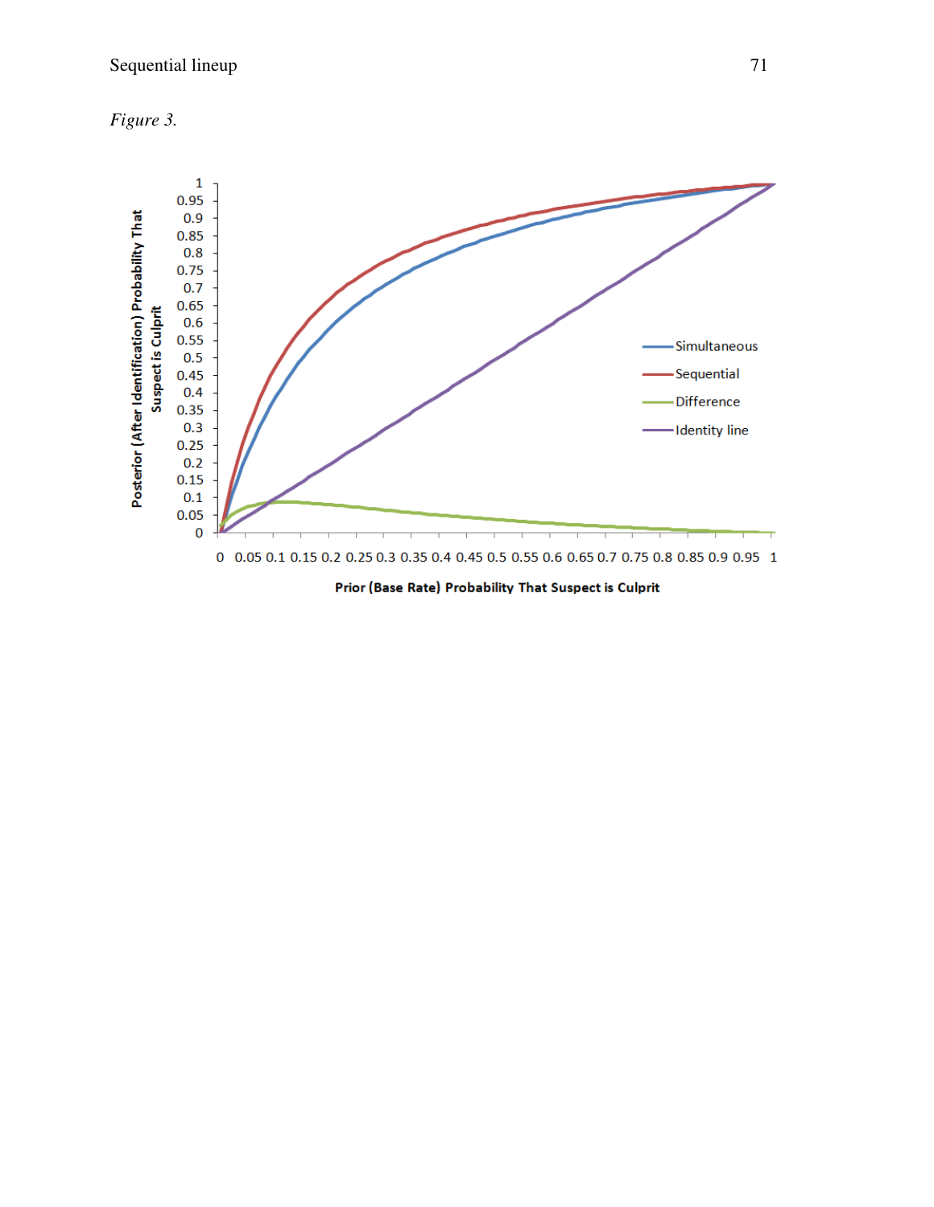*Figure 3.*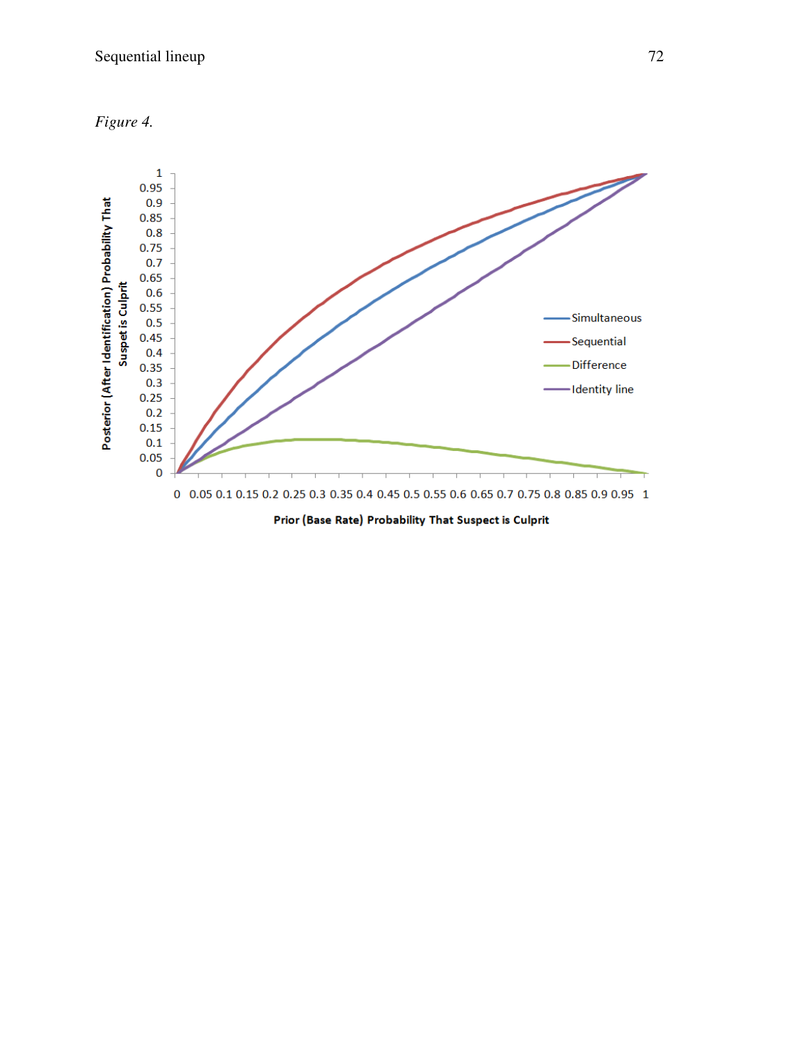*Figure 4.*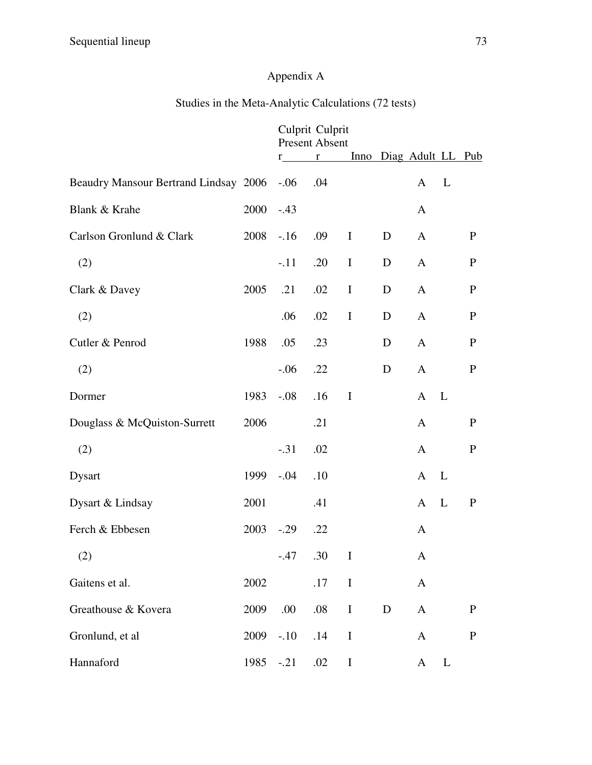Appendix A

Studies in the Meta-Analytic Calculations (72 tests)

| | | Culprit Present r | Culprit Absent r | Inno | Diag | Adult | LL | Pub |
|---|---|---|---|---|---|---|---|---|
| Beaudry Mansour Bertrand Lindsay | 2006 | -.06 | .04 | | | A | L | |
| Blank & Krahe | 2000 | -.43 | | | | A | | |
| Carlson Gronlund & Clark | 2008 | -.16 | .09 | I | D | A | | P |
| (2) | | -.11 | .20 | I | D | A | | P |
| Clark & Davey | 2005 | .21 | .02 | I | D | A | | P |
| (2) | | .06 | .02 | I | D | A | | P |
| Cutler & Penrod | 1988 | .05 | .23 | | D | A | | P |
| (2) | | -.06 | .22 | | D | A | | P |
| Dormer | 1983 | -.08 | .16 | I | | A | L | |
| Douglass & McQuiston-Surrett | 2006 | | .21 | | | A | | P |
| (2) | | -.31 | .02 | | | A | | P |
| Dysart | 1999 | -.04 | .10 | | | A | L | |
| Dysart & Lindsay | 2001 | | .41 | | | A | L | P |
| Ferch & Ebbesen | 2003 | -.29 | .22 | | | A | | |
| (2) | | -.47 | .30 | I | | A | | |
| Gaitens et al. | 2002 | | .17 | I | | A | | |
| Greathouse & Kovera | 2009 | .00 | .08 | I | D | A | | P |
| Gronlund, et al | 2009 | -.10 | .14 | I | | A | | P |
| Hannaford | 1985 | -.21 | .02 | I | | A | L | |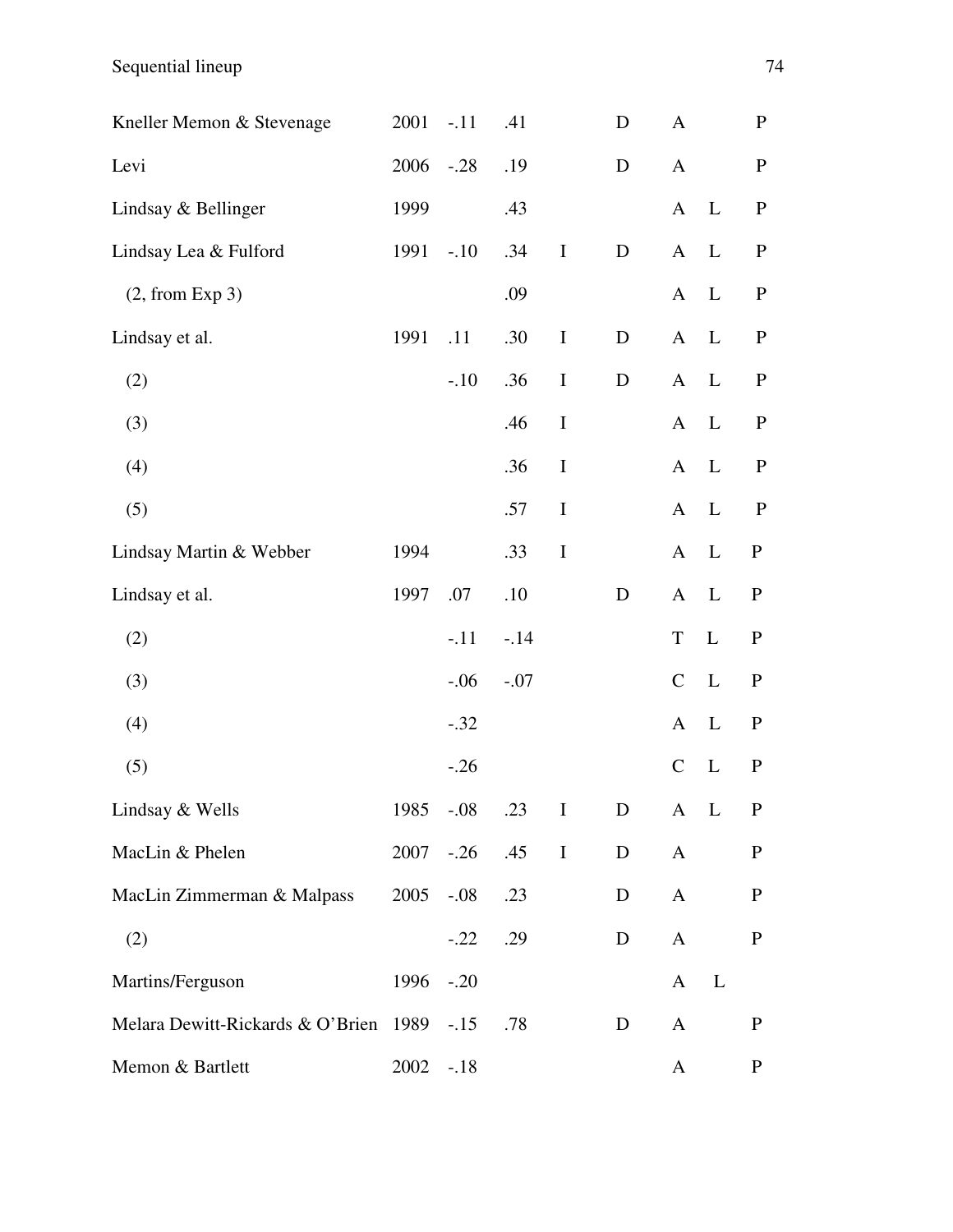| | | | | | | | | |
|---|---|---|---|---|---|---|---|---|
| Kneller Memon & Stevenage | 2001 | -.11 | .41 | | D | A | | P |
| Levi | 2006 | -.28 | .19 | | D | A | | P |
| Lindsay & Bellinger | 1999 | | .43 | | | A | L | P |
| Lindsay Lea & Fulford | 1991 | -.10 | .34 | I | D | A | L | P |
| (2, from Exp 3) | | | .09 | | | A | L | P |
| Lindsay et al. | 1991 | .11 | .30 | I | D | A | L | P |
| (2) | | -.10 | .36 | I | D | A | L | P |
| (3) | | | .46 | I | | A | L | P |
| (4) | | | .36 | I | | A | L | P |
| (5) | | | .57 | I | | A | L | P |
| Lindsay Martin & Webber | 1994 | | .33 | I | | A | L | P |
| Lindsay et al. | 1997 | .07 | .10 | | D | A | L | P |
| (2) | | -.11 | -.14 | | | T | L | P |
| (3) | | -.06 | -.07 | | | C | L | P |
| (4) | | -.32 | | | | A | L | P |
| (5) | | -.26 | | | | C | L | P |
| Lindsay & Wells | 1985 | -.08 | .23 | I | D | A | L | P |
| MacLin & Phelen | 2007 | -.26 | .45 | I | D | A | | P |
| MacLin Zimmerman & Malpass | 2005 | -.08 | .23 | | D | A | | P |
| (2) | | -.22 | .29 | | D | A | | P |
| Martins/Ferguson | 1996 | -.20 | | | | A | L | |
| Melara Dewitt-Rickards & O'Brien | 1989 | -.15 | .78 | | D | A | | P |
| Memon & Bartlett | 2002 | -.18 | | | | A | | P |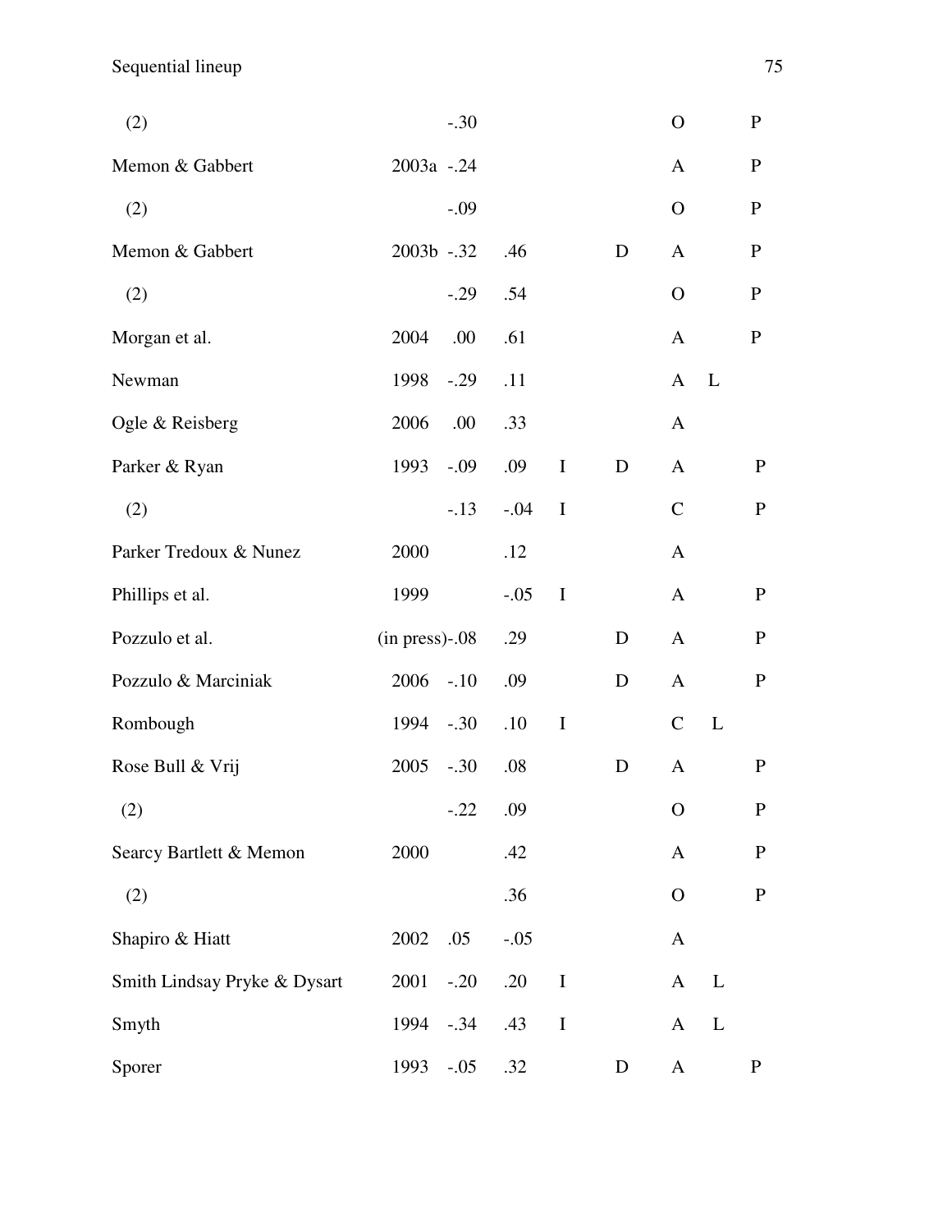| | | | | | | | | |
|---|---|---|---|---|---|---|---|---|
| (2) | | -.30 | | | | O | | P |
| Memon & Gabbert | 2003a | -.24 | | | | A | | P |
| (2) | | -.09 | | | | O | | P |
| Memon & Gabbert | 2003b | -.32 | .46 | | D | A | | P |
| (2) | | -.29 | .54 | | | O | | P |
| Morgan et al. | 2004 | .00 | .61 | | | A | | P |
| Newman | 1998 | -.29 | .11 | | | A | L | |
| Ogle & Reisberg | 2006 | .00 | .33 | | | A | | |
| Parker & Ryan | 1993 | -.09 | .09 | I | D | A | | P |
| (2) | | -.13 | -.04 | I | | C | | P |
| Parker Tredoux & Nunez | 2000 | | .12 | | | A | | |
| Phillips et al. | 1999 | | -.05 | I | | A | | P |
| Pozzulo et al. | (in press) | -.08 | .29 | | D | A | | P |
| Pozzulo & Marciniak | 2006 | -.10 | .09 | | D | A | | P |
| Rombough | 1994 | -.30 | .10 | I | | C | L | |
| Rose Bull & Vrij | 2005 | -.30 | .08 | | D | A | | P |
| (2) | | -.22 | .09 | | | O | | P |
| Searcy Bartlett & Memon | 2000 | | .42 | | | A | | P |
| (2) | | | .36 | | | O | | P |
| Shapiro & Hiatt | 2002 | .05 | -.05 | | | A | | |
| Smith Lindsay Pryke & Dysart | 2001 | -.20 | .20 | I | | A | L | |
| Smyth | 1994 | -.34 | .43 | I | | A | L | |
| Sporer | 1993 | -.05 | .32 | | D | A | | P |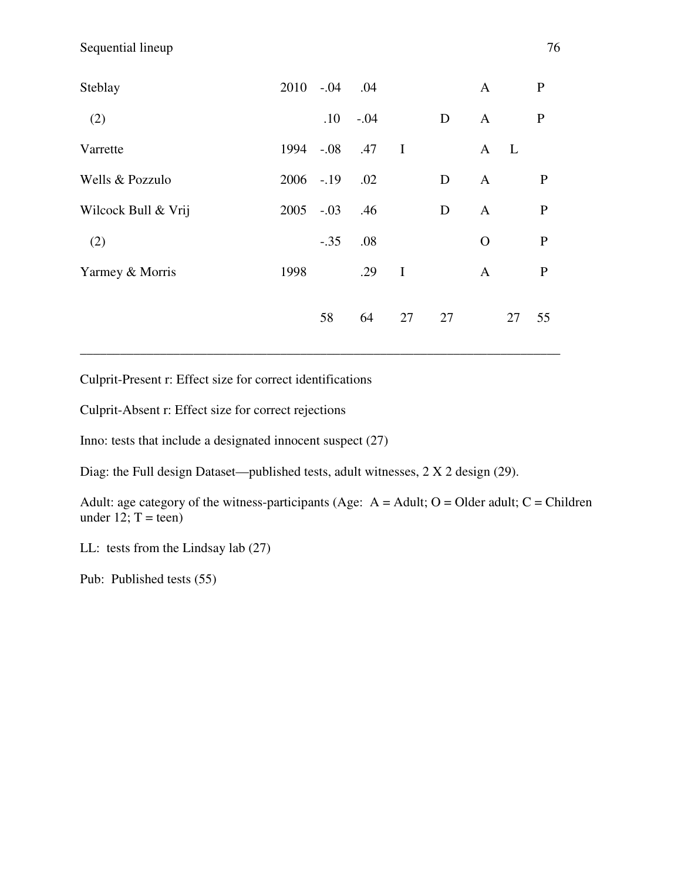| | | | | | | | | |
|---|---|---|---|---|---|---|---|---|
| Steblay | 2010 | -.04 | .04 | | | A | | P |
| (2) | | .10 | -.04 | | D | A | | P |
| Varrette | 1994 | -.08 | .47 | I | | A | L | |
| Wells & Pozzulo | 2006 | -.19 | .02 | | D | A | | P |
| Wilcock Bull & Vrij | 2005 | -.03 | .46 | | D | A | | P |
| (2) | | -.35 | .08 | | | O | | P |
| Yarmey & Morris | 1998 | | .29 | I | | A | | P |
| | | 58 | 64 | 27 | 27 | | 27 | 55 |

Culprit-Present r: Effect size for correct identifications

Culprit-Absent r: Effect size for correct rejections

Inno: tests that include a designated innocent suspect (27)

Diag: the Full design Dataset—published tests, adult witnesses, 2 X 2 design (29).

Adult: age category of the witness-participants (Age: A = Adult; O = Older adult; C = Children under 12; T = teen)

LL: tests from the Lindsay lab (27)

Pub: Published tests (55)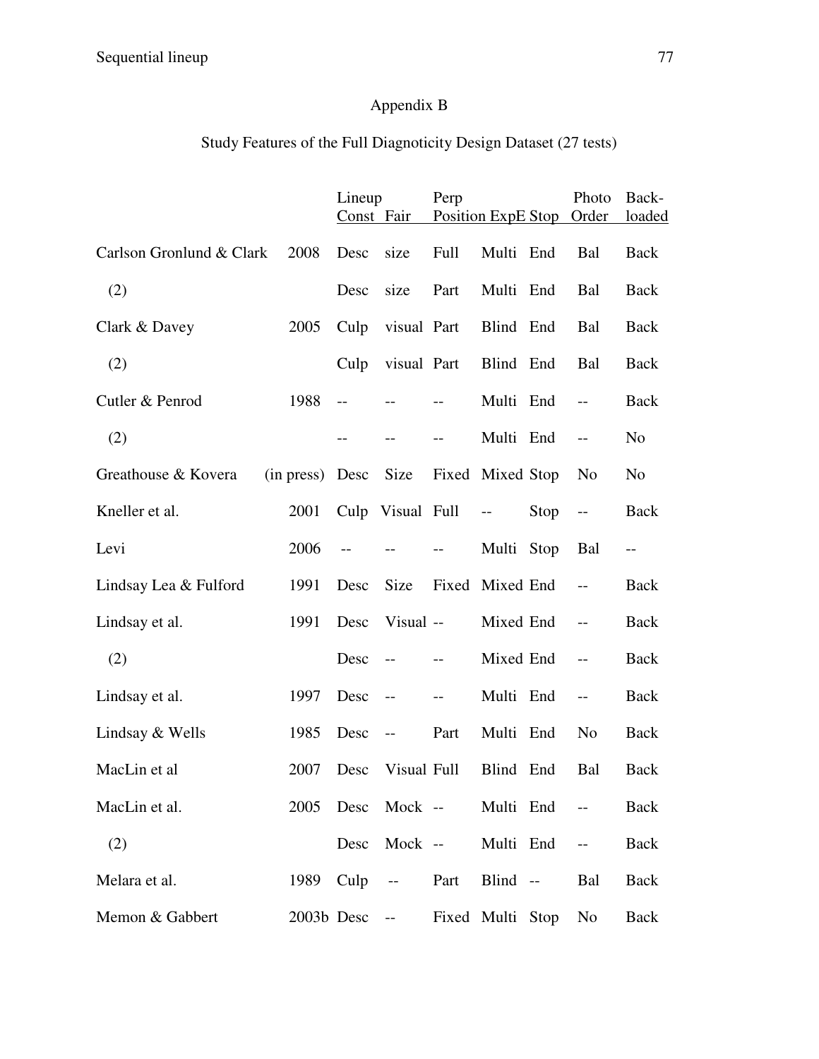# Appendix B

## Study Features of the Full Diagnoticity Design Dataset (27 tests)

| | | Lineup Const | Fair | Perp Position | ExpE | Stop | Photo Order | Back-loaded |
|---|---|---|---|---|---|---|---|---|
| Carlson Gronlund & Clark | 2008 | Desc | size | Full | Multi | End | Bal | Back |
| (2) | | Desc | size | Part | Multi | End | Bal | Back |
| Clark & Davey | 2005 | Culp | visual | Part | Blind | End | Bal | Back |
| (2) | | Culp | visual | Part | Blind | End | Bal | Back |
| Cutler & Penrod | 1988 | -- | -- | -- | Multi | End | -- | Back |
| (2) | | -- | -- | -- | Multi | End | -- | No |
| Greathouse & Kovera | (in press) | Desc | Size | Fixed | Mixed | Stop | No | No |
| Kneller et al. | 2001 | Culp | Visual | Full | -- | Stop | -- | Back |
| Levi | 2006 | -- | -- | -- | Multi | Stop | Bal | -- |
| Lindsay Lea & Fulford | 1991 | Desc | Size | Fixed | Mixed | End | -- | Back |
| Lindsay et al. | 1991 | Desc | Visual | -- | Mixed | End | -- | Back |
| (2) | | Desc | -- | -- | Mixed | End | -- | Back |
| Lindsay et al. | 1997 | Desc | -- | -- | Multi | End | -- | Back |
| Lindsay & Wells | 1985 | Desc | -- | Part | Multi | End | No | Back |
| MacLin et al | 2007 | Desc | Visual | Full | Blind | End | Bal | Back |
| MacLin et al. | 2005 | Desc | Mock | -- | Multi | End | -- | Back |
| (2) | | Desc | Mock | -- | Multi | End | -- | Back |
| Melara et al. | 1989 | Culp | -- | Part | Blind | -- | Bal | Back |
| Memon & Gabbert | 2003b | Desc | -- | Fixed | Multi | Stop | No | Back |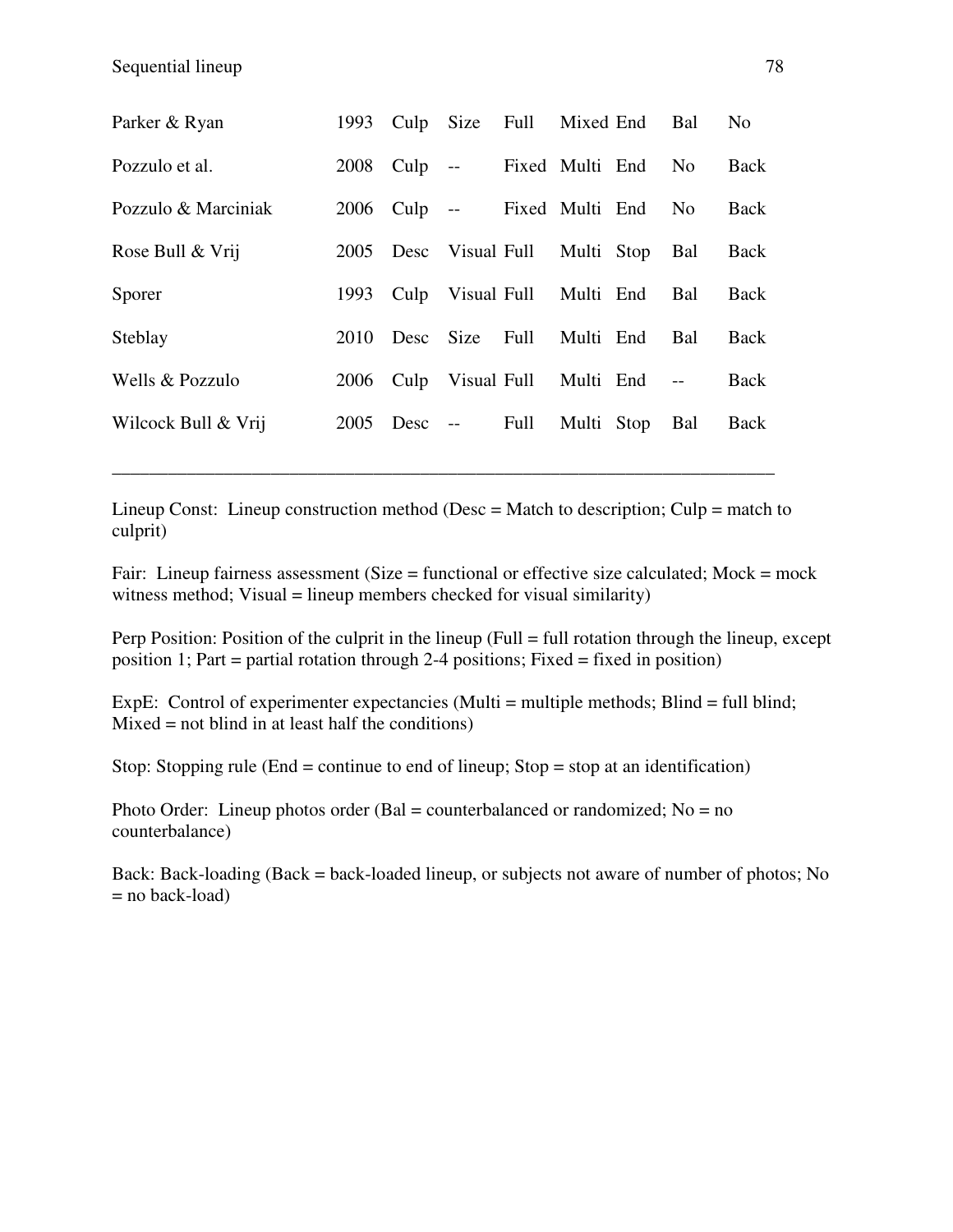| | | | | | | | | |
|---|---|---|---|---|---|---|---|---|
| Parker & Ryan | 1993 | Culp | Size | Full | Mixed | End | Bal | No |
| Pozzulo et al. | 2008 | Culp | -- | Fixed | Multi | End | No | Back |
| Pozzulo & Marciniak | 2006 | Culp | -- | Fixed | Multi | End | No | Back |
| Rose Bull & Vrij | 2005 | Desc | Visual | Full | Multi | Stop | Bal | Back |
| Sporer | 1993 | Culp | Visual | Full | Multi | End | Bal | Back |
| Steblay | 2010 | Desc | Size | Full | Multi | End | Bal | Back |
| Wells & Pozzulo | 2006 | Culp | Visual | Full | Multi | End | -- | Back |
| Wilcock Bull & Vrij | 2005 | Desc | -- | Full | Multi | Stop | Bal | Back |

Lineup Const: Lineup construction method (Desc = Match to description; Culp = match to culprit)

Fair: Lineup fairness assessment (Size = functional or effective size calculated; Mock = mock witness method; Visual = lineup members checked for visual similarity)

Perp Position: Position of the culprit in the lineup (Full = full rotation through the lineup, except position 1; Part = partial rotation through 2-4 positions; Fixed = fixed in position)

ExpE: Control of experimenter expectancies (Multi = multiple methods; Blind = full blind; Mixed = not blind in at least half the conditions)

Stop: Stopping rule (End = continue to end of lineup; Stop = stop at an identification)

Photo Order: Lineup photos order (Bal = counterbalanced or randomized; No = no counterbalance)

Back: Back-loading (Back = back-loaded lineup, or subjects not aware of number of photos; No = no back-load)